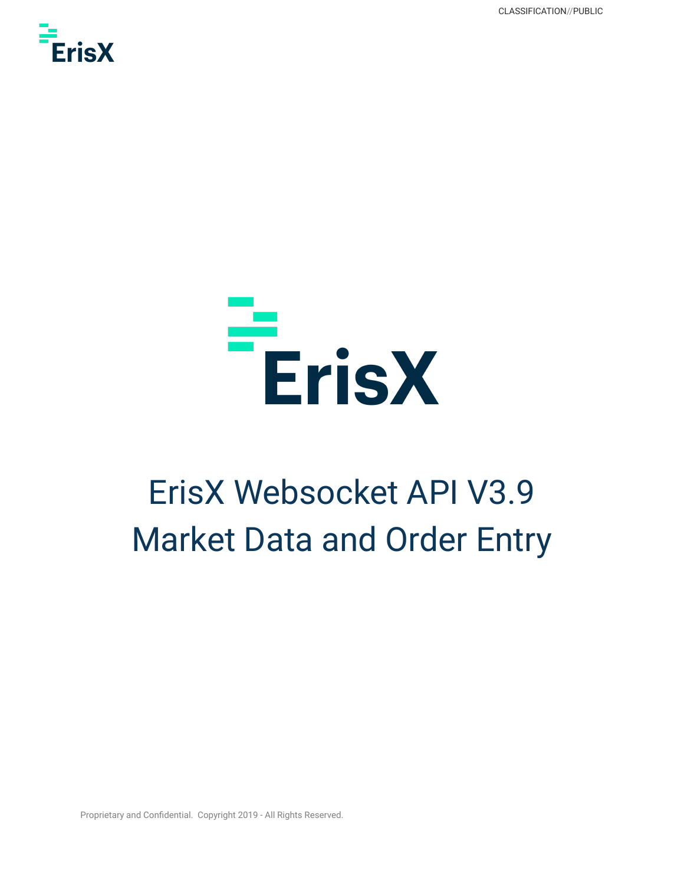CLASSIFICATION//PUBLIC

# ErisX Websocket API V3.9 Market Data and Order Entry

Proprietary and Confidential. Copyright 2019 - All Rights Reserved.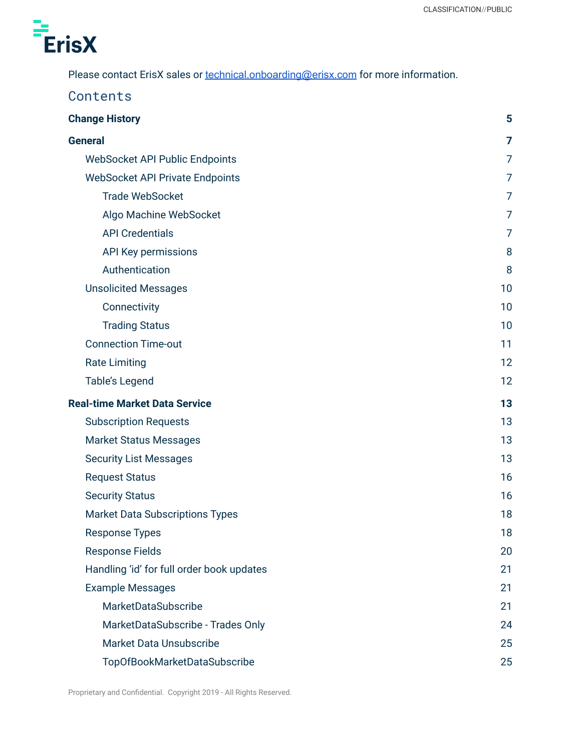Please contact ErisX sales or technical.onboarding@erisx.com for more information.

# Contents

**Change History** 5

**General** 7

- WebSocket API Public Endpoints 7
- WebSocket API Private Endpoints 7
  - Trade WebSocket 7
  - Algo Machine WebSocket 7
  - API Credentials 7
  - API Key permissions 8
  - Authentication 8
- Unsolicited Messages 10
  - Connectivity 10
  - Trading Status 10
- Connection Time-out 11
- Rate Limiting 12
- Table's Legend 12

**Real-time Market Data Service** 13

- Subscription Requests 13
- Market Status Messages 13
- Security List Messages 13
- Request Status 16
- Security Status 16
- Market Data Subscriptions Types 18
- Response Types 18
- Response Fields 20
- Handling 'id' for full order book updates 21
- Example Messages 21
  - MarketDataSubscribe 21
  - MarketDataSubscribe - Trades Only 24
  - Market Data Unsubscribe 25
  - TopOfBookMarketDataSubscribe 25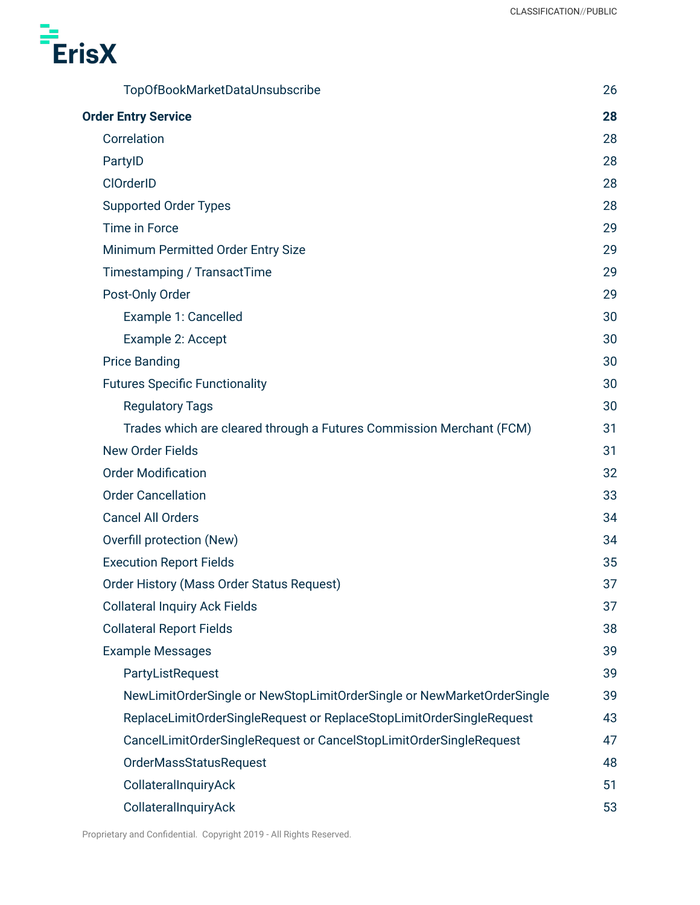TopOfBookMarketDataUnsubscribe 26

**Order Entry Service 28**

- Correlation 28
- PartyID 28
- ClOrderID 28
- Supported Order Types 28
- Time in Force 29
- Minimum Permitted Order Entry Size 29
- Timestamping / TransactTime 29
- Post-Only Order 29
  - Example 1: Cancelled 30
  - Example 2: Accept 30
- Price Banding 30
- Futures Specific Functionality 30
  - Regulatory Tags 30
  - Trades which are cleared through a Futures Commission Merchant (FCM) 31
- New Order Fields 31
- Order Modification 32
- Order Cancellation 33
- Cancel All Orders 34
- Overfill protection (New) 34
- Execution Report Fields 35
- Order History (Mass Order Status Request) 37
- Collateral Inquiry Ack Fields 37
- Collateral Report Fields 38
- Example Messages 39
  - PartyListRequest 39
  - NewLimitOrderSingle or NewStopLimitOrderSingle or NewMarketOrderSingle 39
  - ReplaceLimitOrderSingleRequest or ReplaceStopLimitOrderSingleRequest 43
  - CancelLimitOrderSingleRequest or CancelStopLimitOrderSingleRequest 47
  - OrderMassStatusRequest 48
  - CollateralInquiryAck 51
  - CollateralInquiryAck 53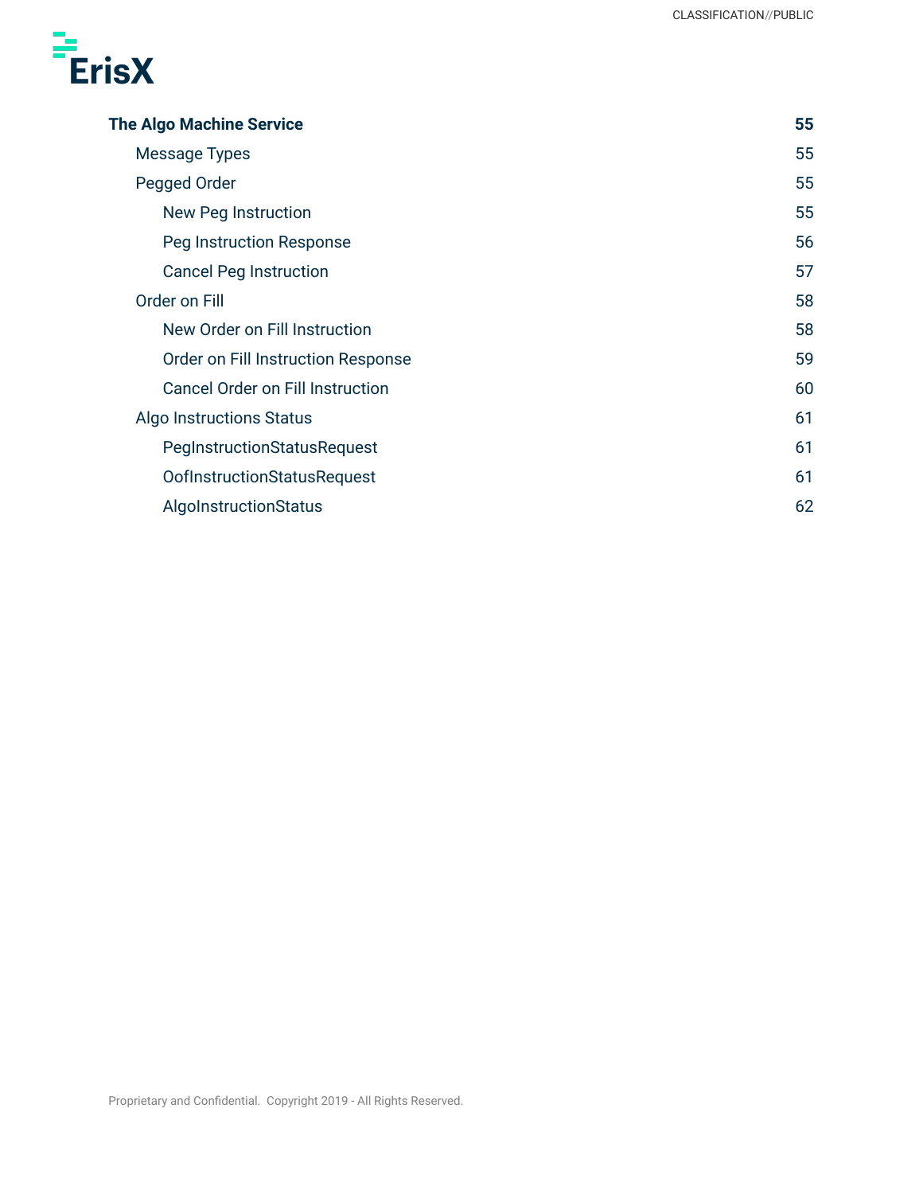| | |
|---|---|
| **The Algo Machine Service** | **55** |
| Message Types | 55 |
| Pegged Order | 55 |
| New Peg Instruction | 55 |
| Peg Instruction Response | 56 |
| Cancel Peg Instruction | 57 |
| Order on Fill | 58 |
| New Order on Fill Instruction | 58 |
| Order on Fill Instruction Response | 59 |
| Cancel Order on Fill Instruction | 60 |
| Algo Instructions Status | 61 |
| PegInstructionStatusRequest | 61 |
| OofInstructionStatusRequest | 61 |
| AlgoInstructionStatus | 62 |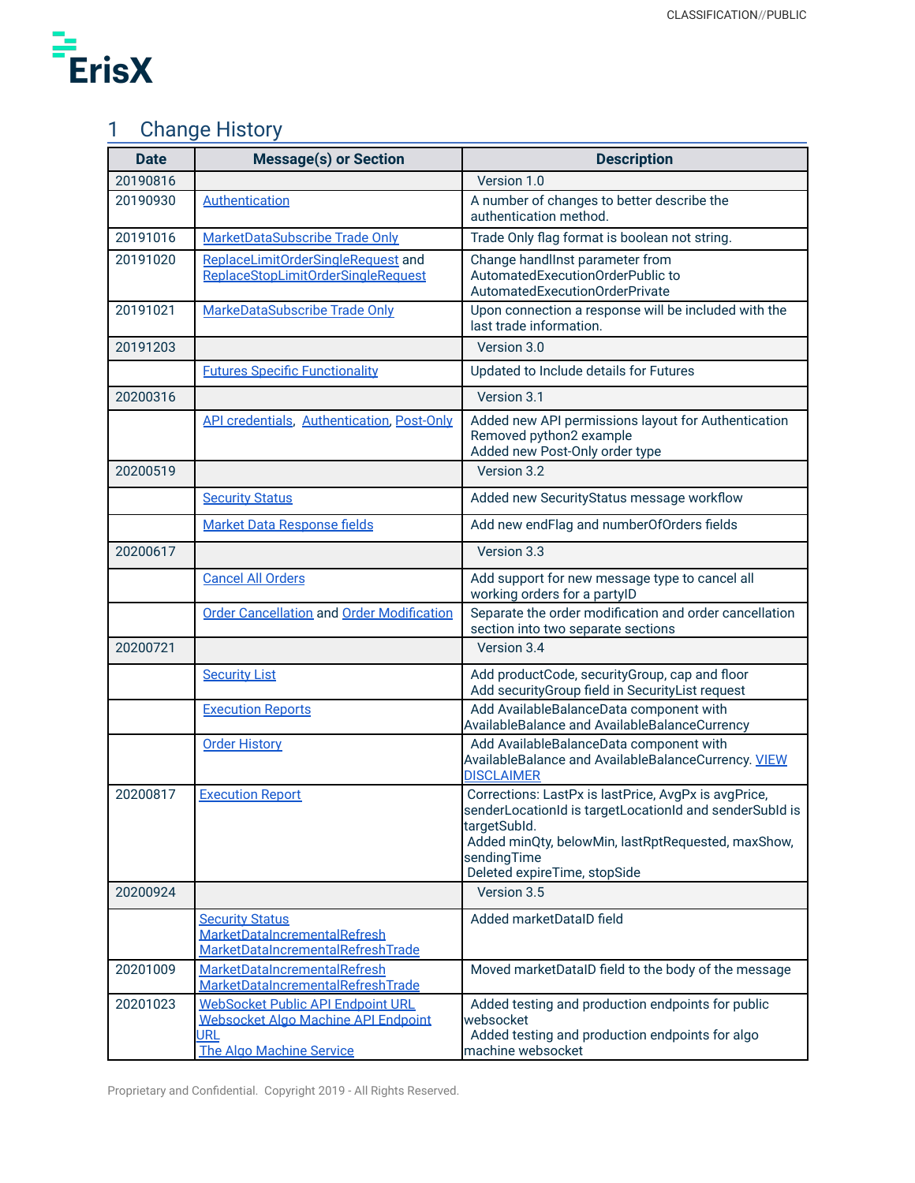# 1 Change History

| Date | Message(s) or Section | Description |
|---|---|---|
| 20190816 | | Version 1.0 |
| 20190930 | Authentication | A number of changes to better describe the authentication method. |
| 20191016 | MarketDataSubscribe Trade Only | Trade Only flag format is boolean not string. |
| 20191020 | ReplaceLimitOrderSingleRequest and ReplaceStopLimitOrderSingleRequest | Change handlInst parameter from AutomatedExecutionOrderPublic to AutomatedExecutionOrderPrivate |
| 20191021 | MarkeDataSubscribe Trade Only | Upon connection a response will be included with the last trade information. |
| 20191203 | | Version 3.0 |
| | Futures Specific Functionality | Updated to Include details for Futures |
| 20200316 | | Version 3.1 |
| | API credentials, Authentication, Post-Only | Added new API permissions layout for Authentication<br>Removed python2 example<br>Added new Post-Only order type |
| 20200519 | | Version 3.2 |
| | Security Status | Added new SecurityStatus message workflow |
| | Market Data Response fields | Add new endFlag and numberOfOrders fields |
| 20200617 | | Version 3.3 |
| | Cancel All Orders | Add support for new message type to cancel all working orders for a partyID |
| | Order Cancellation and Order Modification | Separate the order modification and order cancellation section into two separate sections |
| 20200721 | | Version 3.4 |
| | Security List | Add productCode, securityGroup, cap and floor<br>Add securityGroup field in SecurityList request |
| | Execution Reports | Add AvailableBalanceData component with AvailableBalance and AvailableBalanceCurrency |
| | Order History | Add AvailableBalanceData component with AvailableBalance and AvailableBalanceCurrency. VIEW DISCLAIMER |
| 20200817 | Execution Report | Corrections: LastPx is lastPrice, AvgPx is avgPrice, senderLocationId is targetLocationId and senderSubId is targetSubId.<br>Added minQty, belowMin, lastRptRequested, maxShow, sendingTime<br>Deleted expireTime, stopSide |
| 20200924 | | Version 3.5 |
| | Security Status<br>MarketDataIncrementalRefresh<br>MarketDataIncrementalRefreshTrade | Added marketDataID field |
| 20201009 | MarketDataIncrementalRefresh<br>MarketDataIncrementalRefreshTrade | Moved marketDataID field to the body of the message |
| 20201023 | WebSocket Public API Endpoint URL<br>Websocket Algo Machine API Endpoint URL<br>The Algo Machine Service | Added testing and production endpoints for public websocket<br>Added testing and production endpoints for algo machine websocket |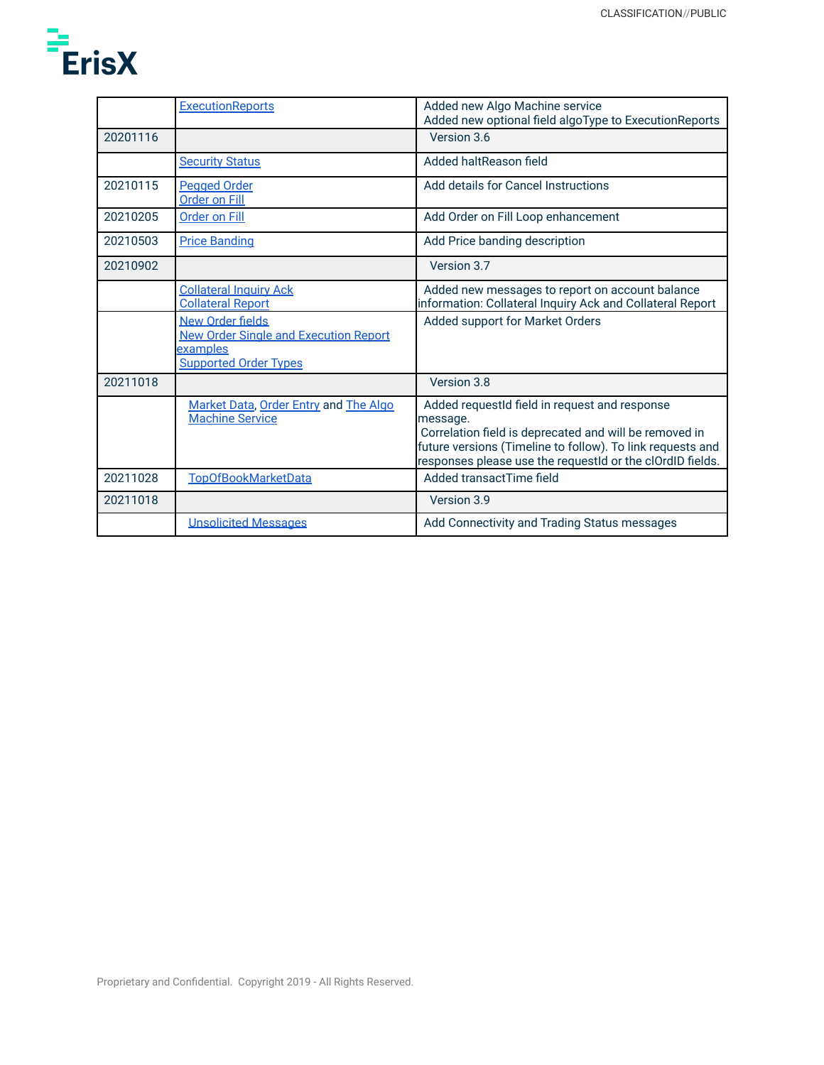| | | |
|---|---|---|
| | ExecutionReports | Added new Algo Machine service<br>Added new optional field algoType to ExecutionReports |
| 20201116 | | Version 3.6 |
| | Security Status | Added haltReason field |
| 20210115 | Pegged Order<br>Order on Fill | Add details for Cancel Instructions |
| 20210205 | Order on Fill | Add Order on Fill Loop enhancement |
| 20210503 | Price Banding | Add Price banding description |
| 20210902 | | Version 3.7 |
| | Collateral Inquiry Ack<br>Collateral Report | Added new messages to report on account balance information: Collateral Inquiry Ack and Collateral Report |
| | New Order fields<br>New Order Single and Execution Report examples<br>Supported Order Types | Added support for Market Orders |
| 20211018 | | Version 3.8 |
| | Market Data, Order Entry and The Algo Machine Service | Added requestId field in request and response message.<br>Correlation field is deprecated and will be removed in future versions (Timeline to follow). To link requests and responses please use the requestId or the clOrdID fields. |
| 20211028 | TopOfBookMarketData | Added transactTime field |
| 20211018 | | Version 3.9 |
| | Unsolicited Messages | Add Connectivity and Trading Status messages |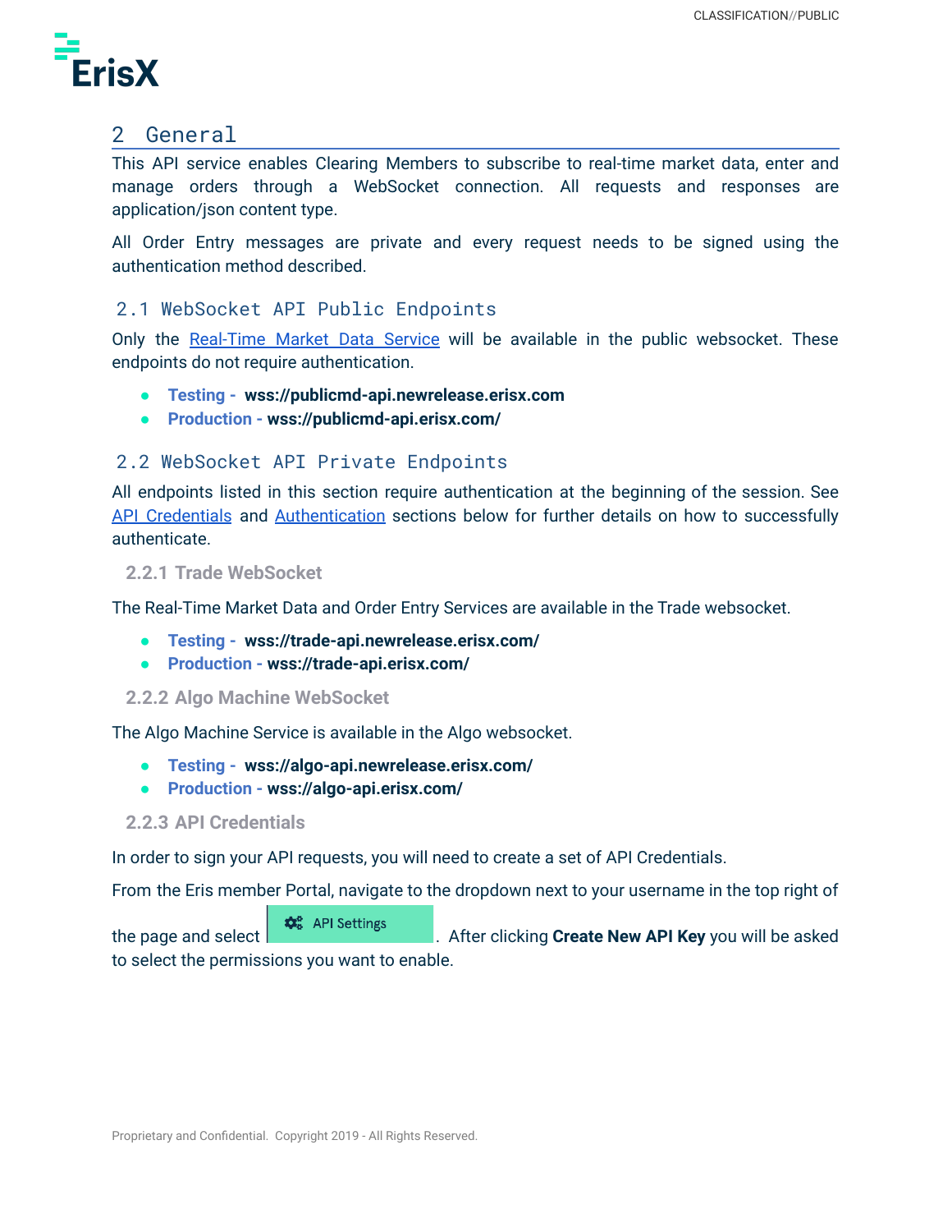# 2 General

This API service enables Clearing Members to subscribe to real-time market data, enter and manage orders through a WebSocket connection. All requests and responses are application/json content type.

All Order Entry messages are private and every request needs to be signed using the authentication method described.

## 2.1 WebSocket API Public Endpoints

Only the Real-Time Market Data Service will be available in the public websocket. These endpoints do not require authentication.

- **Testing - wss://publicmd-api.newrelease.erisx.com**
- **Production - wss://publicmd-api.erisx.com/**

## 2.2 WebSocket API Private Endpoints

All endpoints listed in this section require authentication at the beginning of the session. See API Credentials and Authentication sections below for further details on how to successfully authenticate.

### 2.2.1 Trade WebSocket

The Real-Time Market Data and Order Entry Services are available in the Trade websocket.

- **Testing - wss://trade-api.newrelease.erisx.com/**
- **Production - wss://trade-api.erisx.com/**

### 2.2.2 Algo Machine WebSocket

The Algo Machine Service is available in the Algo websocket.

- **Testing - wss://algo-api.newrelease.erisx.com/**
- **Production - wss://algo-api.erisx.com/**

### 2.2.3 API Credentials

In order to sign your API requests, you will need to create a set of API Credentials.

From the Eris member Portal, navigate to the dropdown next to your username in the top right of the page and select API Settings. After clicking **Create New API Key** you will be asked to select the permissions you want to enable.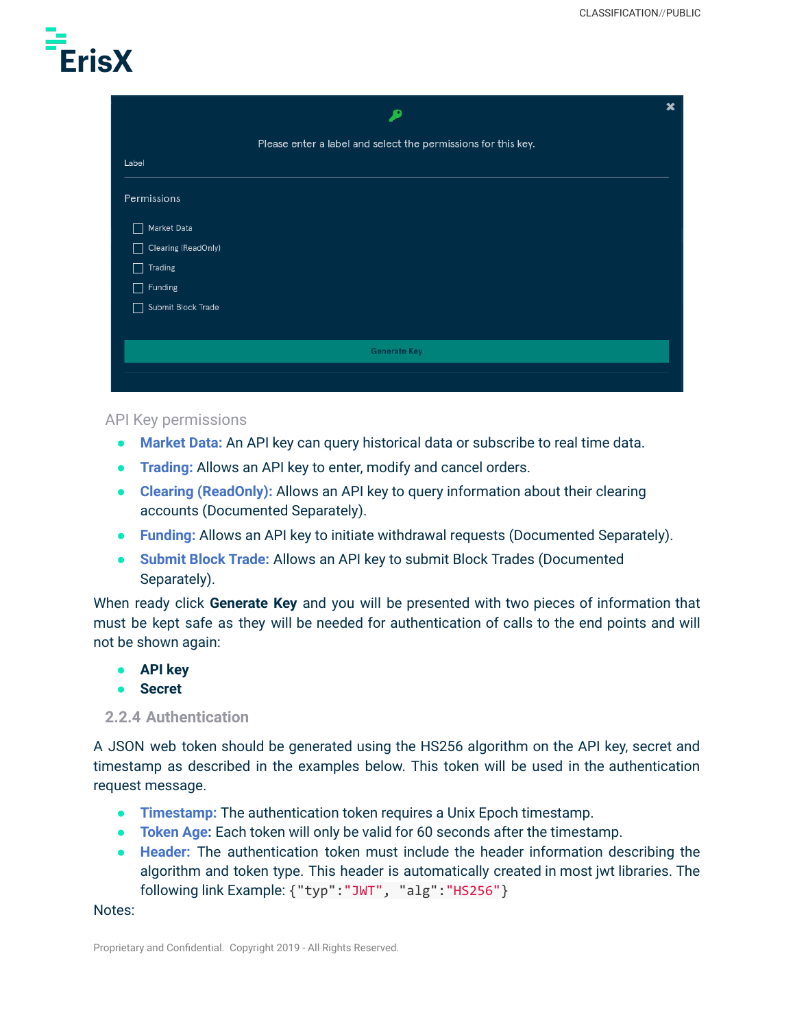API Key permissions

- **Market Data:** An API key can query historical data or subscribe to real time data.
- **Trading:** Allows an API key to enter, modify and cancel orders.
- **Clearing (ReadOnly):** Allows an API key to query information about their clearing accounts (Documented Separately).
- **Funding:** Allows an API key to initiate withdrawal requests (Documented Separately).
- **Submit Block Trade:** Allows an API key to submit Block Trades (Documented Separately).

When ready click **Generate Key** and you will be presented with two pieces of information that must be kept safe as they will be needed for authentication of calls to the end points and will not be shown again:

- **API key**
- **Secret**

### 2.2.4 Authentication

A JSON web token should be generated using the HS256 algorithm on the API key, secret and timestamp as described in the examples below. This token will be used in the authentication request message.

- **Timestamp:** The authentication token requires a Unix Epoch timestamp.
- **Token Age:** Each token will only be valid for 60 seconds after the timestamp.
- **Header:** The authentication token must include the header information describing the algorithm and token type. This header is automatically created in most jwt libraries. The following link Example: `{"typ":"JWT", "alg":"HS256"}`

Notes: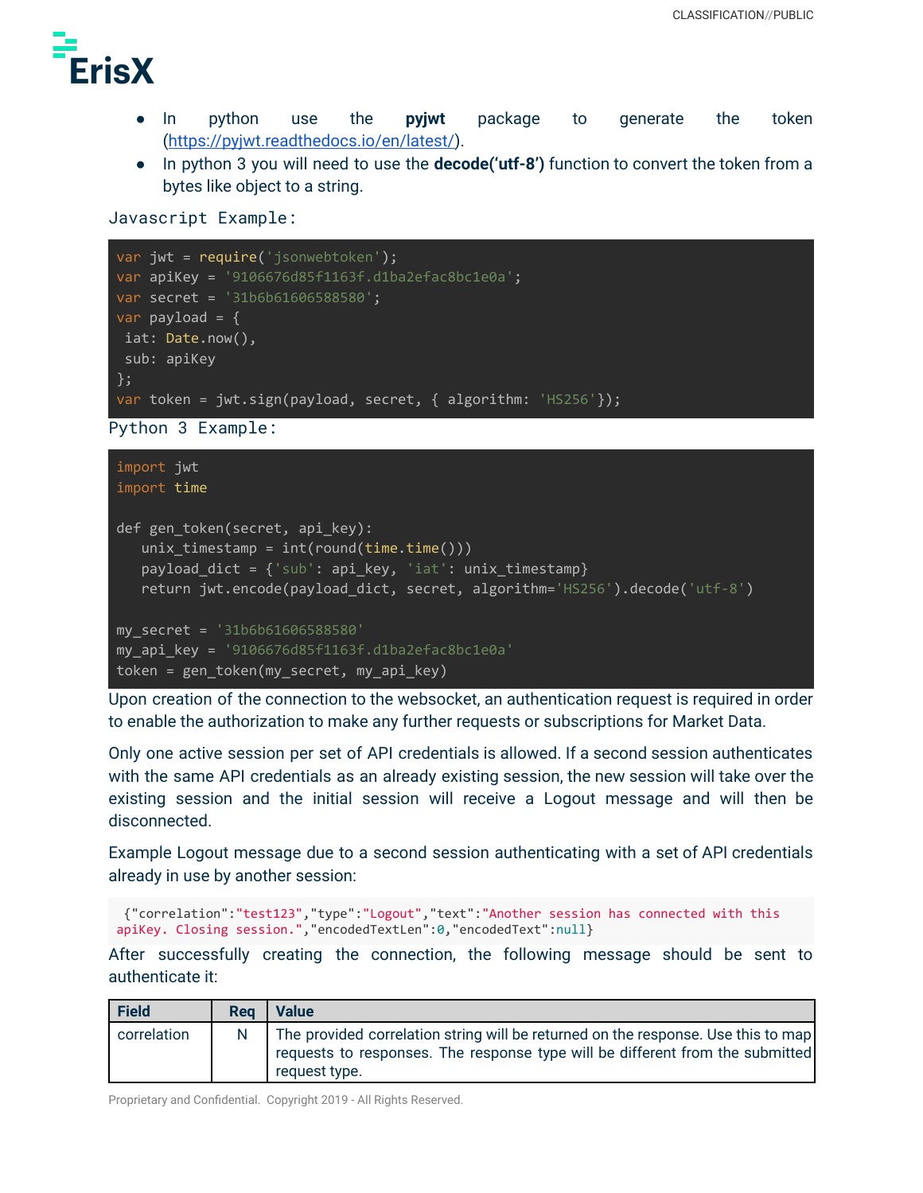- In python use the **pyjwt** package to generate the token (https://pyjwt.readthedocs.io/en/latest/).
- In python 3 you will need to use the **decode('utf-8')** function to convert the token from a bytes like object to a string.

Javascript Example:

```
var jwt = require('jsonwebtoken');
var apiKey = '9106676d85f1163f.d1ba2efac8bc1e0a';
var secret = '31b6b61606588580';
var payload = {
 iat: Date.now(),
 sub: apiKey
};
var token = jwt.sign(payload, secret, { algorithm: 'HS256'});
```

Python 3 Example:

```
import jwt
import time

def gen_token(secret, api_key):
   unix_timestamp = int(round(time.time()))
   payload_dict = {'sub': api_key, 'iat': unix_timestamp}
   return jwt.encode(payload_dict, secret, algorithm='HS256').decode('utf-8')

my_secret = '31b6b61606588580'
my_api_key = '9106676d85f1163f.d1ba2efac8bc1e0a'
token = gen_token(my_secret, my_api_key)
```

Upon creation of the connection to the websocket, an authentication request is required in order to enable the authorization to make any further requests or subscriptions for Market Data.

Only one active session per set of API credentials is allowed. If a second session authenticates with the same API credentials as an already existing session, the new session will take over the existing session and the initial session will receive a Logout message and will then be disconnected.

Example Logout message due to a second session authenticating with a set of API credentials already in use by another session:

```
{"correlation":"test123","type":"Logout","text":"Another session has connected with this apiKey. Closing session.","encodedTextLen":0,"encodedText":null}
```

After successfully creating the connection, the following message should be sent to authenticate it:

| Field | Req | Value |
|---|---|---|
| correlation | N | The provided correlation string will be returned on the response. Use this to map requests to responses. The response type will be different from the submitted request type. |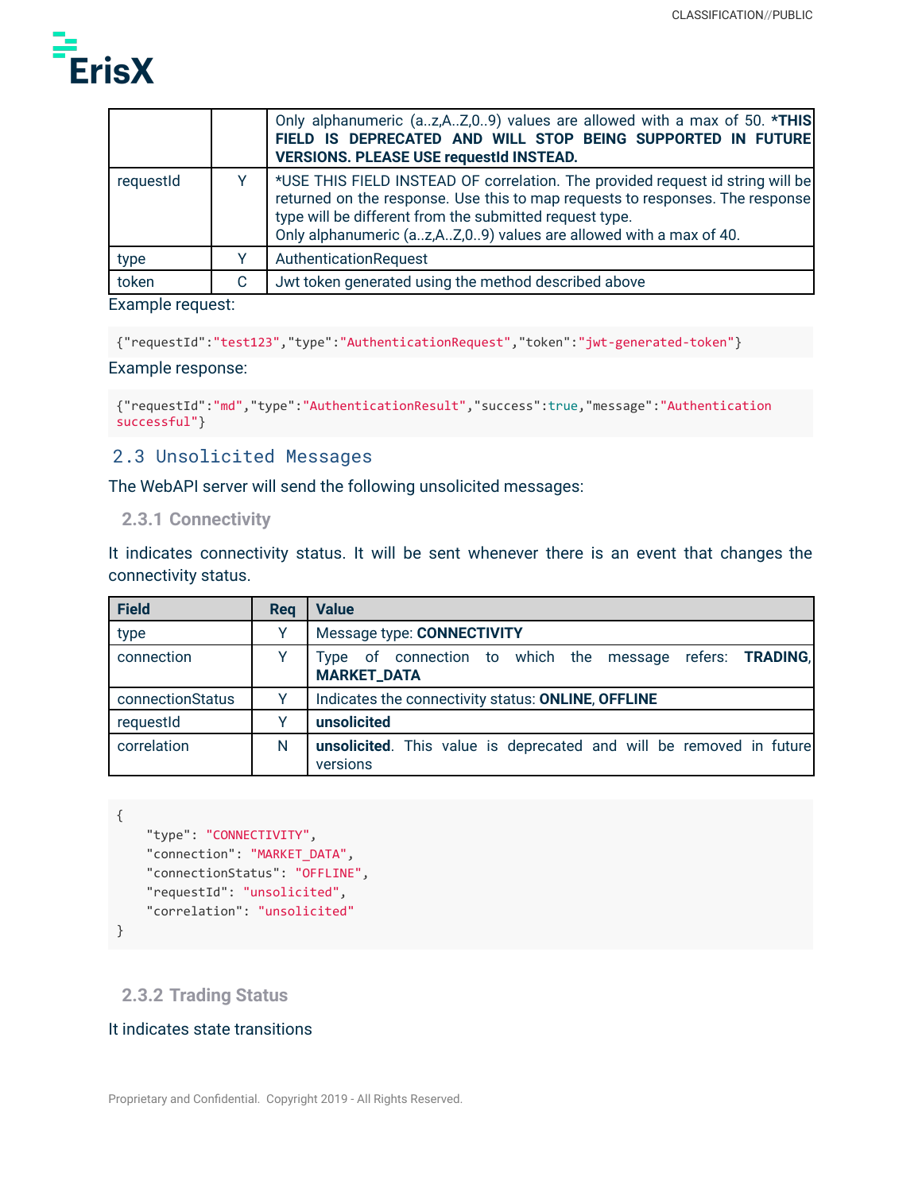| | | Only alphanumeric (a..z,A..Z,0..9) values are allowed with a max of 50. ***THIS FIELD IS DEPRECATED AND WILL STOP BEING SUPPORTED IN FUTURE VERSIONS. PLEASE USE requestId INSTEAD.** |
|---|---|---|
| requestId | Y | *USE THIS FIELD INSTEAD OF correlation. The provided request id string will be returned on the response. Use this to map requests to responses. The response type will be different from the submitted request type.<br>Only alphanumeric (a..z,A..Z,0..9) values are allowed with a max of 40. |
| type | Y | AuthenticationRequest |
| token | C | Jwt token generated using the method described above |

Example request:

```
{"requestId":"test123","type":"AuthenticationRequest","token":"jwt-generated-token"}
```

Example response:

```
{"requestId":"md","type":"AuthenticationResult","success":true,"message":"Authentication successful"}
```

## 2.3 Unsolicited Messages

The WebAPI server will send the following unsolicited messages:

### 2.3.1 Connectivity

It indicates connectivity status. It will be sent whenever there is an event that changes the connectivity status.

| Field | Req | Value |
|---|---|---|
| type | Y | Message type: **CONNECTIVITY** |
| connection | Y | Type of connection to which the message refers: **TRADING**, **MARKET_DATA** |
| connectionStatus | Y | Indicates the connectivity status: **ONLINE**, **OFFLINE** |
| requestId | Y | **unsolicited** |
| correlation | N | **unsolicited**. This value is deprecated and will be removed in future versions |

```
{
    "type": "CONNECTIVITY",
    "connection": "MARKET_DATA",
    "connectionStatus": "OFFLINE",
    "requestId": "unsolicited",
    "correlation": "unsolicited"
}
```

### 2.3.2 Trading Status

It indicates state transitions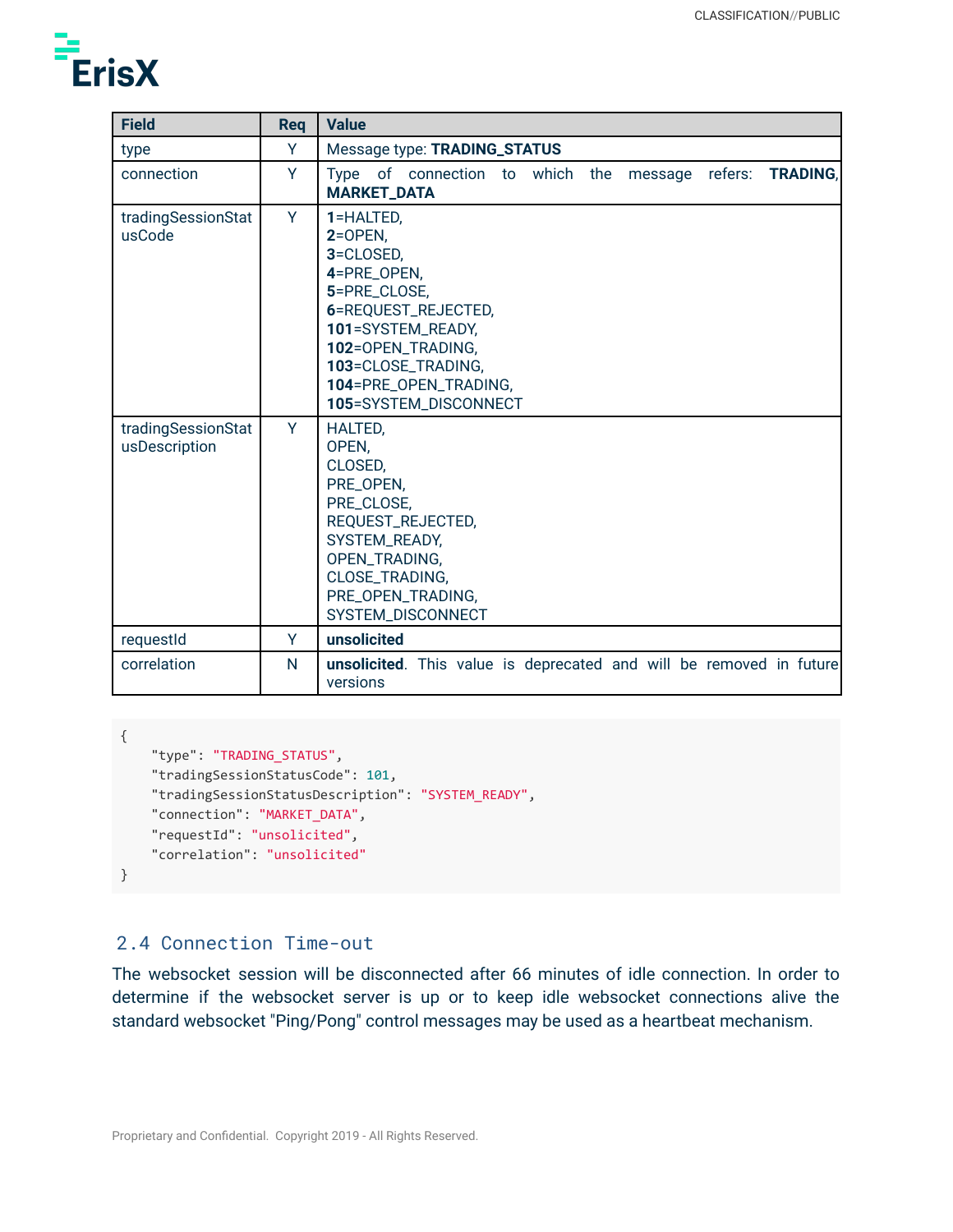| Field | Req | Value |
|---|---|---|
| type | Y | Message type: **TRADING_STATUS** |
| connection | Y | Type of connection to which the message refers: **TRADING**, **MARKET_DATA** |
| tradingSessionStatusCode | Y | **1**=HALTED, **2**=OPEN, **3**=CLOSED, **4**=PRE_OPEN, **5**=PRE_CLOSE, **6**=REQUEST_REJECTED, **101**=SYSTEM_READY, **102**=OPEN_TRADING, **103**=CLOSE_TRADING, **104**=PRE_OPEN_TRADING, **105**=SYSTEM_DISCONNECT |
| tradingSessionStatusDescription | Y | HALTED, OPEN, CLOSED, PRE_OPEN, PRE_CLOSE, REQUEST_REJECTED, SYSTEM_READY, OPEN_TRADING, CLOSE_TRADING, PRE_OPEN_TRADING, SYSTEM_DISCONNECT |
| requestId | Y | **unsolicited** |
| correlation | N | **unsolicited**. This value is deprecated and will be removed in future versions |

```
{
    "type": "TRADING_STATUS",
    "tradingSessionStatusCode": 101,
    "tradingSessionStatusDescription": "SYSTEM_READY",
    "connection": "MARKET_DATA",
    "requestId": "unsolicited",
    "correlation": "unsolicited"
}
```

## 2.4 Connection Time-out

The websocket session will be disconnected after 66 minutes of idle connection. In order to determine if the websocket server is up or to keep idle websocket connections alive the standard websocket "Ping/Pong" control messages may be used as a heartbeat mechanism.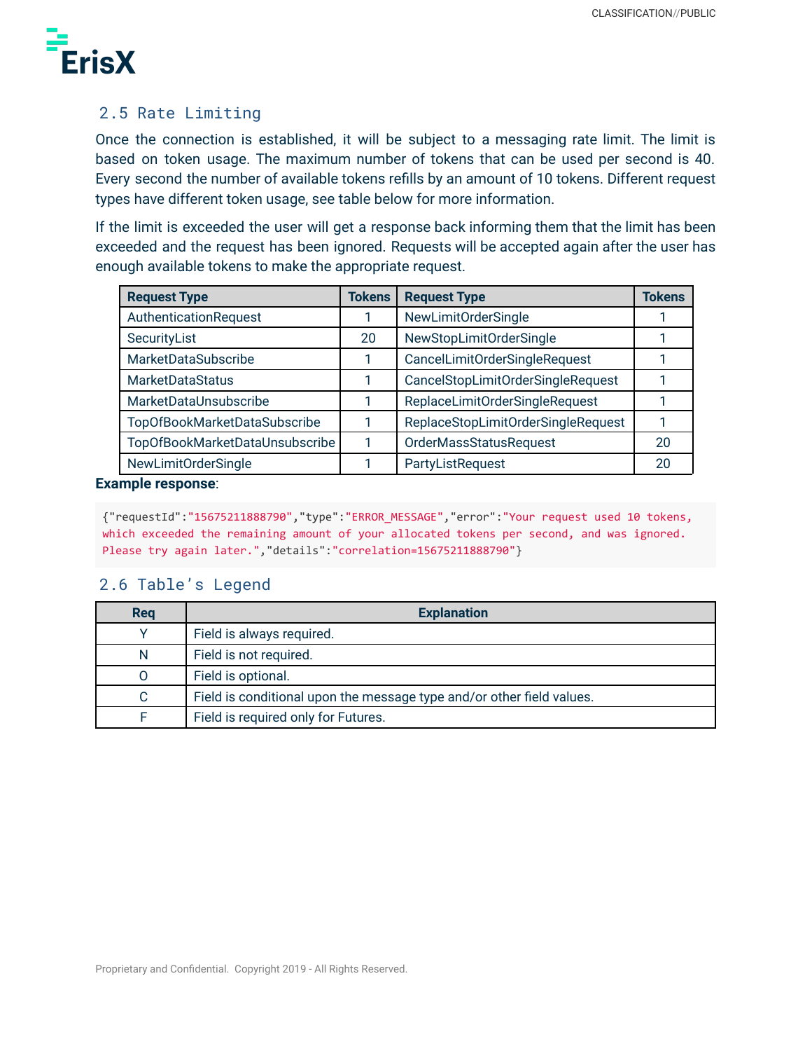## 2.5 Rate Limiting

Once the connection is established, it will be subject to a messaging rate limit. The limit is based on token usage. The maximum number of tokens that can be used per second is 40. Every second the number of available tokens refills by an amount of 10 tokens. Different request types have different token usage, see table below for more information.

If the limit is exceeded the user will get a response back informing them that the limit has been exceeded and the request has been ignored. Requests will be accepted again after the user has enough available tokens to make the appropriate request.

| Request Type | Tokens | Request Type | Tokens |
|---|---|---|---|
| AuthenticationRequest | 1 | NewLimitOrderSingle | 1 |
| SecurityList | 20 | NewStopLimitOrderSingle | 1 |
| MarketDataSubscribe | 1 | CancelLimitOrderSingleRequest | 1 |
| MarketDataStatus | 1 | CancelStopLimitOrderSingleRequest | 1 |
| MarketDataUnsubscribe | 1 | ReplaceLimitOrderSingleRequest | 1 |
| TopOfBookMarketDataSubscribe | 1 | ReplaceStopLimitOrderSingleRequest | 1 |
| TopOfBookMarketDataUnsubscribe | 1 | OrderMassStatusRequest | 20 |
| NewLimitOrderSingle | 1 | PartyListRequest | 20 |

**Example response**:

```
{"requestId":"15675211888790","type":"ERROR_MESSAGE","error":"Your request used 10 tokens, which exceeded the remaining amount of your allocated tokens per second, and was ignored. Please try again later.","details":"correlation=15675211888790"}
```

## 2.6 Table's Legend

| Req | Explanation |
|---|---|
| Y | Field is always required. |
| N | Field is not required. |
| O | Field is optional. |
| C | Field is conditional upon the message type and/or other field values. |
| F | Field is required only for Futures. |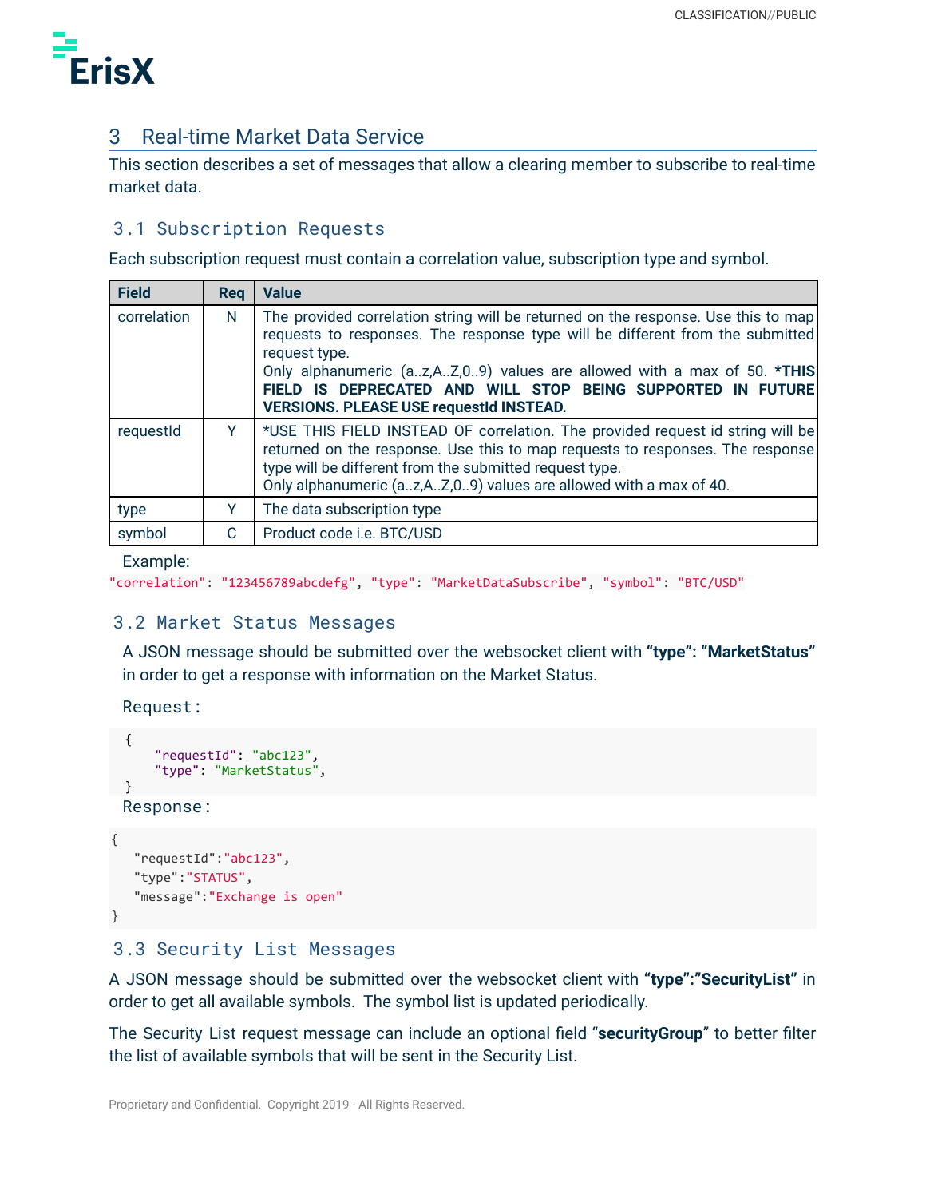# 3 Real-time Market Data Service

This section describes a set of messages that allow a clearing member to subscribe to real-time market data.

## 3.1 Subscription Requests

Each subscription request must contain a correlation value, subscription type and symbol.

| Field | Req | Value |
|---|---|---|
| correlation | N | The provided correlation string will be returned on the response. Use this to map requests to responses. The response type will be different from the submitted request type. Only alphanumeric (a..z,A..Z,0..9) values are allowed with a max of 50. ***THIS FIELD IS DEPRECATED AND WILL STOP BEING SUPPORTED IN FUTURE VERSIONS. PLEASE USE requestId INSTEAD.** |
| requestId | Y | *USE THIS FIELD INSTEAD OF correlation. The provided request id string will be returned on the response. Use this to map requests to responses. The response type will be different from the submitted request type. Only alphanumeric (a..z,A..Z,0..9) values are allowed with a max of 40. |
| type | Y | The data subscription type |
| symbol | C | Product code i.e. BTC/USD |

Example:

```
"correlation": "123456789abcdefg", "type": "MarketDataSubscribe", "symbol": "BTC/USD"
```

## 3.2 Market Status Messages

A JSON message should be submitted over the websocket client with **"type": "MarketStatus"** in order to get a response with information on the Market Status.

Request:

```
{
    "requestId": "abc123",
    "type": "MarketStatus",
}
```

Response:

```
{
   "requestId":"abc123",
   "type":"STATUS",
   "message":"Exchange is open"
}
```

## 3.3 Security List Messages

A JSON message should be submitted over the websocket client with **"type":"SecurityList"** in order to get all available symbols. The symbol list is updated periodically.

The Security List request message can include an optional field "**securityGroup**" to better filter the list of available symbols that will be sent in the Security List.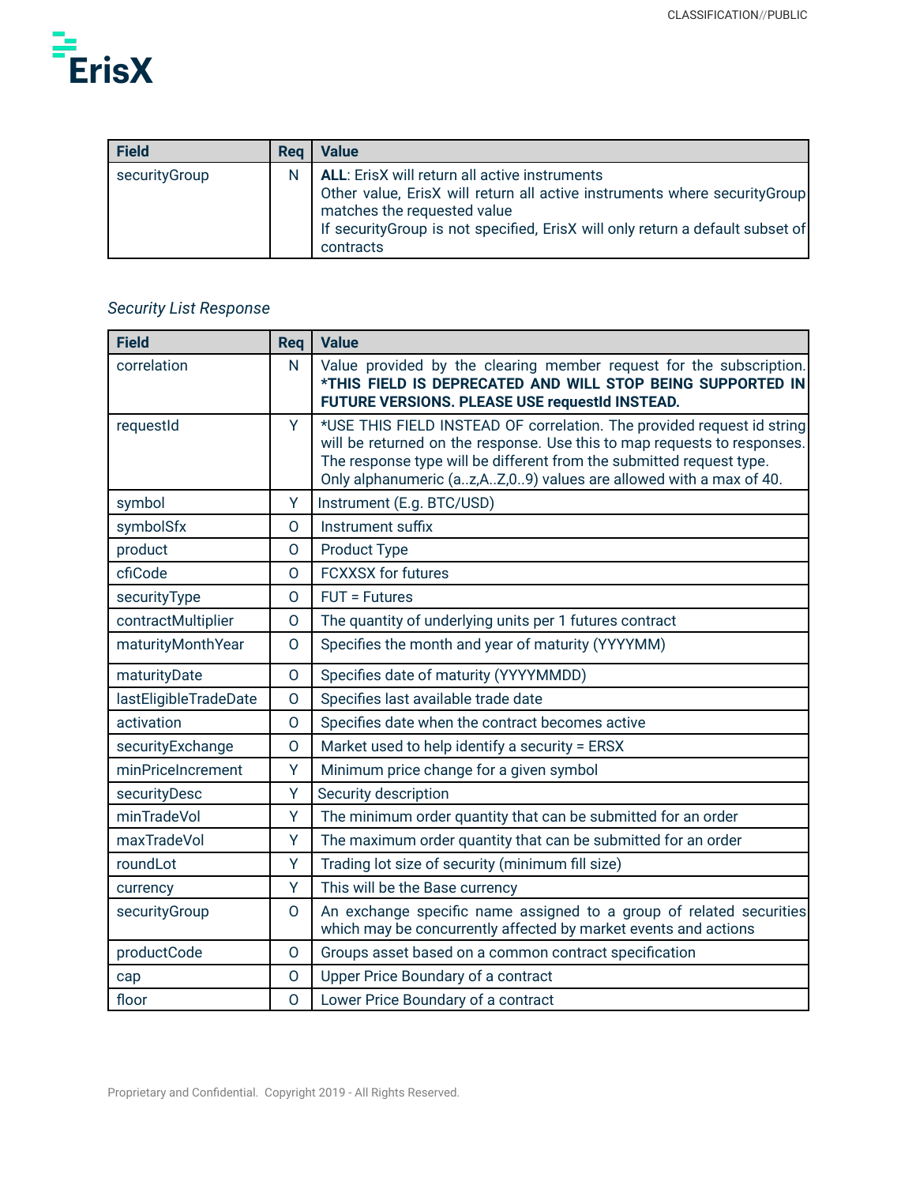| Field | Req | Value |
|---|---|---|
| securityGroup | N | **ALL**: ErisX will return all active instruments<br>Other value, ErisX will return all active instruments where securityGroup matches the requested value<br>If securityGroup is not specified, ErisX will only return a default subset of contracts |

*Security List Response*

| Field | Req | Value |
|---|---|---|
| correlation | N | Value provided by the clearing member request for the subscription. **\*THIS FIELD IS DEPRECATED AND WILL STOP BEING SUPPORTED IN FUTURE VERSIONS. PLEASE USE requestId INSTEAD.** |
| requestId | Y | *USE THIS FIELD INSTEAD OF correlation. The provided request id string will be returned on the response. Use this to map requests to responses. The response type will be different from the submitted request type. Only alphanumeric (a..z,A..Z,0..9) values are allowed with a max of 40. |
| symbol | Y | Instrument (E.g. BTC/USD) |
| symbolSfx | O | Instrument suffix |
| product | O | Product Type |
| cfiCode | O | FCXXSX for futures |
| securityType | O | FUT = Futures |
| contractMultiplier | O | The quantity of underlying units per 1 futures contract |
| maturityMonthYear | O | Specifies the month and year of maturity (YYYYMM) |
| maturityDate | O | Specifies date of maturity (YYYYMMDD) |
| lastEligibleTradeDate | O | Specifies last available trade date |
| activation | O | Specifies date when the contract becomes active |
| securityExchange | O | Market used to help identify a security = ERSX |
| minPriceIncrement | Y | Minimum price change for a given symbol |
| securityDesc | Y | Security description |
| minTradeVol | Y | The minimum order quantity that can be submitted for an order |
| maxTradeVol | Y | The maximum order quantity that can be submitted for an order |
| roundLot | Y | Trading lot size of security (minimum fill size) |
| currency | Y | This will be the Base currency |
| securityGroup | O | An exchange specific name assigned to a group of related securities which may be concurrently affected by market events and actions |
| productCode | O | Groups asset based on a common contract specification |
| cap | O | Upper Price Boundary of a contract |
| floor | O | Lower Price Boundary of a contract |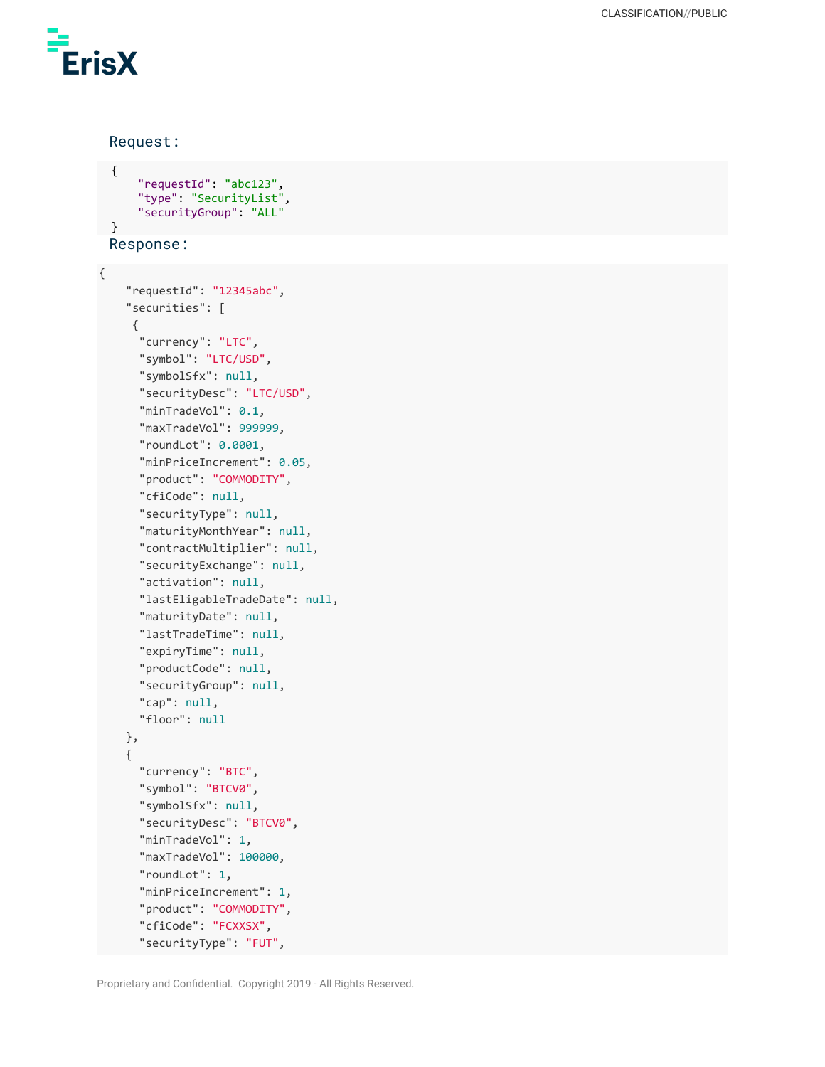Request:

```
{
    "requestId": "abc123",
    "type": "SecurityList",
    "securityGroup": "ALL"
}
```

Response:

```
{
    "requestId": "12345abc",
    "securities": [
     {
      "currency": "LTC",
      "symbol": "LTC/USD",
      "symbolSfx": null,
      "securityDesc": "LTC/USD",
      "minTradeVol": 0.1,
      "maxTradeVol": 999999,
      "roundLot": 0.0001,
      "minPriceIncrement": 0.05,
      "product": "COMMODITY",
      "cfiCode": null,
      "securityType": null,
      "maturityMonthYear": null,
      "contractMultiplier": null,
      "securityExchange": null,
      "activation": null,
      "lastEligableTradeDate": null,
      "maturityDate": null,
      "lastTradeTime": null,
      "expiryTime": null,
      "productCode": null,
      "securityGroup": null,
      "cap": null,
      "floor": null
    },
    {
      "currency": "BTC",
      "symbol": "BTCV0",
      "symbolSfx": null,
      "securityDesc": "BTCV0",
      "minTradeVol": 1,
      "maxTradeVol": 100000,
      "roundLot": 1,
      "minPriceIncrement": 1,
      "product": "COMMODITY",
      "cfiCode": "FCXXSX",
      "securityType": "FUT",
```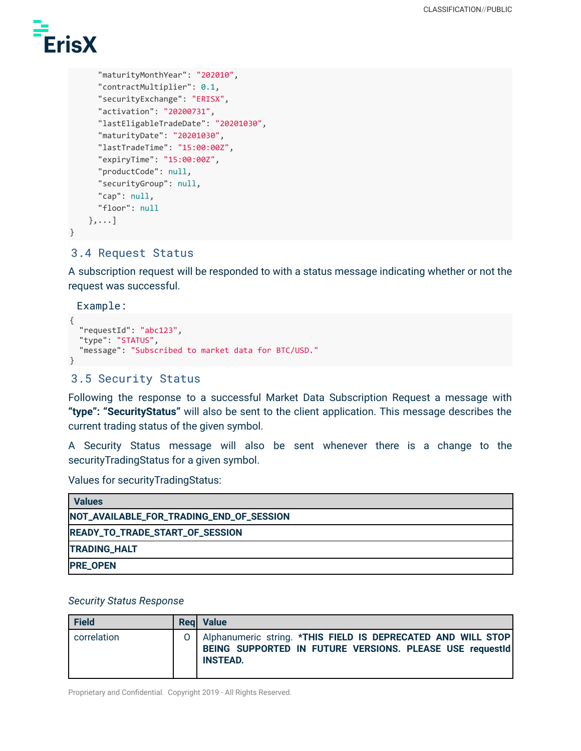```
      "maturityMonthYear": "202010",
      "contractMultiplier": 0.1,
      "securityExchange": "ERISX",
      "activation": "20200731",
      "lastEligableTradeDate": "20201030",
      "maturityDate": "20201030",
      "lastTradeTime": "15:00:00Z",
      "expiryTime": "15:00:00Z",
      "productCode": null,
      "securityGroup": null,
      "cap": null,
      "floor": null
    },...]
}
```

## 3.4 Request Status

A subscription request will be responded to with a status message indicating whether or not the request was successful.

Example:

```
{
  "requestId": "abc123",
  "type": "STATUS",
  "message": "Subscribed to market data for BTC/USD."
}
```

## 3.5 Security Status

Following the response to a successful Market Data Subscription Request a message with **"type": "SecurityStatus"** will also be sent to the client application. This message describes the current trading status of the given symbol.

A Security Status message will also be sent whenever there is a change to the securityTradingStatus for a given symbol.

Values for securityTradingStatus:

| Values |
|---|
| **NOT_AVAILABLE_FOR_TRADING_END_OF_SESSION** |
| **READY_TO_TRADE_START_OF_SESSION** |
| **TRADING_HALT** |
| **PRE_OPEN** |

*Security Status Response*

| Field | Req | Value |
|---|---|---|
| correlation | O | Alphanumeric string. ***THIS FIELD IS DEPRECATED AND WILL STOP BEING SUPPORTED IN FUTURE VERSIONS. PLEASE USE requestId INSTEAD.** |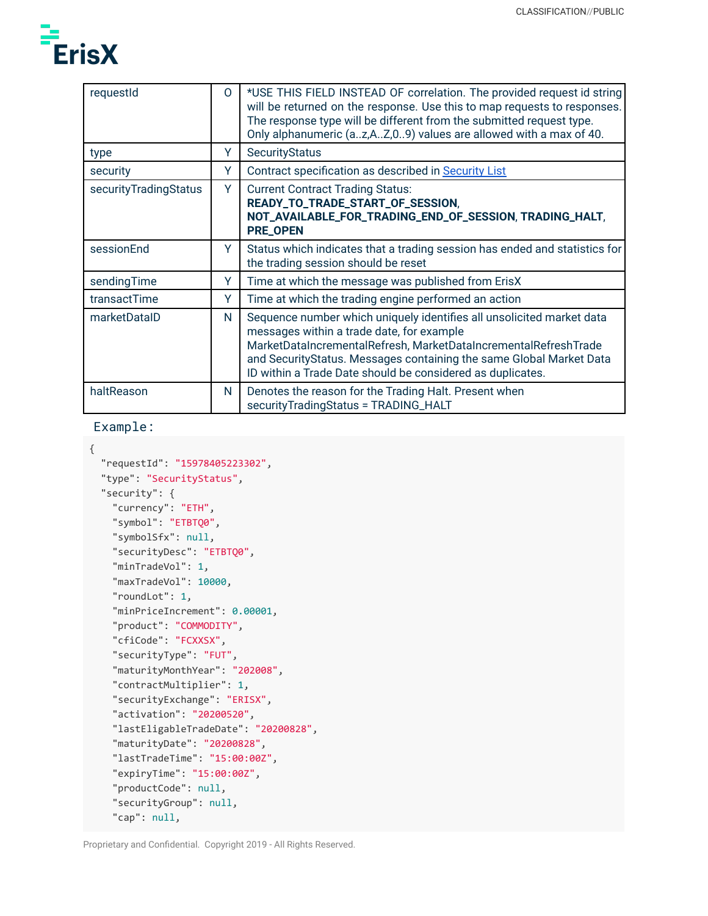| requestId | O | *USE THIS FIELD INSTEAD OF correlation. The provided request id string will be returned on the response. Use this to map requests to responses. The response type will be different from the submitted request type. Only alphanumeric (a..z,A..Z,0..9) values are allowed with a max of 40. |
|---|---|---|
| type | Y | SecurityStatus |
| security | Y | Contract specification as described in [Security List](#) |
| securityTradingStatus | Y | Current Contract Trading Status: **READY_TO_TRADE_START_OF_SESSION**, **NOT_AVAILABLE_FOR_TRADING_END_OF_SESSION**, **TRADING_HALT**, **PRE_OPEN** |
| sessionEnd | Y | Status which indicates that a trading session has ended and statistics for the trading session should be reset |
| sendingTime | Y | Time at which the message was published from ErisX |
| transactTime | Y | Time at which the trading engine performed an action |
| marketDataID | N | Sequence number which uniquely identifies all unsolicited market data messages within a trade date, for example MarketDataIncrementalRefresh, MarketDataIncrementalRefreshTrade and SecurityStatus. Messages containing the same Global Market Data ID within a Trade Date should be considered as duplicates. |
| haltReason | N | Denotes the reason for the Trading Halt. Present when securityTradingStatus = TRADING_HALT |

Example:

```
{
  "requestId": "15978405223302",
  "type": "SecurityStatus",
  "security": {
    "currency": "ETH",
    "symbol": "ETBTQ0",
    "symbolSfx": null,
    "securityDesc": "ETBTQ0",
    "minTradeVol": 1,
    "maxTradeVol": 10000,
    "roundLot": 1,
    "minPriceIncrement": 0.00001,
    "product": "COMMODITY",
    "cfiCode": "FCXXSX",
    "securityType": "FUT",
    "maturityMonthYear": "202008",
    "contractMultiplier": 1,
    "securityExchange": "ERISX",
    "activation": "20200520",
    "lastEligableTradeDate": "20200828",
    "maturityDate": "20200828",
    "lastTradeTime": "15:00:00Z",
    "expiryTime": "15:00:00Z",
    "productCode": null,
    "securityGroup": null,
    "cap": null,
```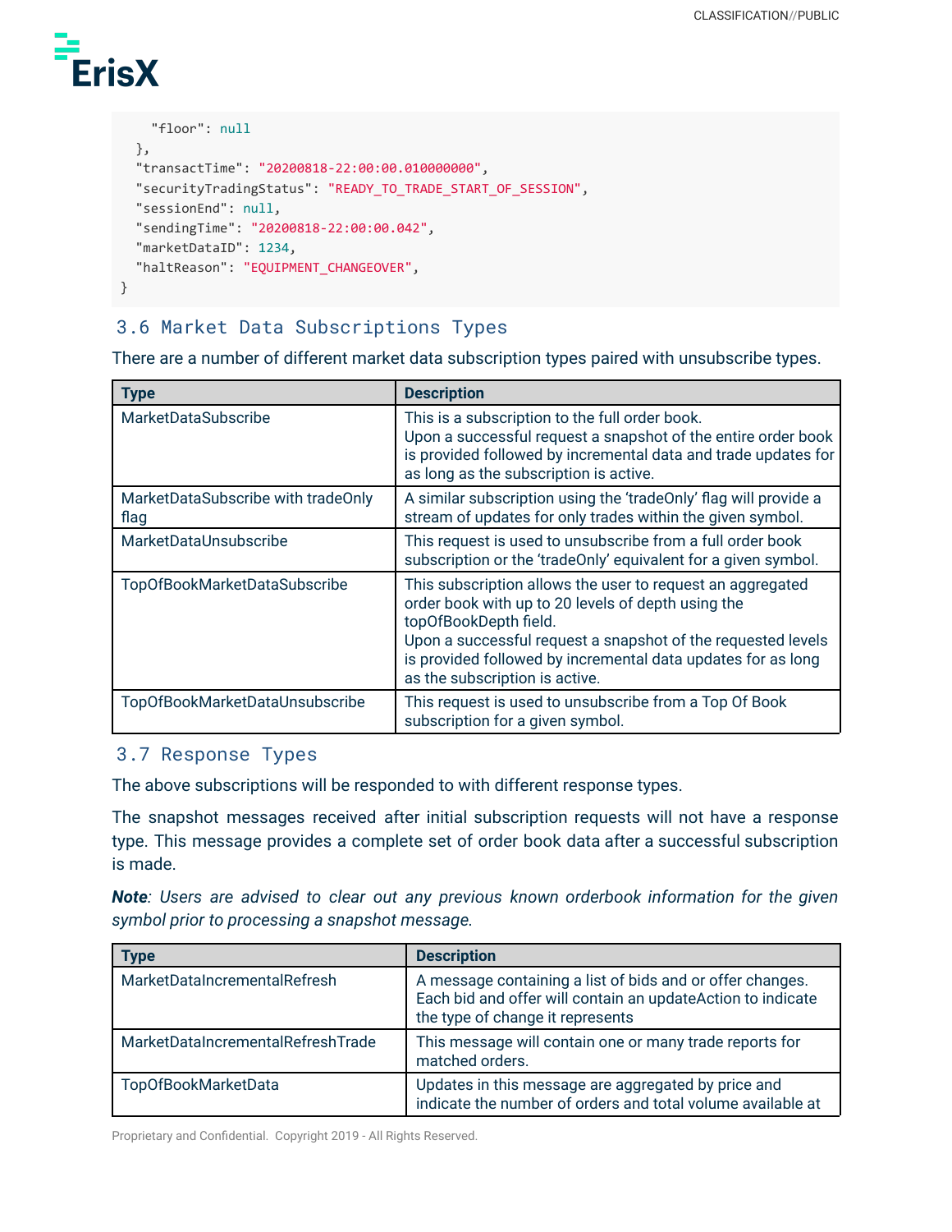```
    "floor": null
  },
  "transactTime": "20200818-22:00:00.010000000",
  "securityTradingStatus": "READY_TO_TRADE_START_OF_SESSION",
  "sessionEnd": null,
  "sendingTime": "20200818-22:00:00.042",
  "marketDataID": 1234,
  "haltReason": "EQUIPMENT_CHANGEOVER",
}
```

## 3.6 Market Data Subscriptions Types

There are a number of different market data subscription types paired with unsubscribe types.

| Type | Description |
|---|---|
| MarketDataSubscribe | This is a subscription to the full order book. Upon a successful request a snapshot of the entire order book is provided followed by incremental data and trade updates for as long as the subscription is active. |
| MarketDataSubscribe with tradeOnly flag | A similar subscription using the 'tradeOnly' flag will provide a stream of updates for only trades within the given symbol. |
| MarketDataUnsubscribe | This request is used to unsubscribe from a full order book subscription or the 'tradeOnly' equivalent for a given symbol. |
| TopOfBookMarketDataSubscribe | This subscription allows the user to request an aggregated order book with up to 20 levels of depth using the topOfBookDepth field. Upon a successful request a snapshot of the requested levels is provided followed by incremental data updates for as long as the subscription is active. |
| TopOfBookMarketDataUnsubscribe | This request is used to unsubscribe from a Top Of Book subscription for a given symbol. |

## 3.7 Response Types

The above subscriptions will be responded to with different response types.

The snapshot messages received after initial subscription requests will not have a response type. This message provides a complete set of order book data after a successful subscription is made.

***Note****: Users are advised to clear out any previous known orderbook information for the given symbol prior to processing a snapshot message.*

| Type | Description |
|---|---|
| MarketDataIncrementalRefresh | A message containing a list of bids and or offer changes. Each bid and offer will contain an updateAction to indicate the type of change it represents |
| MarketDataIncrementalRefreshTrade | This message will contain one or many trade reports for matched orders. |
| TopOfBookMarketData | Updates in this message are aggregated by price and indicate the number of orders and total volume available at |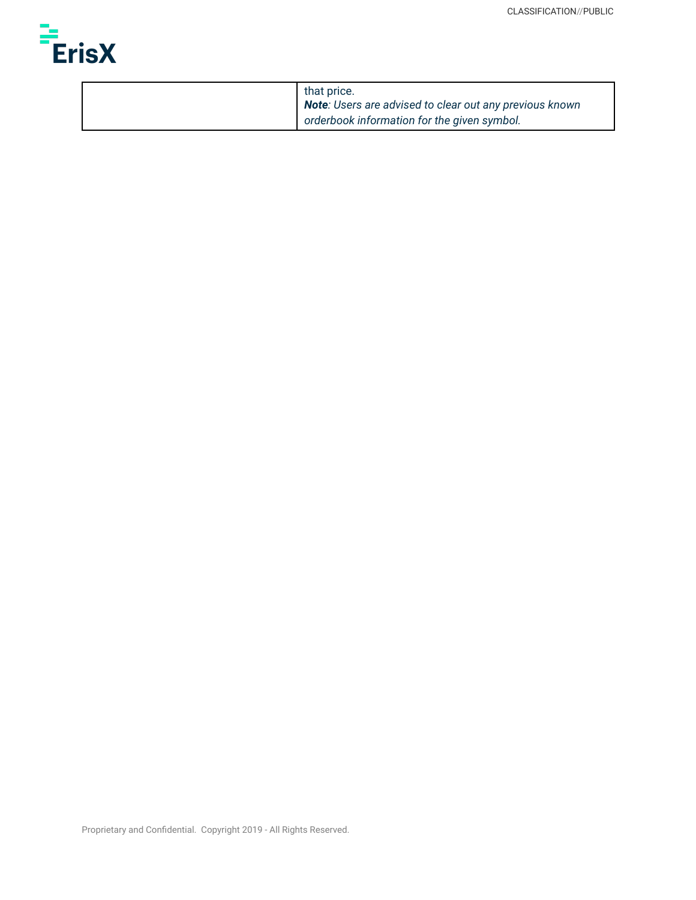|  |  |
| --- | --- |
|  | that price.<br>***Note****: Users are advised to clear out any previous known orderbook information for the given symbol.* |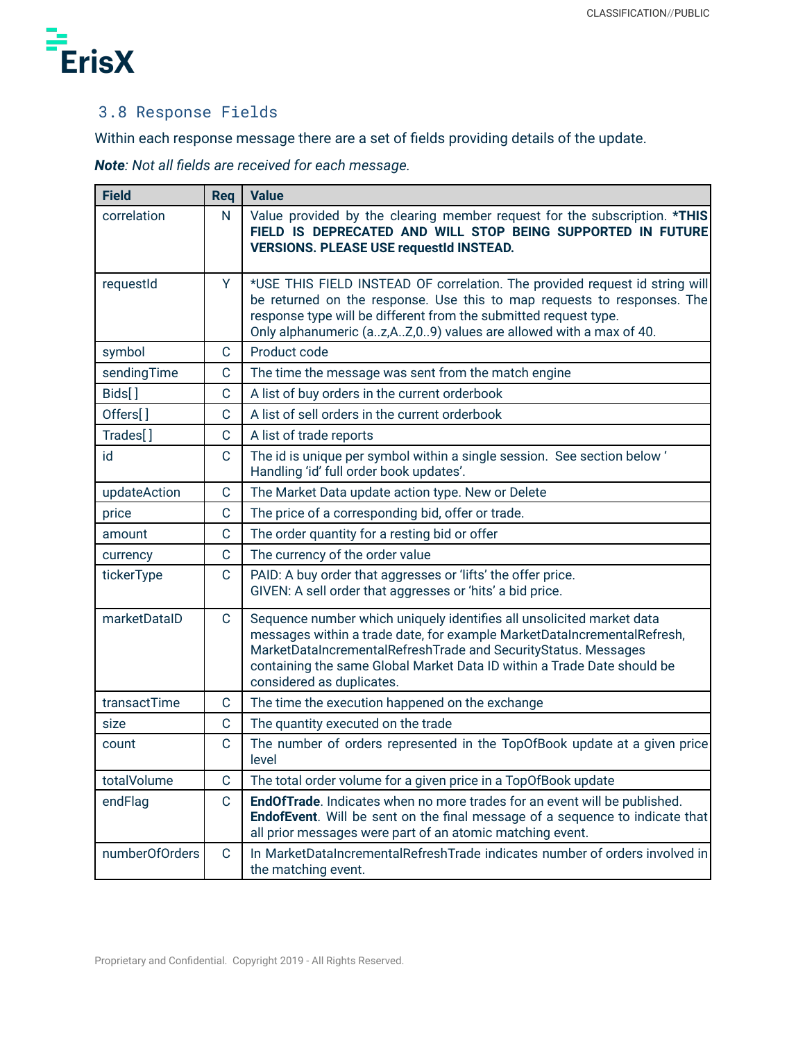### 3.8 Response Fields

Within each response message there are a set of fields providing details of the update.

***Note**: Not all fields are received for each message.*

| Field | Req | Value |
|---|---|---|
| correlation | N | Value provided by the clearing member request for the subscription. ***THIS FIELD IS DEPRECATED AND WILL STOP BEING SUPPORTED IN FUTURE VERSIONS. PLEASE USE requestId INSTEAD.** |
| requestId | Y | *USE THIS FIELD INSTEAD OF correlation. The provided request id string will be returned on the response. Use this to map requests to responses. The response type will be different from the submitted request type.<br>Only alphanumeric (a..z,A..Z,0..9) values are allowed with a max of 40. |
| symbol | C | Product code |
| sendingTime | C | The time the message was sent from the match engine |
| Bids[ ] | C | A list of buy orders in the current orderbook |
| Offers[ ] | C | A list of sell orders in the current orderbook |
| Trades[ ] | C | A list of trade reports |
| id | C | The id is unique per symbol within a single session. See section below ' Handling 'id' full order book updates'. |
| updateAction | C | The Market Data update action type. New or Delete |
| price | C | The price of a corresponding bid, offer or trade. |
| amount | C | The order quantity for a resting bid or offer |
| currency | C | The currency of the order value |
| tickerType | C | PAID: A buy order that aggresses or 'lifts' the offer price.<br>GIVEN: A sell order that aggresses or 'hits' a bid price. |
| marketDataID | C | Sequence number which uniquely identifies all unsolicited market data messages within a trade date, for example MarketDataIncrementalRefresh, MarketDataIncrementalRefreshTrade and SecurityStatus. Messages containing the same Global Market Data ID within a Trade Date should be considered as duplicates. |
| transactTime | C | The time the execution happened on the exchange |
| size | C | The quantity executed on the trade |
| count | C | The number of orders represented in the TopOfBook update at a given price level |
| totalVolume | C | The total order volume for a given price in a TopOfBook update |
| endFlag | C | **EndOfTrade**. Indicates when no more trades for an event will be published.<br>**EndofEvent**. Will be sent on the final message of a sequence to indicate that all prior messages were part of an atomic matching event. |
| numberOfOrders | C | In MarketDataIncrementalRefreshTrade indicates number of orders involved in the matching event. |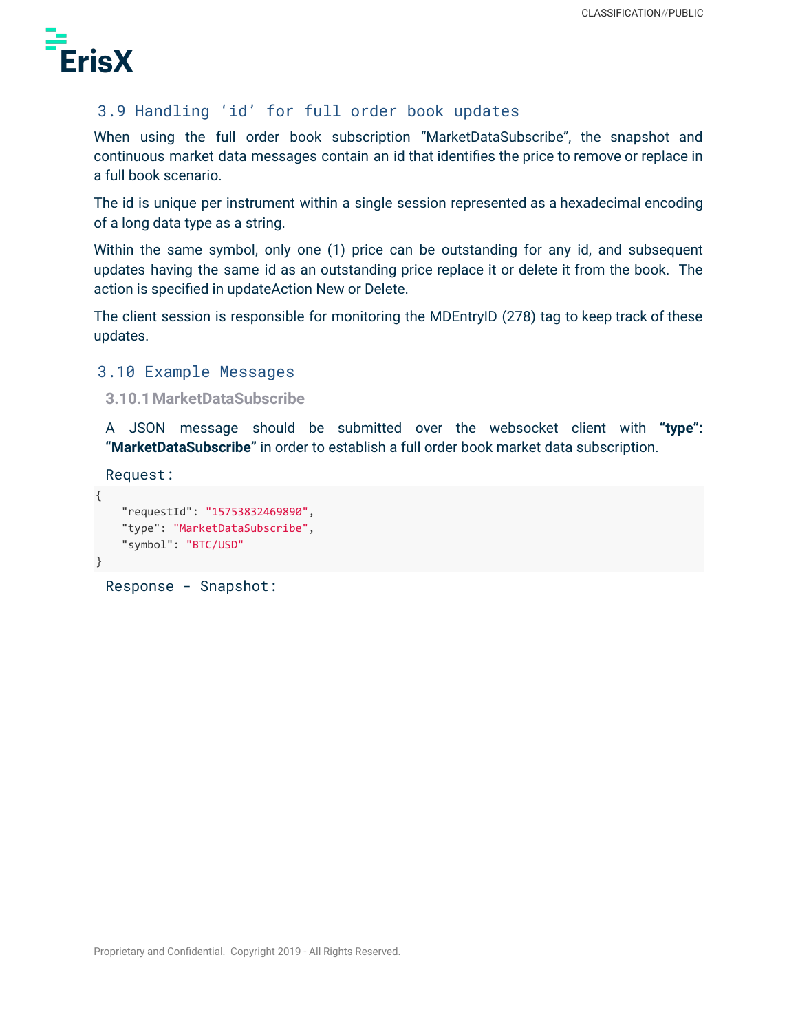## 3.9 Handling 'id' for full order book updates

When using the full order book subscription "MarketDataSubscribe", the snapshot and continuous market data messages contain an id that identifies the price to remove or replace in a full book scenario.

The id is unique per instrument within a single session represented as a hexadecimal encoding of a long data type as a string.

Within the same symbol, only one (1) price can be outstanding for any id, and subsequent updates having the same id as an outstanding price replace it or delete it from the book. The action is specified in updateAction New or Delete.

The client session is responsible for monitoring the MDEntryID (278) tag to keep track of these updates.

## 3.10 Example Messages

### 3.10.1 MarketDataSubscribe

A JSON message should be submitted over the websocket client with **"type": "MarketDataSubscribe"** in order to establish a full order book market data subscription.

Request:

```
{
    "requestId": "15753832469890",
    "type": "MarketDataSubscribe",
    "symbol": "BTC/USD"
}
```

Response - Snapshot: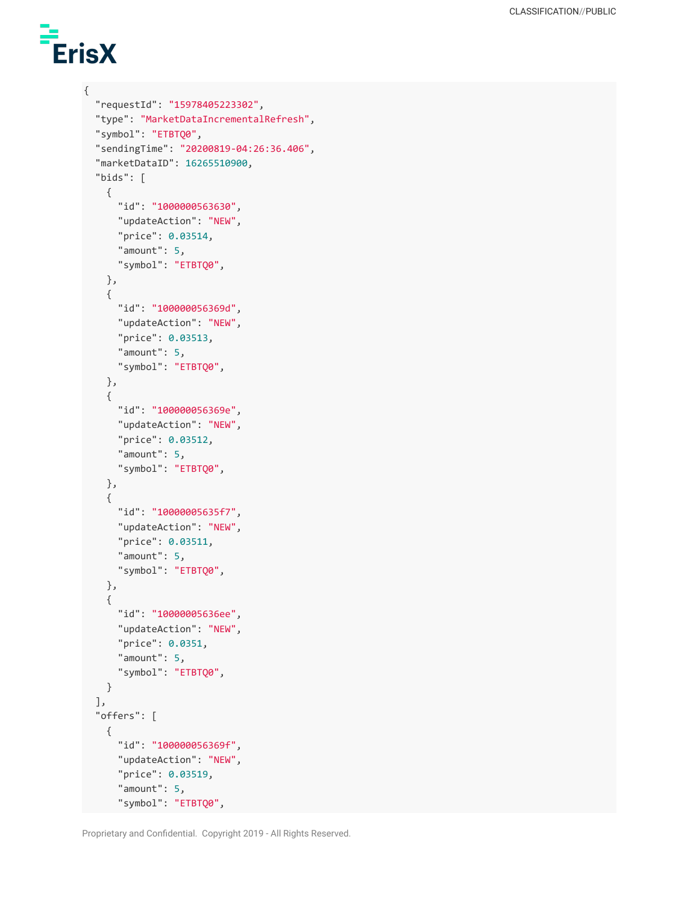```
{
  "requestId": "15978405223302",
  "type": "MarketDataIncrementalRefresh",
  "symbol": "ETBTQ0",
  "sendingTime": "20200819-04:26:36.406",
  "marketDataID": 16265510900,
  "bids": [
    {
      "id": "1000000563630",
      "updateAction": "NEW",
      "price": 0.03514,
      "amount": 5,
      "symbol": "ETBTQ0",
    },
    {
      "id": "100000056369d",
      "updateAction": "NEW",
      "price": 0.03513,
      "amount": 5,
      "symbol": "ETBTQ0",
    },
    {
      "id": "100000056369e",
      "updateAction": "NEW",
      "price": 0.03512,
      "amount": 5,
      "symbol": "ETBTQ0",
    },
    {
      "id": "10000005635f7",
      "updateAction": "NEW",
      "price": 0.03511,
      "amount": 5,
      "symbol": "ETBTQ0",
    },
    {
      "id": "10000005636ee",
      "updateAction": "NEW",
      "price": 0.0351,
      "amount": 5,
      "symbol": "ETBTQ0",
    }
  ],
  "offers": [
    {
      "id": "100000056369f",
      "updateAction": "NEW",
      "price": 0.03519,
      "amount": 5,
      "symbol": "ETBTQ0",
```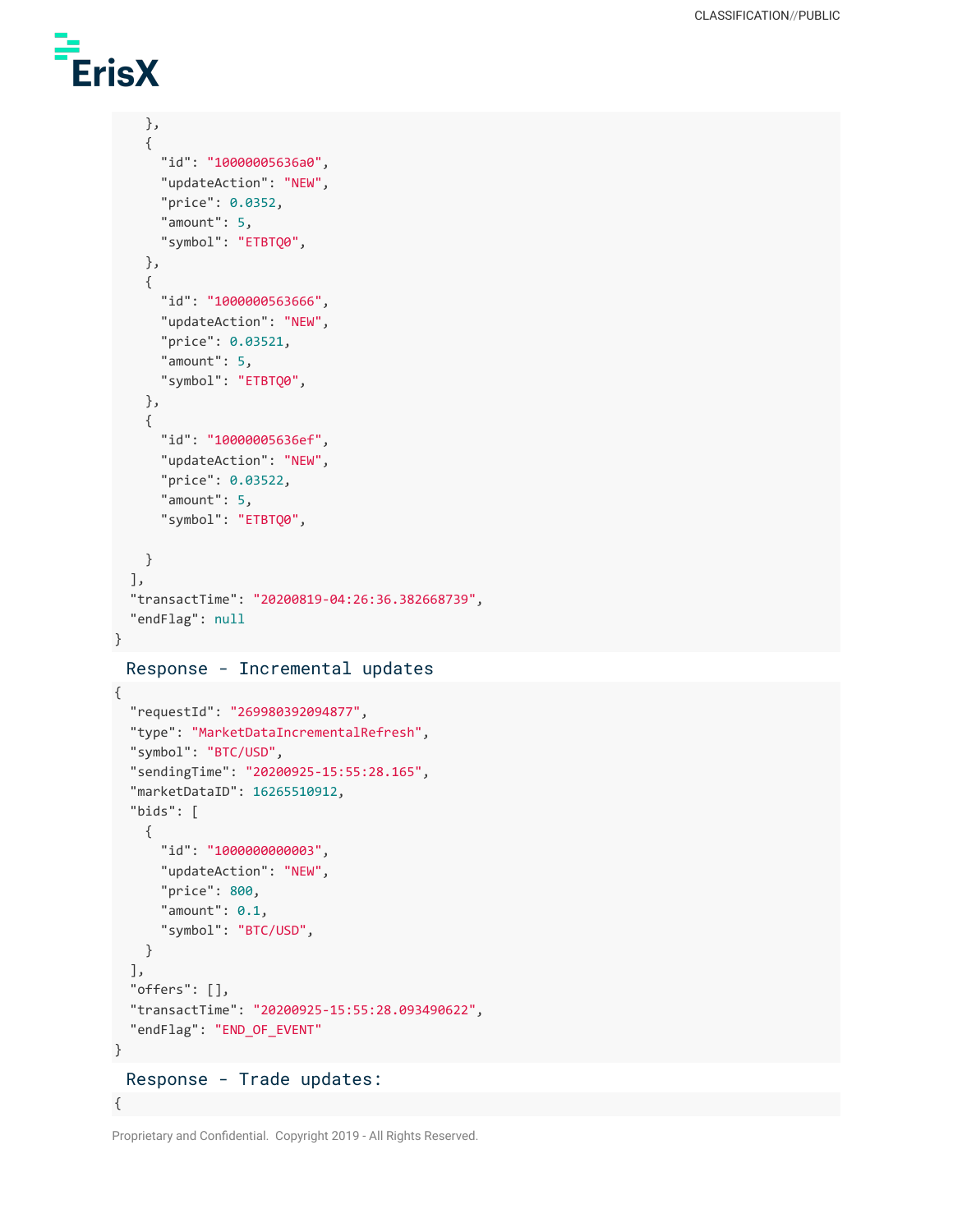```
    },
    {
      "id": "10000005636a0",
      "updateAction": "NEW",
      "price": 0.0352,
      "amount": 5,
      "symbol": "ETBTQ0",
    },
    {
      "id": "1000000563666",
      "updateAction": "NEW",
      "price": 0.03521,
      "amount": 5,
      "symbol": "ETBTQ0",
    },
    {
      "id": "10000005636ef",
      "updateAction": "NEW",
      "price": 0.03522,
      "amount": 5,
      "symbol": "ETBTQ0",

    }
  ],
  "transactTime": "20200819-04:26:36.382668739",
  "endFlag": null
}
```

Response - Incremental updates

```
{
  "requestId": "269980392094877",
  "type": "MarketDataIncrementalRefresh",
  "symbol": "BTC/USD",
  "sendingTime": "20200925-15:55:28.165",
  "marketDataID": 16265510912,
  "bids": [
    {
      "id": "1000000000003",
      "updateAction": "NEW",
      "price": 800,
      "amount": 0.1,
      "symbol": "BTC/USD",
    }
  ],
  "offers": [],
  "transactTime": "20200925-15:55:28.093490622",
  "endFlag": "END_OF_EVENT"
}
```

Response - Trade updates:

```
{
```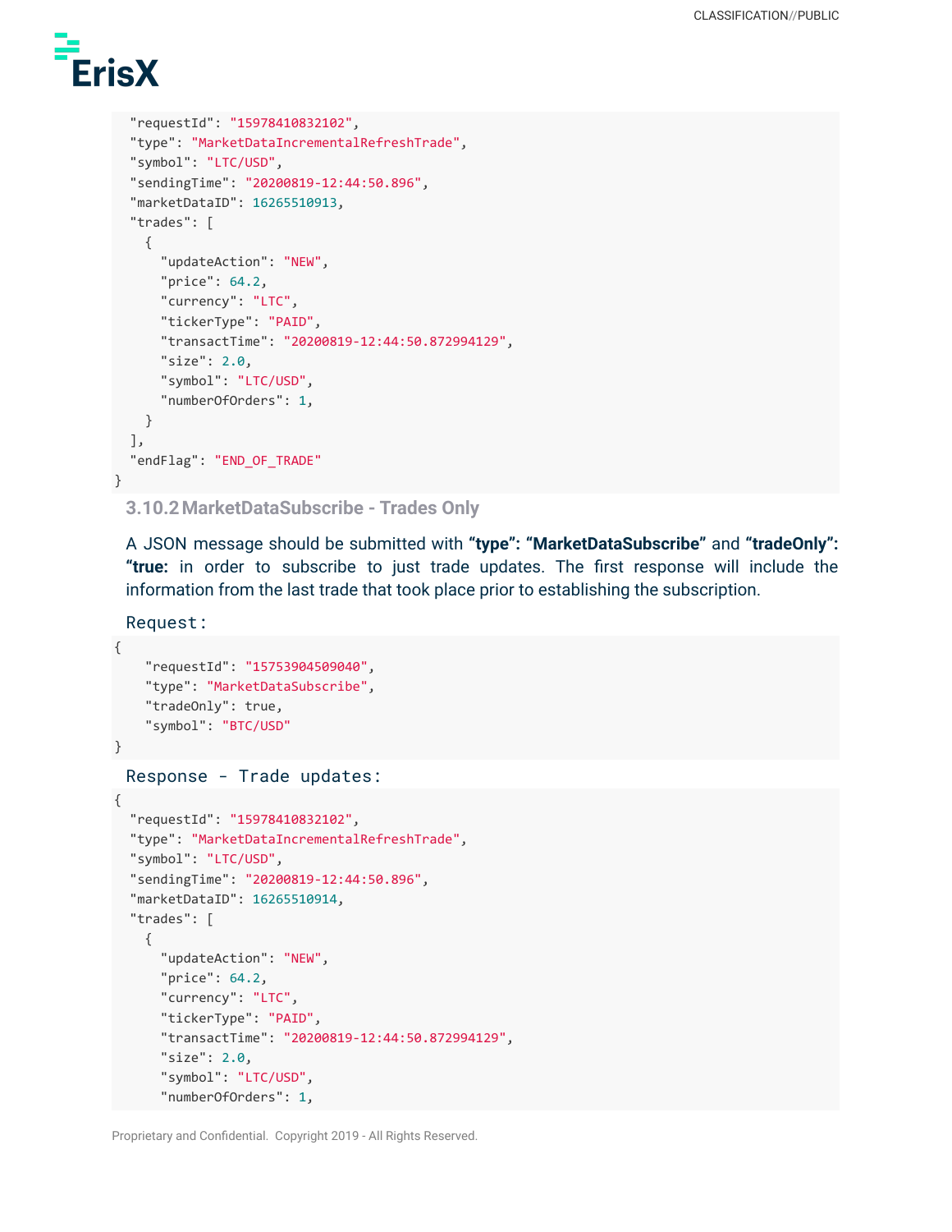```
  "requestId": "15978410832102",
  "type": "MarketDataIncrementalRefreshTrade",
  "symbol": "LTC/USD",
  "sendingTime": "20200819-12:44:50.896",
  "marketDataID": 16265510913,
  "trades": [
    {
      "updateAction": "NEW",
      "price": 64.2,
      "currency": "LTC",
      "tickerType": "PAID",
      "transactTime": "20200819-12:44:50.872994129",
      "size": 2.0,
      "symbol": "LTC/USD",
      "numberOfOrders": 1,
    }
  ],
  "endFlag": "END_OF_TRADE"
}
```

### 3.10.2 MarketDataSubscribe - Trades Only

A JSON message should be submitted with **"type": "MarketDataSubscribe"** and **"tradeOnly": "true:** in order to subscribe to just trade updates. The first response will include the information from the last trade that took place prior to establishing the subscription.

Request:

```
{
    "requestId": "15753904509040",
    "type": "MarketDataSubscribe",
    "tradeOnly": true,
    "symbol": "BTC/USD"
}
```

Response - Trade updates:

```
{
  "requestId": "15978410832102",
  "type": "MarketDataIncrementalRefreshTrade",
  "symbol": "LTC/USD",
  "sendingTime": "20200819-12:44:50.896",
  "marketDataID": 16265510914,
  "trades": [
    {
      "updateAction": "NEW",
      "price": 64.2,
      "currency": "LTC",
      "tickerType": "PAID",
      "transactTime": "20200819-12:44:50.872994129",
      "size": 2.0,
      "symbol": "LTC/USD",
      "numberOfOrders": 1,
```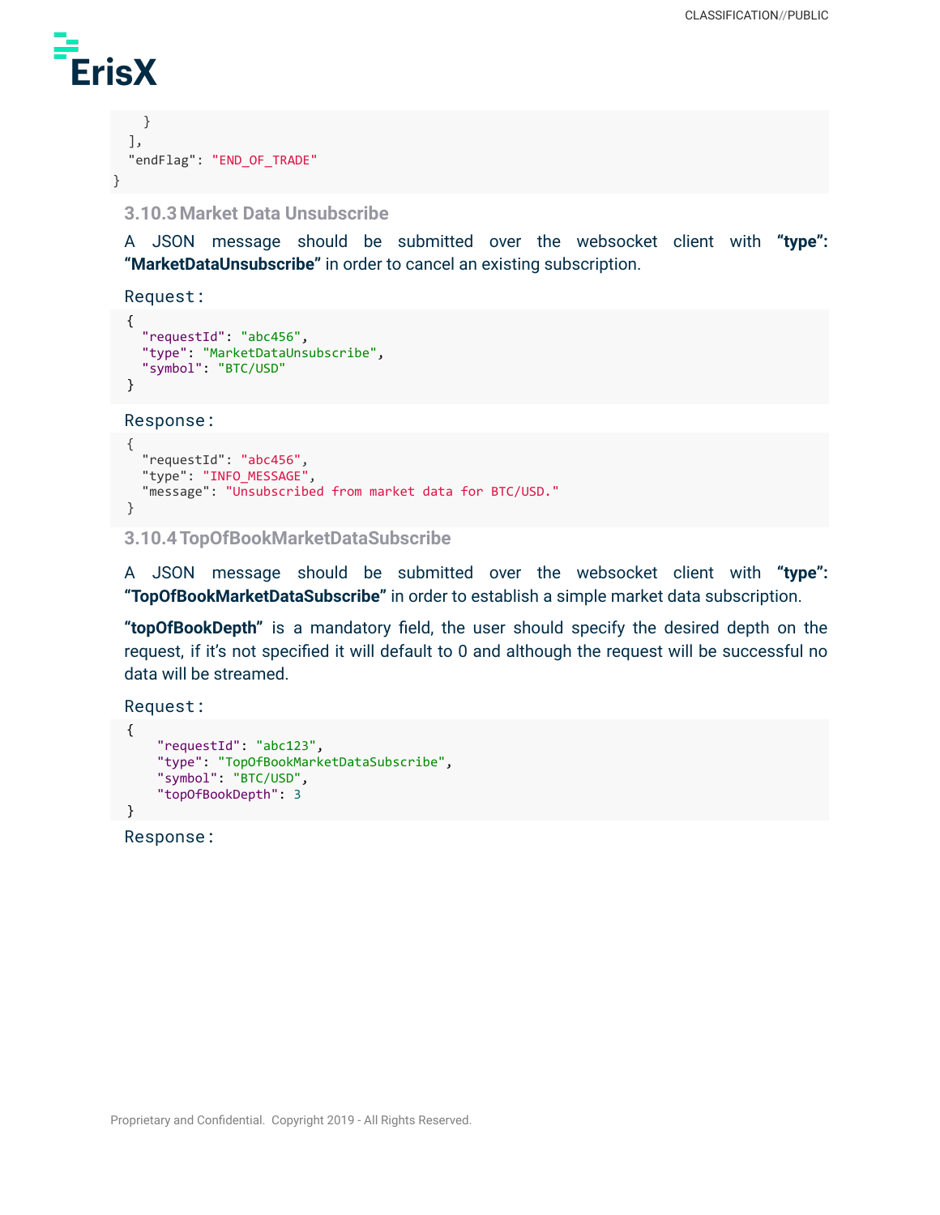```
  }
 ],
 "endFlag": "END_OF_TRADE"
}
```

### 3.10.3 Market Data Unsubscribe

A JSON message should be submitted over the websocket client with **"type": "MarketDataUnsubscribe"** in order to cancel an existing subscription.

Request:

```
{
  "requestId": "abc456",
  "type": "MarketDataUnsubscribe",
  "symbol": "BTC/USD"
}
```

Response:

```
{
  "requestId": "abc456",
  "type": "INFO_MESSAGE",
  "message": "Unsubscribed from market data for BTC/USD."
}
```

### 3.10.4 TopOfBookMarketDataSubscribe

A JSON message should be submitted over the websocket client with **"type": "TopOfBookMarketDataSubscribe"** in order to establish a simple market data subscription.

**"topOfBookDepth"** is a mandatory field, the user should specify the desired depth on the request, if it's not specified it will default to 0 and although the request will be successful no data will be streamed.

Request:

```
{
    "requestId": "abc123",
    "type": "TopOfBookMarketDataSubscribe",
    "symbol": "BTC/USD",
    "topOfBookDepth": 3
}
```

Response: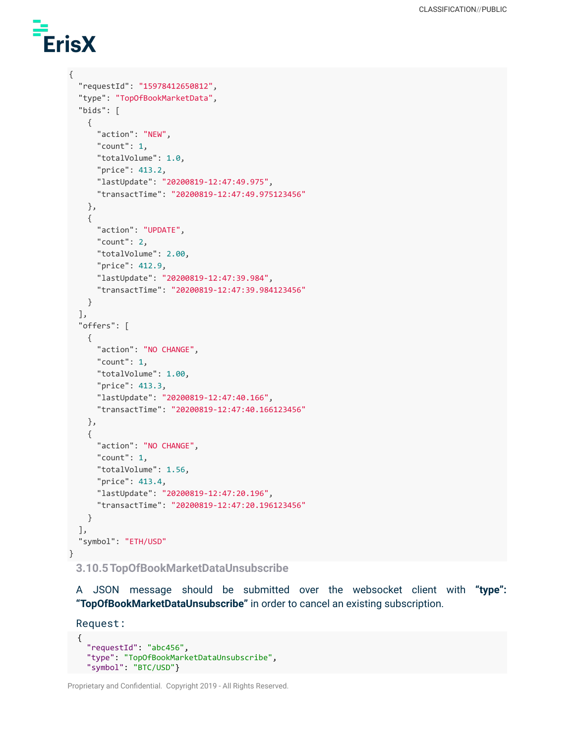```
{
  "requestId": "15978412650812",
  "type": "TopOfBookMarketData",
  "bids": [
    {
      "action": "NEW",
      "count": 1,
      "totalVolume": 1.0,
      "price": 413.2,
      "lastUpdate": "20200819-12:47:49.975",
      "transactTime": "20200819-12:47:49.975123456"
    },
    {
      "action": "UPDATE",
      "count": 2,
      "totalVolume": 2.00,
      "price": 412.9,
      "lastUpdate": "20200819-12:47:39.984",
      "transactTime": "20200819-12:47:39.984123456"
    }
  ],
  "offers": [
    {
      "action": "NO CHANGE",
      "count": 1,
      "totalVolume": 1.00,
      "price": 413.3,
      "lastUpdate": "20200819-12:47:40.166",
      "transactTime": "20200819-12:47:40.166123456"
    },
    {
      "action": "NO CHANGE",
      "count": 1,
      "totalVolume": 1.56,
      "price": 413.4,
      "lastUpdate": "20200819-12:47:20.196",
      "transactTime": "20200819-12:47:20.196123456"
    }
  ],
  "symbol": "ETH/USD"
}
```

### 3.10.5 TopOfBookMarketDataUnsubscribe

A JSON message should be submitted over the websocket client with **"type": "TopOfBookMarketDataUnsubscribe"** in order to cancel an existing subscription.

Request:

```
{
  "requestId": "abc456",
  "type": "TopOfBookMarketDataUnsubscribe",
  "symbol": "BTC/USD"}
```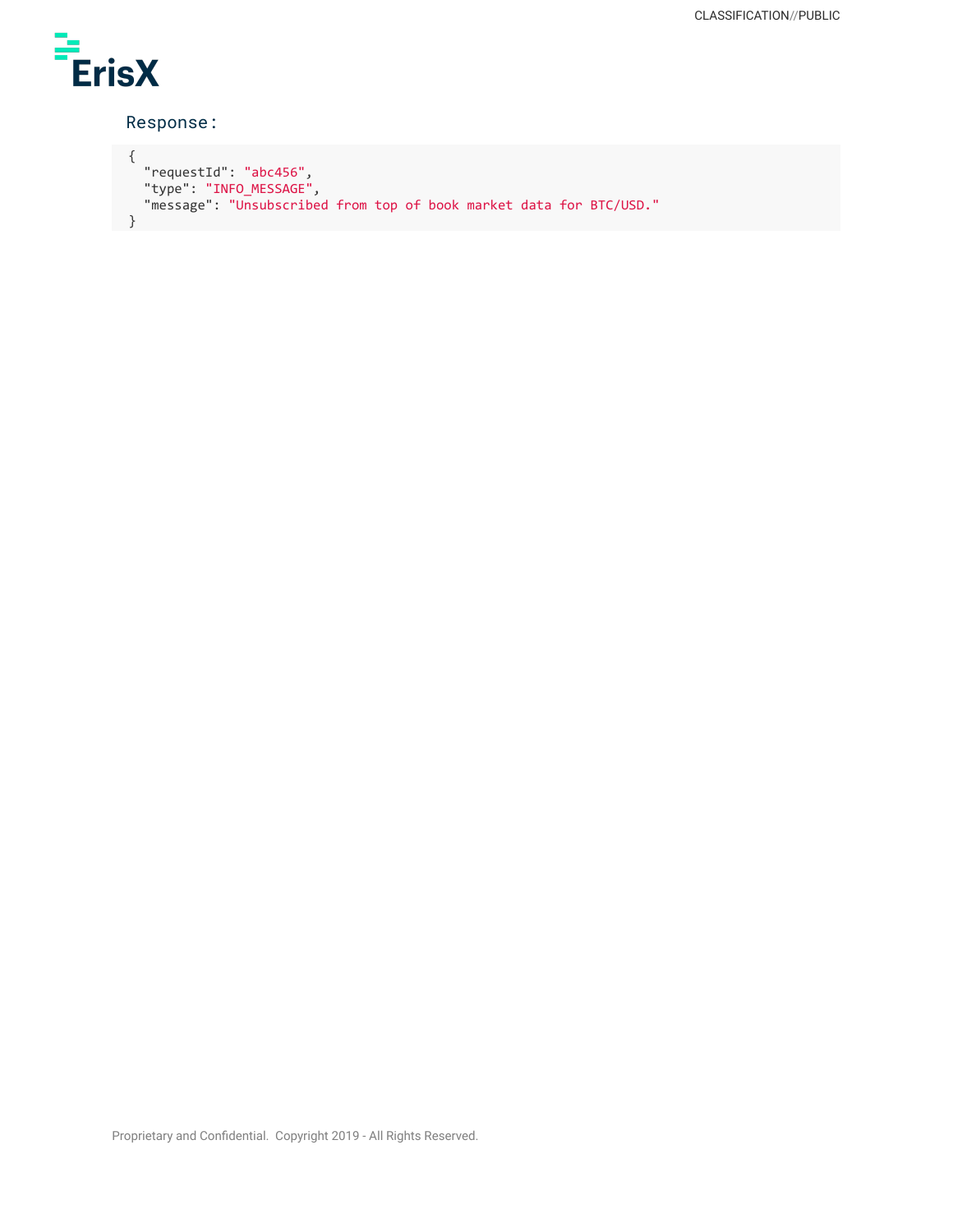Response:

```
{
  "requestId": "abc456",
  "type": "INFO_MESSAGE",
  "message": "Unsubscribed from top of book market data for BTC/USD."
}
```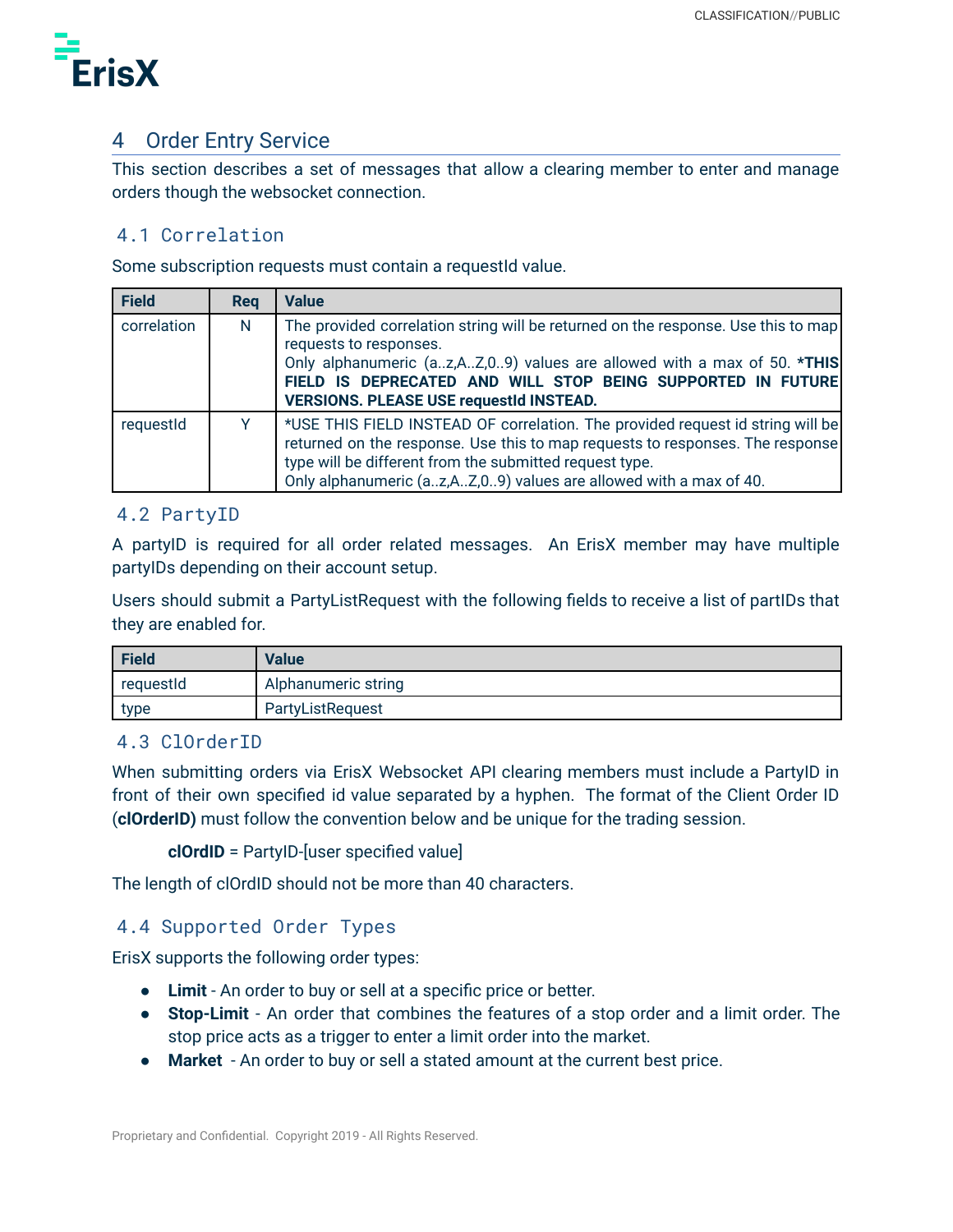# 4 Order Entry Service

This section describes a set of messages that allow a clearing member to enter and manage orders though the websocket connection.

## 4.1 Correlation

Some subscription requests must contain a requestId value.

| Field | Req | Value |
|---|---|---|
| correlation | N | The provided correlation string will be returned on the response. Use this to map requests to responses.<br>Only alphanumeric (a..z,A..Z,0..9) values are allowed with a max of 50. **\*THIS FIELD IS DEPRECATED AND WILL STOP BEING SUPPORTED IN FUTURE VERSIONS. PLEASE USE requestId INSTEAD.** |
| requestId | Y | *USE THIS FIELD INSTEAD OF correlation. The provided request id string will be returned on the response. Use this to map requests to responses. The response type will be different from the submitted request type.<br>Only alphanumeric (a..z,A..Z,0..9) values are allowed with a max of 40. |

## 4.2 PartyID

A partyID is required for all order related messages. An ErisX member may have multiple partyIDs depending on their account setup.

Users should submit a PartyListRequest with the following fields to receive a list of partIDs that they are enabled for.

| Field | Value |
|---|---|
| requestId | Alphanumeric string |
| type | PartyListRequest |

## 4.3 ClOrderID

When submitting orders via ErisX Websocket API clearing members must include a PartyID in front of their own specified id value separated by a hyphen. The format of the Client Order ID (**clOrderID)** must follow the convention below and be unique for the trading session.

**clOrdID** = PartyID-[user specified value]

The length of clOrdID should not be more than 40 characters.

## 4.4 Supported Order Types

ErisX supports the following order types:

- **Limit** - An order to buy or sell at a specific price or better.
- **Stop-Limit** - An order that combines the features of a stop order and a limit order. The stop price acts as a trigger to enter a limit order into the market.
- **Market** - An order to buy or sell a stated amount at the current best price.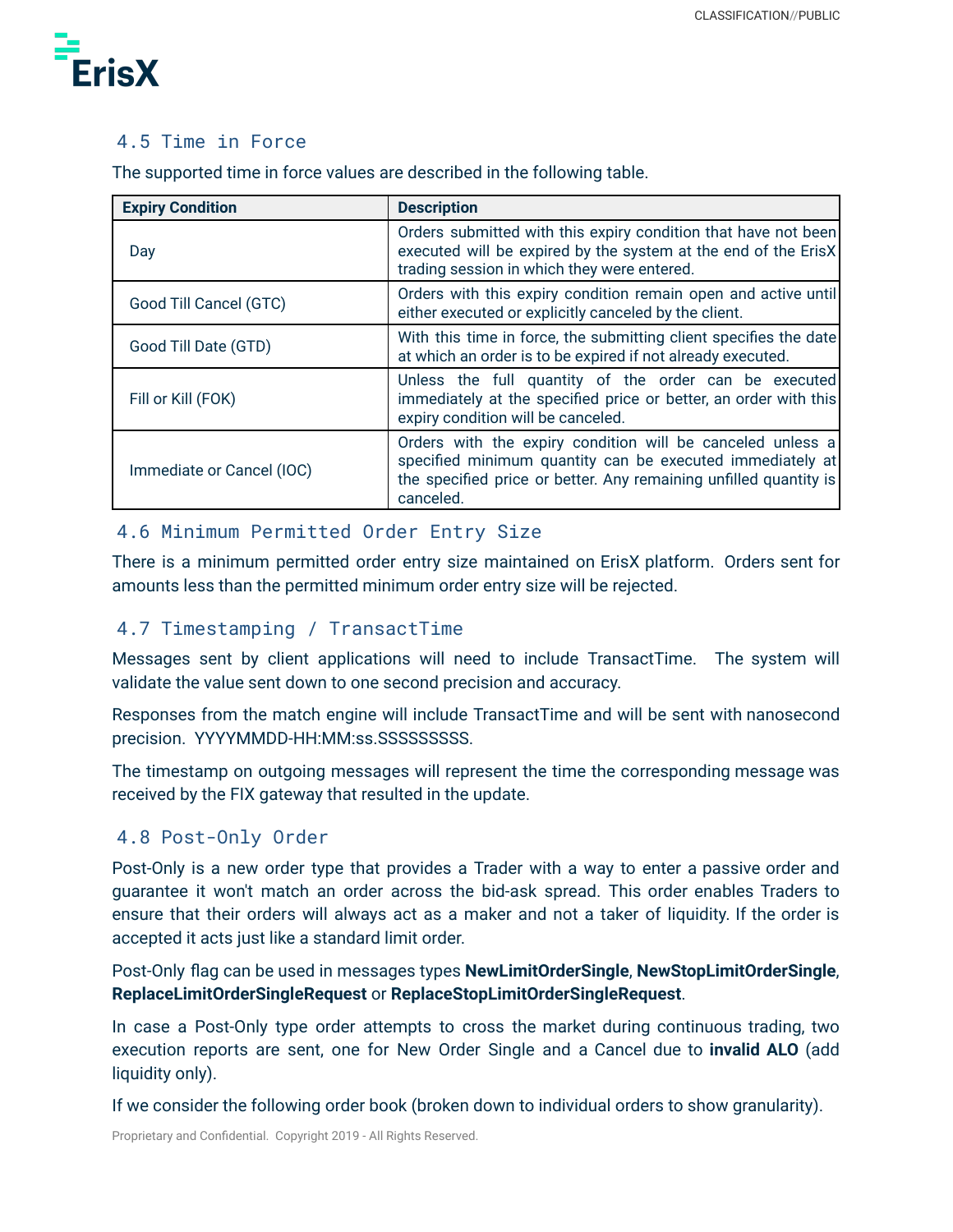### 4.5 Time in Force

The supported time in force values are described in the following table.

| Expiry Condition | Description |
|---|---|
| Day | Orders submitted with this expiry condition that have not been executed will be expired by the system at the end of the ErisX trading session in which they were entered. |
| Good Till Cancel (GTC) | Orders with this expiry condition remain open and active until either executed or explicitly canceled by the client. |
| Good Till Date (GTD) | With this time in force, the submitting client specifies the date at which an order is to be expired if not already executed. |
| Fill or Kill (FOK) | Unless the full quantity of the order can be executed immediately at the specified price or better, an order with this expiry condition will be canceled. |
| Immediate or Cancel (IOC) | Orders with the expiry condition will be canceled unless a specified minimum quantity can be executed immediately at the specified price or better. Any remaining unfilled quantity is canceled. |

### 4.6 Minimum Permitted Order Entry Size

There is a minimum permitted order entry size maintained on ErisX platform. Orders sent for amounts less than the permitted minimum order entry size will be rejected.

### 4.7 Timestamping / TransactTime

Messages sent by client applications will need to include TransactTime. The system will validate the value sent down to one second precision and accuracy.

Responses from the match engine will include TransactTime and will be sent with nanosecond precision. YYYYMMDD-HH:MM:ss.SSSSSSSSS.

The timestamp on outgoing messages will represent the time the corresponding message was received by the FIX gateway that resulted in the update.

### 4.8 Post-Only Order

Post-Only is a new order type that provides a Trader with a way to enter a passive order and guarantee it won't match an order across the bid-ask spread. This order enables Traders to ensure that their orders will always act as a maker and not a taker of liquidity. If the order is accepted it acts just like a standard limit order.

Post-Only flag can be used in messages types **NewLimitOrderSingle**, **NewStopLimitOrderSingle**, **ReplaceLimitOrderSingleRequest** or **ReplaceStopLimitOrderSingleRequest**.

In case a Post-Only type order attempts to cross the market during continuous trading, two execution reports are sent, one for New Order Single and a Cancel due to **invalid ALO** (add liquidity only).

If we consider the following order book (broken down to individual orders to show granularity).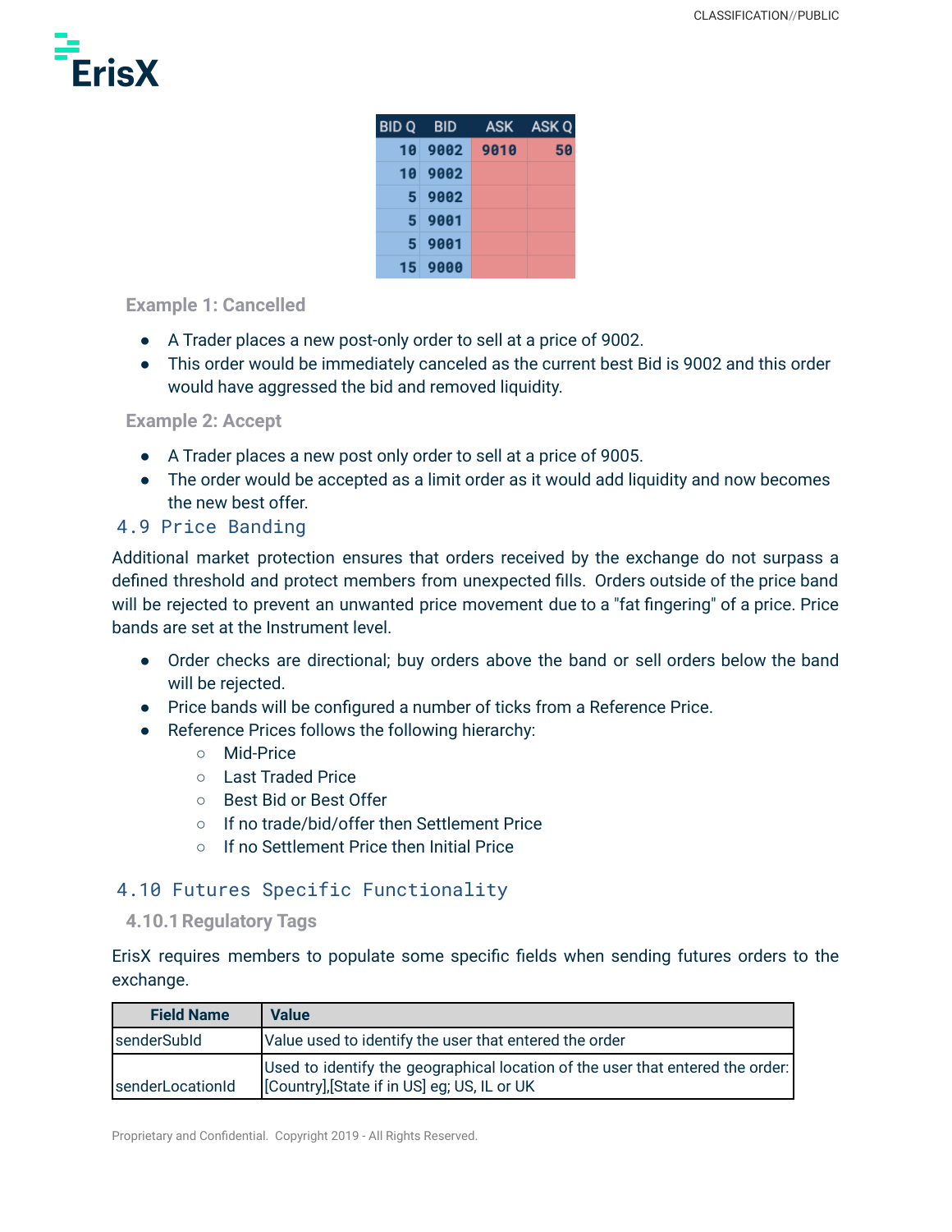| BID Q | BID | ASK | ASK Q |
|---|---|---|---|
| 10 | 9002 | 9010 | 50 |
| 10 | 9002 | | |
| 5 | 9002 | | |
| 5 | 9001 | | |
| 5 | 9001 | | |
| 15 | 9000 | | |

#### Example 1: Cancelled

- A Trader places a new post-only order to sell at a price of 9002.
- This order would be immediately canceled as the current best Bid is 9002 and this order would have aggressed the bid and removed liquidity.

#### Example 2: Accept

- A Trader places a new post only order to sell at a price of 9005.
- The order would be accepted as a limit order as it would add liquidity and now becomes the new best offer.

## 4.9 Price Banding

Additional market protection ensures that orders received by the exchange do not surpass a defined threshold and protect members from unexpected fills. Orders outside of the price band will be rejected to prevent an unwanted price movement due to a "fat fingering" of a price. Price bands are set at the Instrument level.

- Order checks are directional; buy orders above the band or sell orders below the band will be rejected.
- Price bands will be configured a number of ticks from a Reference Price.
- Reference Prices follows the following hierarchy:
    - Mid-Price
    - Last Traded Price
    - Best Bid or Best Offer
    - If no trade/bid/offer then Settlement Price
    - If no Settlement Price then Initial Price

## 4.10 Futures Specific Functionality

### 4.10.1 Regulatory Tags

ErisX requires members to populate some specific fields when sending futures orders to the exchange.

| Field Name | Value |
|---|---|
| senderSubId | Value used to identify the user that entered the order |
| senderLocationId | Used to identify the geographical location of the user that entered the order: [Country],[State if in US] eg; US, IL or UK |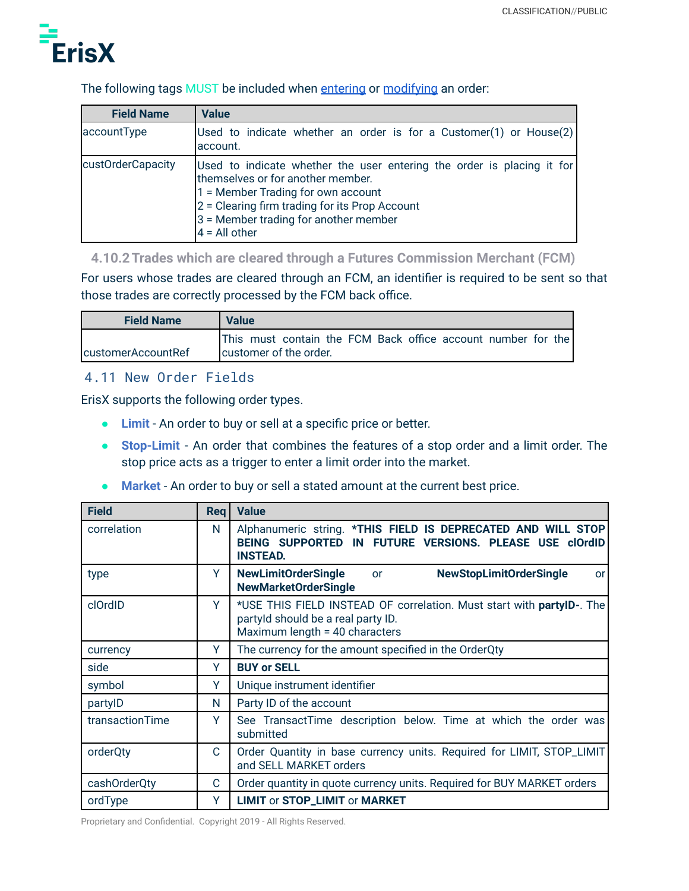The following tags MUST be included when entering or modifying an order:

| Field Name | Value |
|---|---|
| accountType | Used to indicate whether an order is for a Customer(1) or House(2) account. |
| custOrderCapacity | Used to indicate whether the user entering the order is placing it for themselves or for another member.<br>1 = Member Trading for own account<br>2 = Clearing firm trading for its Prop Account<br>3 = Member trading for another member<br>4 = All other |

### 4.10.2 Trades which are cleared through a Futures Commission Merchant (FCM)

For users whose trades are cleared through an FCM, an identifier is required to be sent so that those trades are correctly processed by the FCM back office.

| Field Name | Value |
|---|---|
| customerAccountRef | This must contain the FCM Back office account number for the customer of the order. |

## 4.11 New Order Fields

ErisX supports the following order types.

- **Limit** - An order to buy or sell at a specific price or better.
- **Stop-Limit** - An order that combines the features of a stop order and a limit order. The stop price acts as a trigger to enter a limit order into the market.
- **Market** - An order to buy or sell a stated amount at the current best price.

| Field | Req | Value |
|---|---|---|
| correlation | N | Alphanumeric string. ***THIS FIELD IS DEPRECATED AND WILL STOP BEING SUPPORTED IN FUTURE VERSIONS. PLEASE USE clOrdID INSTEAD.** |
| type | Y | **NewLimitOrderSingle** or **NewStopLimitOrderSingle** or **NewMarketOrderSingle** |
| clOrdID | Y | *USE THIS FIELD INSTEAD OF correlation. Must start with **partyID-**. The partyId should be a real party ID.<br>Maximum length = 40 characters |
| currency | Y | The currency for the amount specified in the OrderQty |
| side | Y | **BUY or SELL** |
| symbol | Y | Unique instrument identifier |
| partyID | N | Party ID of the account |
| transactionTime | Y | See TransactTime description below. Time at which the order was submitted |
| orderQty | C | Order Quantity in base currency units. Required for LIMIT, STOP_LIMIT and SELL MARKET orders |
| cashOrderQty | C | Order quantity in quote currency units. Required for BUY MARKET orders |
| ordType | Y | **LIMIT** or **STOP_LIMIT** or **MARKET** |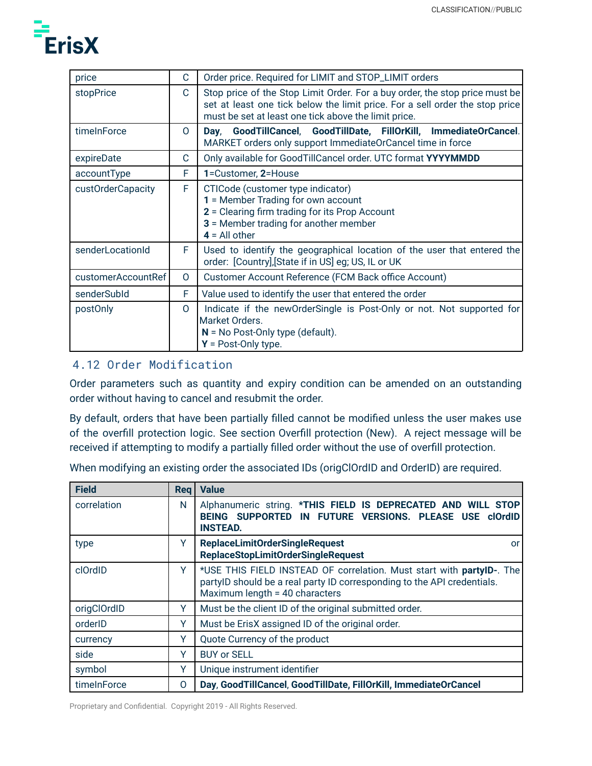| | | |
|---|---|---|
| price | C | Order price. Required for LIMIT and STOP_LIMIT orders |
| stopPrice | C | Stop price of the Stop Limit Order. For a buy order, the stop price must be set at least one tick below the limit price. For a sell order the stop price must be set at least one tick above the limit price. |
| timeInForce | O | **Day**, **GoodTillCancel**, **GoodTillDate**, **FillOrKill**, **ImmediateOrCancel**. MARKET orders only support ImmediateOrCancel time in force |
| expireDate | C | Only available for GoodTillCancel order. UTC format **YYYYMMDD** |
| accountType | F | **1**=Customer, **2**=House |
| custOrderCapacity | F | CTICode (customer type indicator)<br>**1** = Member Trading for own account<br>**2** = Clearing firm trading for its Prop Account<br>**3** = Member trading for another member<br>**4** = All other |
| senderLocationId | F | Used to identify the geographical location of the user that entered the order: [Country],[State if in US] eg; US, IL or UK |
| customerAccountRef | O | Customer Account Reference (FCM Back office Account) |
| senderSubId | F | Value used to identify the user that entered the order |
| postOnly | O | Indicate if the newOrderSingle is Post-Only or not. Not supported for Market Orders.<br>**N** = No Post-Only type (default).<br>**Y** = Post-Only type. |

## 4.12 Order Modification

Order parameters such as quantity and expiry condition can be amended on an outstanding order without having to cancel and resubmit the order.

By default, orders that have been partially filled cannot be modified unless the user makes use of the overfill protection logic. See section Overfill protection (New). A reject message will be received if attempting to modify a partially filled order without the use of overfill protection.

When modifying an existing order the associated IDs (origClOrdID and OrderID) are required.

| Field | Req | Value |
|---|---|---|
| correlation | N | Alphanumeric string. ***THIS FIELD IS DEPRECATED AND WILL STOP BEING SUPPORTED IN FUTURE VERSIONS. PLEASE USE clOrdID INSTEAD.** |
| type | Y | **ReplaceLimitOrderSingleRequest** or **ReplaceStopLimitOrderSingleRequest** |
| clOrdID | Y | *USE THIS FIELD INSTEAD OF correlation. Must start with **partyID-**. The partyID should be a real party ID corresponding to the API credentials. Maximum length = 40 characters |
| origClOrdID | Y | Must be the client ID of the original submitted order. |
| orderID | Y | Must be ErisX assigned ID of the original order. |
| currency | Y | Quote Currency of the product |
| side | Y | BUY or SELL |
| symbol | Y | Unique instrument identifier |
| timeInForce | O | **Day**, **GoodTillCancel**, **GoodTillDate**, **FillOrKill**, **ImmediateOrCancel** |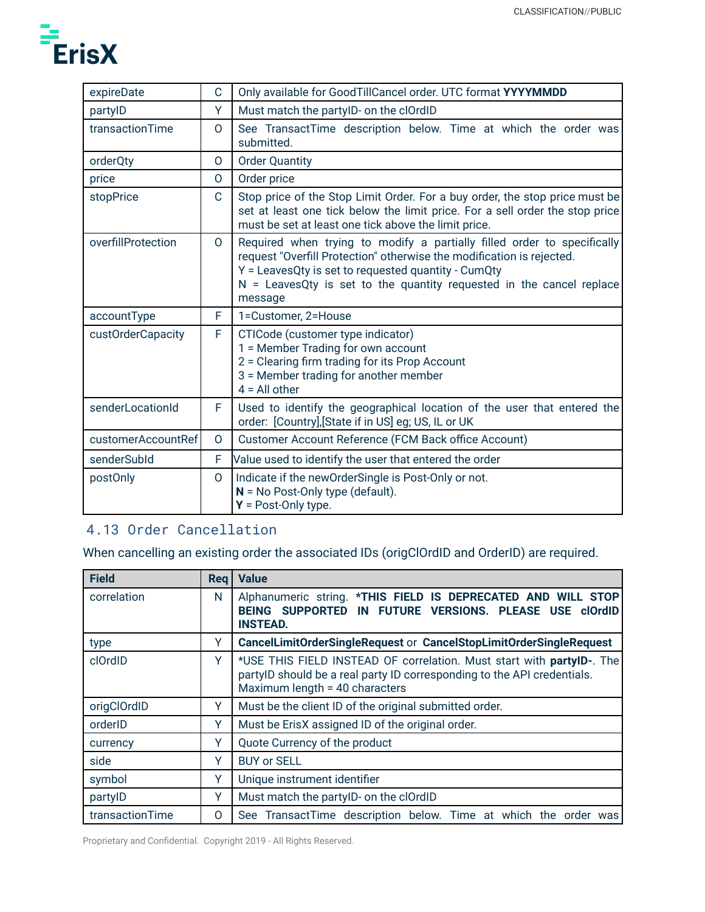| | | |
|---|---|---|
| expireDate | C | Only available for GoodTillCancel order. UTC format **YYYYMMDD** |
| partyID | Y | Must match the partyID- on the clOrdID |
| transactionTime | O | See TransactTime description below. Time at which the order was submitted. |
| orderQty | O | Order Quantity |
| price | O | Order price |
| stopPrice | C | Stop price of the Stop Limit Order. For a buy order, the stop price must be set at least one tick below the limit price. For a sell order the stop price must be set at least one tick above the limit price. |
| overfillProtection | O | Required when trying to modify a partially filled order to specifically request "Overfill Protection" otherwise the modification is rejected.<br>Y = LeavesQty is set to requested quantity - CumQty<br>N = LeavesQty is set to the quantity requested in the cancel replace message |
| accountType | F | 1=Customer, 2=House |
| custOrderCapacity | F | CTICode (customer type indicator)<br>1 = Member Trading for own account<br>2 = Clearing firm trading for its Prop Account<br>3 = Member trading for another member<br>4 = All other |
| senderLocationId | F | Used to identify the geographical location of the user that entered the order: [Country],[State if in US] eg; US, IL or UK |
| customerAccountRef | O | Customer Account Reference (FCM Back office Account) |
| senderSubId | F | Value used to identify the user that entered the order |
| postOnly | O | Indicate if the newOrderSingle is Post-Only or not.<br>**N** = No Post-Only type (default).<br>**Y** = Post-Only type. |

## 4.13 Order Cancellation

When cancelling an existing order the associated IDs (origClOrdID and OrderID) are required.

| Field | Req | Value |
|---|---|---|
| correlation | N | Alphanumeric string. ***THIS FIELD IS DEPRECATED AND WILL STOP BEING SUPPORTED IN FUTURE VERSIONS. PLEASE USE clOrdID INSTEAD.** |
| type | Y | **CancelLimitOrderSingleRequest** or **CancelStopLimitOrderSingleRequest** |
| clOrdID | Y | *USE THIS FIELD INSTEAD OF correlation. Must start with **partyID-**. The partyID should be a real party ID corresponding to the API credentials. Maximum length = 40 characters |
| origClOrdID | Y | Must be the client ID of the original submitted order. |
| orderID | Y | Must be ErisX assigned ID of the original order. |
| currency | Y | Quote Currency of the product |
| side | Y | BUY or SELL |
| symbol | Y | Unique instrument identifier |
| partyID | Y | Must match the partyID- on the clOrdID |
| transactionTime | O | See TransactTime description below. Time at which the order was |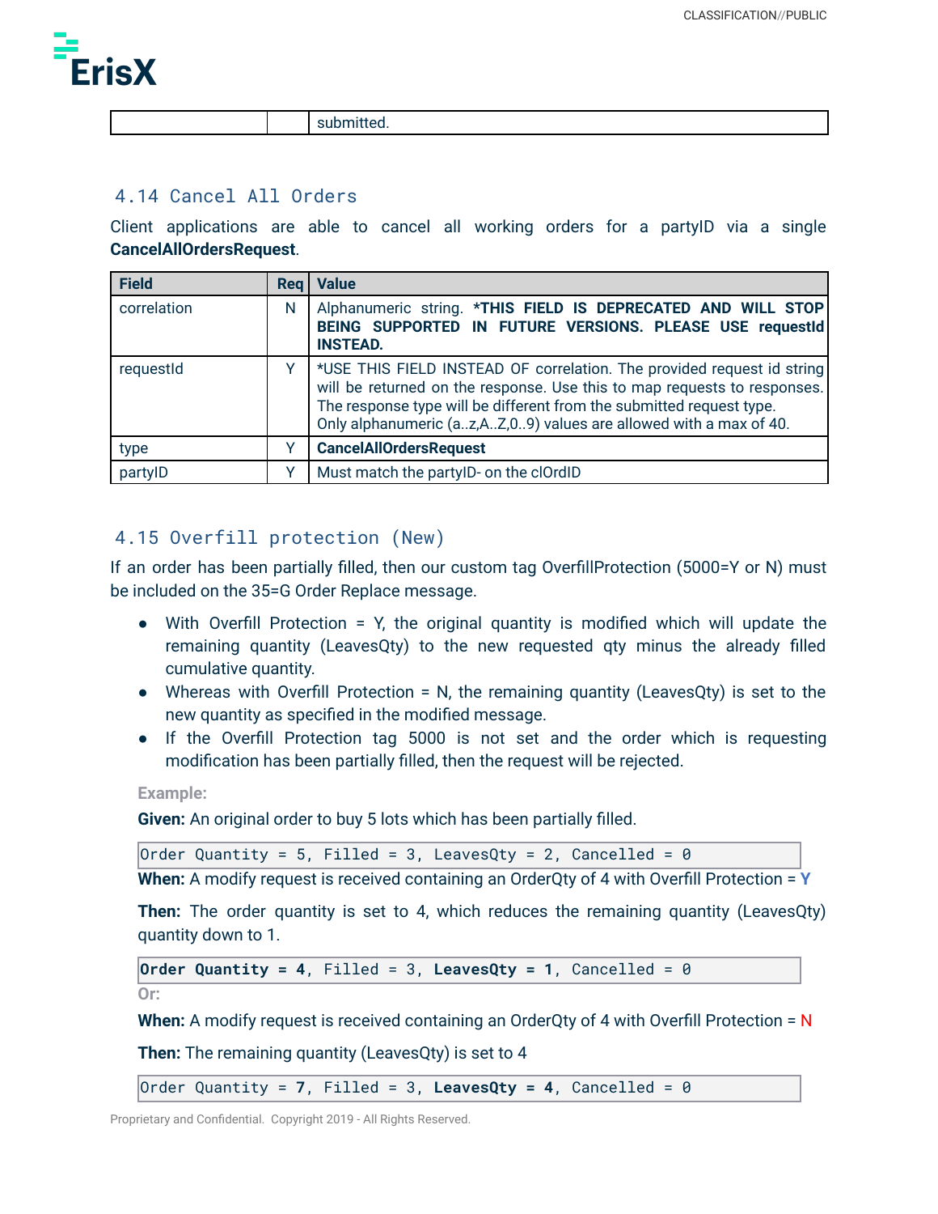| | | submitted. |
|---|---|---|

## 4.14 Cancel All Orders

Client applications are able to cancel all working orders for a partyID via a single **CancelAllOrdersRequest**.

| Field | Req | Value |
|---|---|---|
| correlation | N | Alphanumeric string. ***THIS FIELD IS DEPRECATED AND WILL STOP BEING SUPPORTED IN FUTURE VERSIONS. PLEASE USE requestId INSTEAD.** |
| requestId | Y | *USE THIS FIELD INSTEAD OF correlation. The provided request id string will be returned on the response. Use this to map requests to responses. The response type will be different from the submitted request type. Only alphanumeric (a..z,A..Z,0..9) values are allowed with a max of 40. |
| type | Y | **CancelAllOrdersRequest** |
| partyID | Y | Must match the partyID- on the clOrdID |

## 4.15 Overfill protection (New)

If an order has been partially filled, then our custom tag OverfillProtection (5000=Y or N) must be included on the 35=G Order Replace message.

- With Overfill Protection = Y, the original quantity is modified which will update the remaining quantity (LeavesQty) to the new requested qty minus the already filled cumulative quantity.
- Whereas with Overfill Protection = N, the remaining quantity (LeavesQty) is set to the new quantity as specified in the modified message.
- If the Overfill Protection tag 5000 is not set and the order which is requesting modification has been partially filled, then the request will be rejected.

**Example:**

**Given:** An original order to buy 5 lots which has been partially filled.

```
Order Quantity = 5, Filled = 3, LeavesQty = 2, Cancelled = 0
```

**When:** A modify request is received containing an OrderQty of 4 with Overfill Protection = **Y**

**Then:** The order quantity is set to 4, which reduces the remaining quantity (LeavesQty) quantity down to 1.

```
Order Quantity = 4, Filled = 3, LeavesQty = 1, Cancelled = 0
```

**Or:**

**When:** A modify request is received containing an OrderQty of 4 with Overfill Protection = N

**Then:** The remaining quantity (LeavesQty) is set to 4

```
Order Quantity = 7, Filled = 3, LeavesQty = 4, Cancelled = 0
```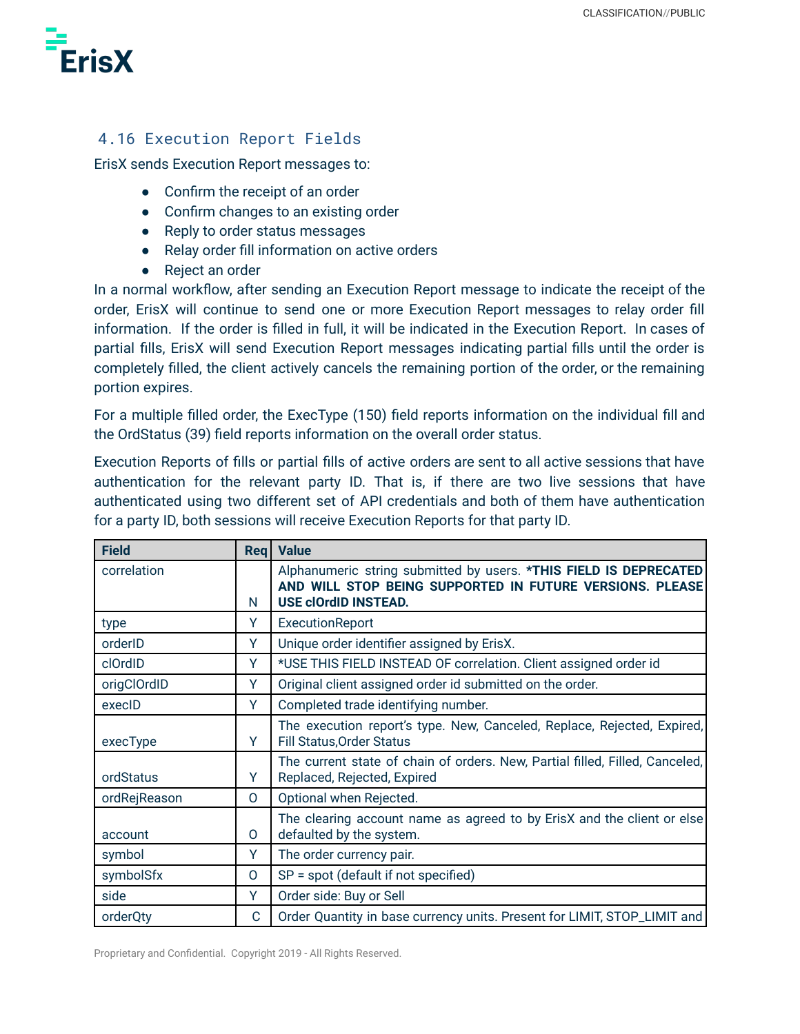### 4.16 Execution Report Fields

ErisX sends Execution Report messages to:

- Confirm the receipt of an order
- Confirm changes to an existing order
- Reply to order status messages
- Relay order fill information on active orders
- Reject an order

In a normal workflow, after sending an Execution Report message to indicate the receipt of the order, ErisX will continue to send one or more Execution Report messages to relay order fill information. If the order is filled in full, it will be indicated in the Execution Report. In cases of partial fills, ErisX will send Execution Report messages indicating partial fills until the order is completely filled, the client actively cancels the remaining portion of the order, or the remaining portion expires.

For a multiple filled order, the ExecType (150) field reports information on the individual fill and the OrdStatus (39) field reports information on the overall order status.

Execution Reports of fills or partial fills of active orders are sent to all active sessions that have authentication for the relevant party ID. That is, if there are two live sessions that have authenticated using two different set of API credentials and both of them have authentication for a party ID, both sessions will receive Execution Reports for that party ID.

| Field | Req | Value |
|---|---|---|
| correlation | N | Alphanumeric string submitted by users. **\*THIS FIELD IS DEPRECATED AND WILL STOP BEING SUPPORTED IN FUTURE VERSIONS. PLEASE USE clOrdID INSTEAD.** |
| type | Y | ExecutionReport |
| orderID | Y | Unique order identifier assigned by ErisX. |
| clOrdID | Y | *USE THIS FIELD INSTEAD OF correlation. Client assigned order id |
| origClOrdID | Y | Original client assigned order id submitted on the order. |
| execID | Y | Completed trade identifying number. |
| execType | Y | The execution report's type. New, Canceled, Replace, Rejected, Expired, Fill Status,Order Status |
| ordStatus | Y | The current state of chain of orders. New, Partial filled, Filled, Canceled, Replaced, Rejected, Expired |
| ordRejReason | O | Optional when Rejected. |
| account | O | The clearing account name as agreed to by ErisX and the client or else defaulted by the system. |
| symbol | Y | The order currency pair. |
| symbolSfx | O | SP = spot (default if not specified) |
| side | Y | Order side: Buy or Sell |
| orderQty | C | Order Quantity in base currency units. Present for LIMIT, STOP_LIMIT and |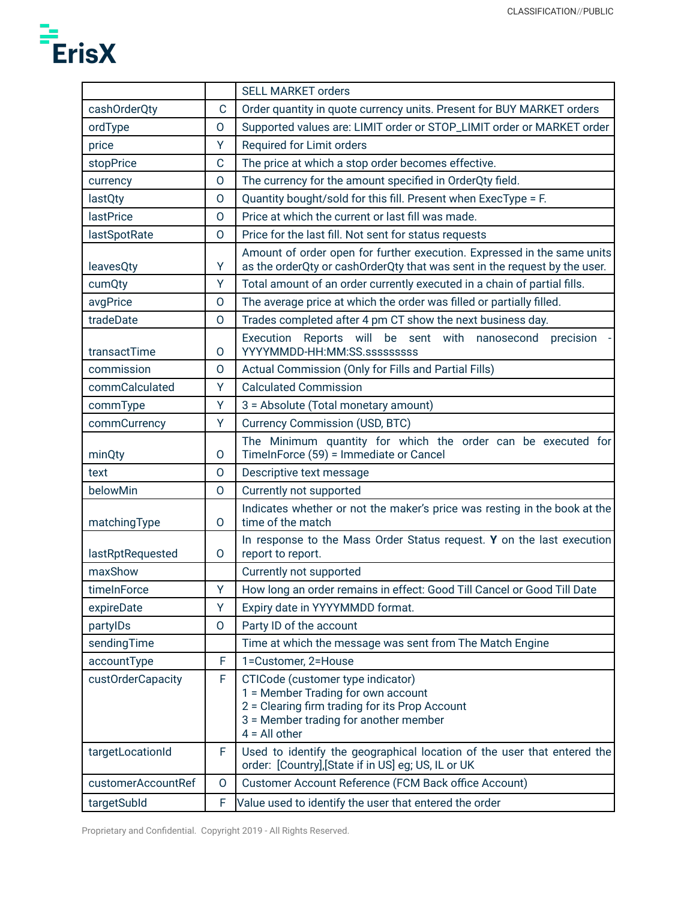| | | SELL MARKET orders |
|---|---|---|
| cashOrderQty | C | Order quantity in quote currency units. Present for BUY MARKET orders |
| ordType | O | Supported values are: LIMIT order or STOP_LIMIT order or MARKET order |
| price | Y | Required for Limit orders |
| stopPrice | C | The price at which a stop order becomes effective. |
| currency | O | The currency for the amount specified in OrderQty field. |
| lastQty | O | Quantity bought/sold for this fill. Present when ExecType = F. |
| lastPrice | O | Price at which the current or last fill was made. |
| lastSpotRate | O | Price for the last fill. Not sent for status requests |
| leavesQty | Y | Amount of order open for further execution. Expressed in the same units as the orderQty or cashOrderQty that was sent in the request by the user. |
| cumQty | Y | Total amount of an order currently executed in a chain of partial fills. |
| avgPrice | O | The average price at which the order was filled or partially filled. |
| tradeDate | O | Trades completed after 4 pm CT show the next business day. |
| transactTime | O | Execution Reports will be sent with nanosecond precision - YYYYMMDD-HH:MM:SS.sssssssss |
| commission | O | Actual Commission (Only for Fills and Partial Fills) |
| commCalculated | Y | Calculated Commission |
| commType | Y | 3 = Absolute (Total monetary amount) |
| commCurrency | Y | Currency Commission (USD, BTC) |
| minQty | O | The Minimum quantity for which the order can be executed for TimeInForce (59) = Immediate or Cancel |
| text | O | Descriptive text message |
| belowMin | O | Currently not supported |
| matchingType | O | Indicates whether or not the maker's price was resting in the book at the time of the match |
| lastRptRequested | O | In response to the Mass Order Status request. **Y** on the last execution report to report. |
| maxShow | | Currently not supported |
| timeInForce | Y | How long an order remains in effect: Good Till Cancel or Good Till Date |
| expireDate | Y | Expiry date in YYYYMMDD format. |
| partyIDs | O | Party ID of the account |
| sendingTime | | Time at which the message was sent from The Match Engine |
| accountType | F | 1=Customer, 2=House |
| custOrderCapacity | F | CTICode (customer type indicator)<br>1 = Member Trading for own account<br>2 = Clearing firm trading for its Prop Account<br>3 = Member trading for another member<br>4 = All other |
| targetLocationId | F | Used to identify the geographical location of the user that entered the order: [Country],[State if in US] eg; US, IL or UK |
| customerAccountRef | O | Customer Account Reference (FCM Back office Account) |
| targetSubId | F | Value used to identify the user that entered the order |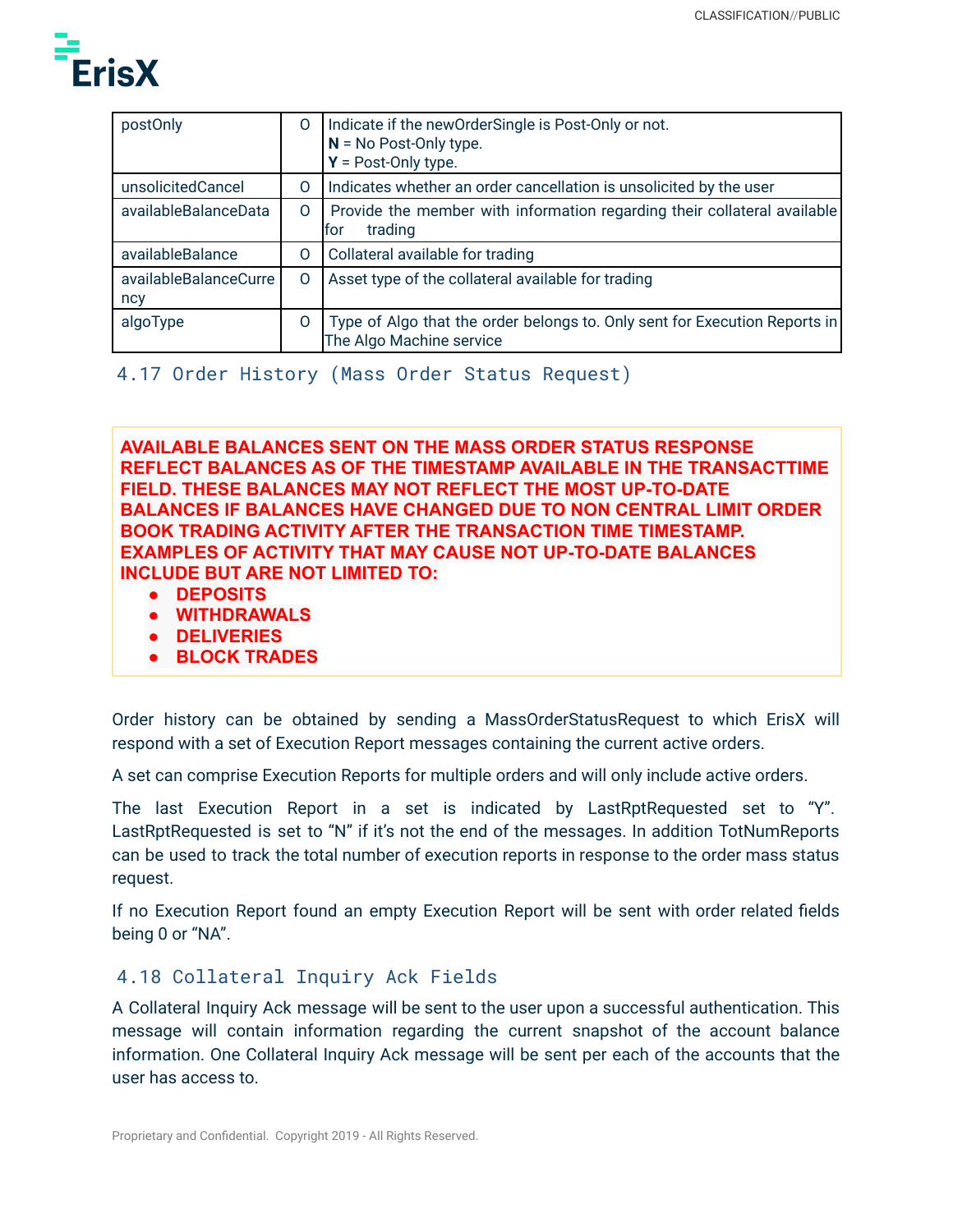| | | |
|---|---|---|
| postOnly | O | Indicate if the newOrderSingle is Post-Only or not.<br>**N** = No Post-Only type.<br>**Y** = Post-Only type. |
| unsolicitedCancel | O | Indicates whether an order cancellation is unsolicited by the user |
| availableBalanceData | O | Provide the member with information regarding their collateral available for trading |
| availableBalance | O | Collateral available for trading |
| availableBalanceCurrency | O | Asset type of the collateral available for trading |
| algoType | O | Type of Algo that the order belongs to. Only sent for Execution Reports in The Algo Machine service |

### 4.17 Order History (Mass Order Status Request)

**AVAILABLE BALANCES SENT ON THE MASS ORDER STATUS RESPONSE REFLECT BALANCES AS OF THE TIMESTAMP AVAILABLE IN THE TRANSACTTIME FIELD. THESE BALANCES MAY NOT REFLECT THE MOST UP-TO-DATE BALANCES IF BALANCES HAVE CHANGED DUE TO NON CENTRAL LIMIT ORDER BOOK TRADING ACTIVITY AFTER THE TRANSACTION TIME TIMESTAMP. EXAMPLES OF ACTIVITY THAT MAY CAUSE NOT UP-TO-DATE BALANCES INCLUDE BUT ARE NOT LIMITED TO:**

- **DEPOSITS**
- **WITHDRAWALS**
- **DELIVERIES**
- **BLOCK TRADES**

Order history can be obtained by sending a MassOrderStatusRequest to which ErisX will respond with a set of Execution Report messages containing the current active orders.

A set can comprise Execution Reports for multiple orders and will only include active orders.

The last Execution Report in a set is indicated by LastRptRequested set to "Y". LastRptRequested is set to "N" if it's not the end of the messages. In addition TotNumReports can be used to track the total number of execution reports in response to the order mass status request.

If no Execution Report found an empty Execution Report will be sent with order related fields being 0 or "NA".

### 4.18 Collateral Inquiry Ack Fields

A Collateral Inquiry Ack message will be sent to the user upon a successful authentication. This message will contain information regarding the current snapshot of the account balance information. One Collateral Inquiry Ack message will be sent per each of the accounts that the user has access to.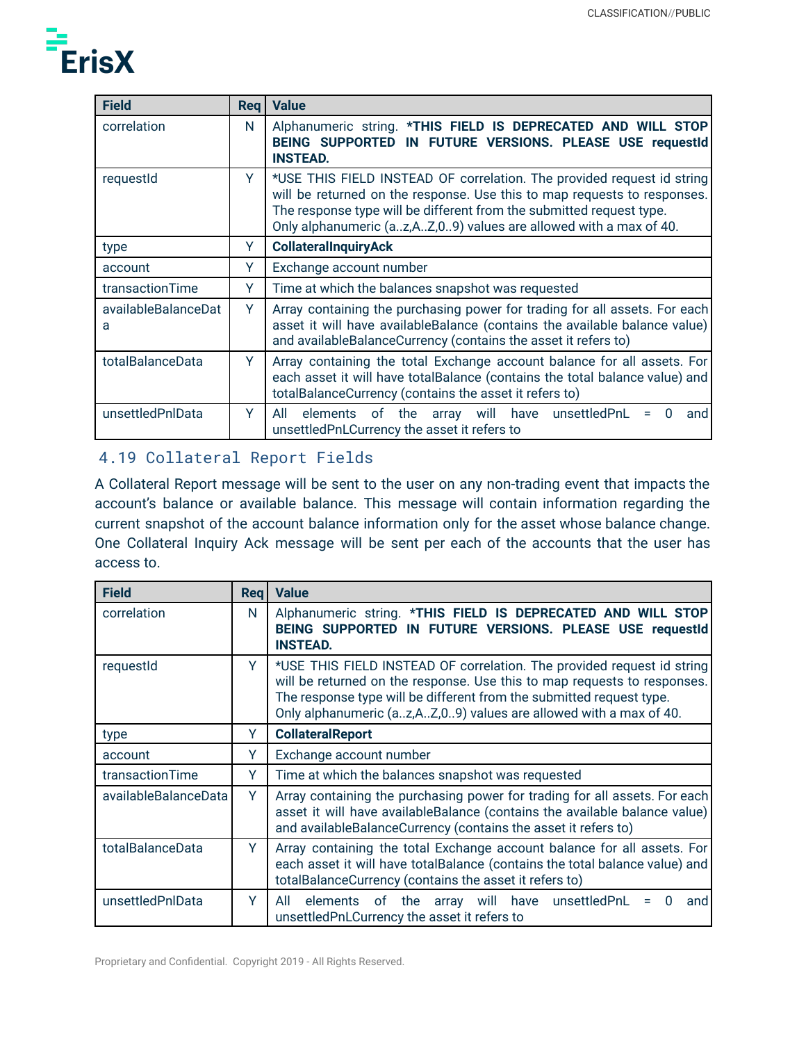| Field | Req | Value |
|---|---|---|
| correlation | N | Alphanumeric string. ***THIS FIELD IS DEPRECATED AND WILL STOP BEING SUPPORTED IN FUTURE VERSIONS. PLEASE USE requestId INSTEAD.** |
| requestId | Y | *USE THIS FIELD INSTEAD OF correlation. The provided request id string will be returned on the response. Use this to map requests to responses. The response type will be different from the submitted request type. Only alphanumeric (a..z,A..Z,0..9) values are allowed with a max of 40. |
| type | Y | **CollateralInquiryAck** |
| account | Y | Exchange account number |
| transactionTime | Y | Time at which the balances snapshot was requested |
| availableBalanceData | Y | Array containing the purchasing power for trading for all assets. For each asset it will have availableBalance (contains the available balance value) and availableBalanceCurrency (contains the asset it refers to) |
| totalBalanceData | Y | Array containing the total Exchange account balance for all assets. For each asset it will have totalBalance (contains the total balance value) and totalBalanceCurrency (contains the asset it refers to) |
| unsettledPnlData | Y | All elements of the array will have unsettledPnL = 0 and unsettledPnLCurrency the asset it refers to |

## 4.19 Collateral Report Fields

A Collateral Report message will be sent to the user on any non-trading event that impacts the account's balance or available balance. This message will contain information regarding the current snapshot of the account balance information only for the asset whose balance change. One Collateral Inquiry Ack message will be sent per each of the accounts that the user has access to.

| Field | Req | Value |
|---|---|---|
| correlation | N | Alphanumeric string. ***THIS FIELD IS DEPRECATED AND WILL STOP BEING SUPPORTED IN FUTURE VERSIONS. PLEASE USE requestId INSTEAD.** |
| requestId | Y | *USE THIS FIELD INSTEAD OF correlation. The provided request id string will be returned on the response. Use this to map requests to responses. The response type will be different from the submitted request type. Only alphanumeric (a..z,A..Z,0..9) values are allowed with a max of 40. |
| type | Y | **CollateralReport** |
| account | Y | Exchange account number |
| transactionTime | Y | Time at which the balances snapshot was requested |
| availableBalanceData | Y | Array containing the purchasing power for trading for all assets. For each asset it will have availableBalance (contains the available balance value) and availableBalanceCurrency (contains the asset it refers to) |
| totalBalanceData | Y | Array containing the total Exchange account balance for all assets. For each asset it will have totalBalance (contains the total balance value) and totalBalanceCurrency (contains the asset it refers to) |
| unsettledPnlData | Y | All elements of the array will have unsettledPnL = 0 and unsettledPnLCurrency the asset it refers to |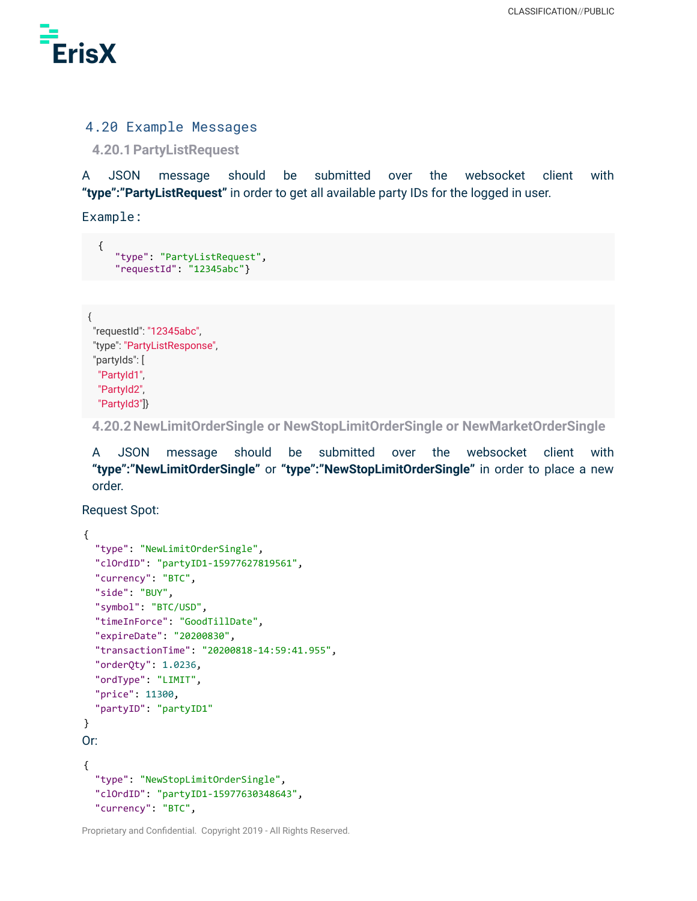## 4.20 Example Messages

### 4.20.1 PartyListRequest

A JSON message should be submitted over the websocket client with **"type":"PartyListRequest"** in order to get all available party IDs for the logged in user.

Example:

```
{
    "type": "PartyListRequest",
    "requestId": "12345abc"}
```

```
{
  "requestId": "12345abc",
  "type": "PartyListResponse",
  "partyIds": [
   "PartyId1",
   "PartyId2",
   "PartyId3"]}
```

### 4.20.2 NewLimitOrderSingle or NewStopLimitOrderSingle or NewMarketOrderSingle

A JSON message should be submitted over the websocket client with **"type":"NewLimitOrderSingle"** or **"type":"NewStopLimitOrderSingle"** in order to place a new order.

Request Spot:

```
{
  "type": "NewLimitOrderSingle",
  "clOrdID": "partyID1-15977627819561",
  "currency": "BTC",
  "side": "BUY",
  "symbol": "BTC/USD",
  "timeInForce": "GoodTillDate",
  "expireDate": "20200830",
  "transactionTime": "20200818-14:59:41.955",
  "orderQty": 1.0236,
  "ordType": "LIMIT",
  "price": 11300,
  "partyID": "partyID1"
}
```

Or:

```
{
  "type": "NewStopLimitOrderSingle",
  "clOrdID": "partyID1-15977630348643",
  "currency": "BTC",
```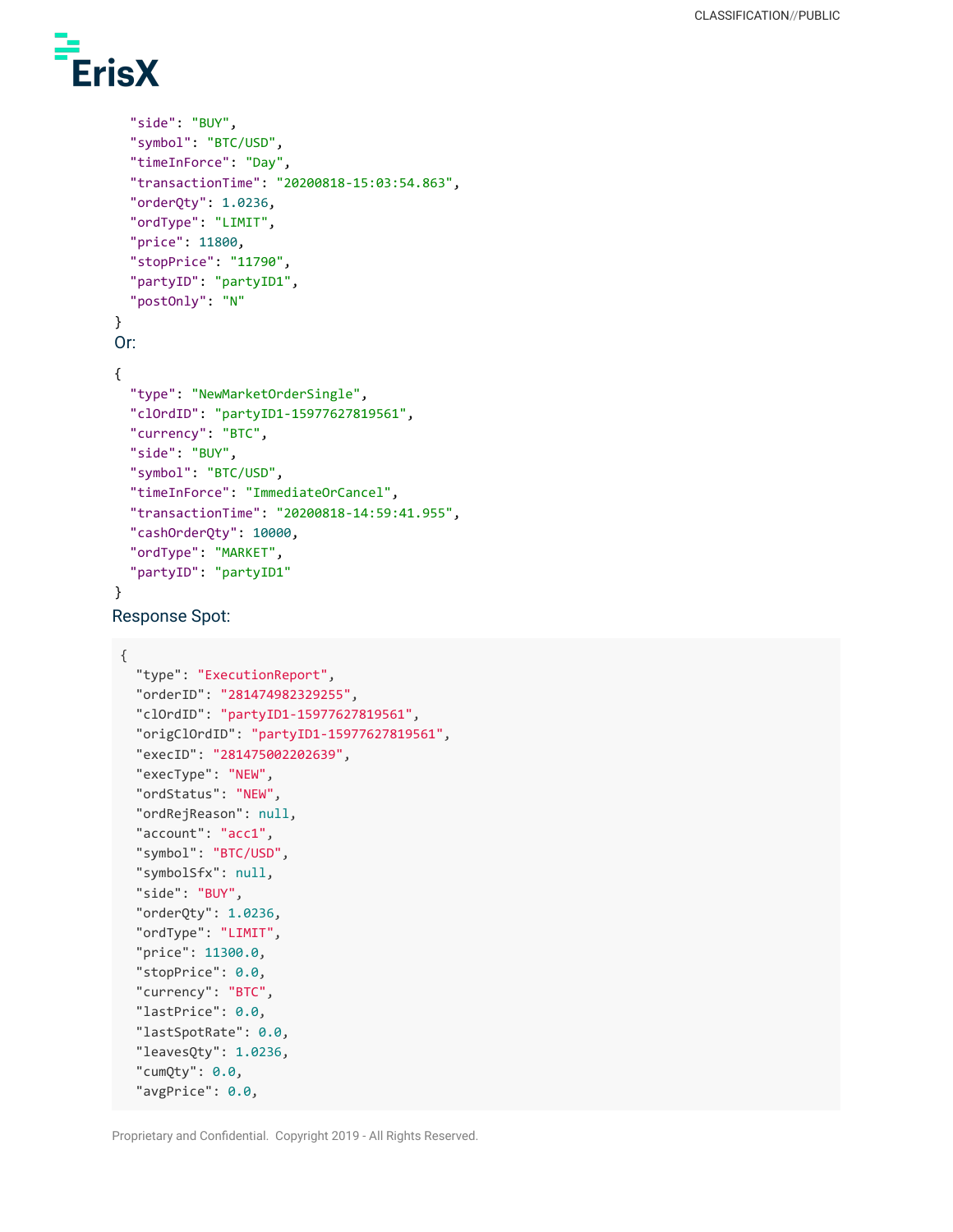```
  "side": "BUY",
  "symbol": "BTC/USD",
  "timeInForce": "Day",
  "transactionTime": "20200818-15:03:54.863",
  "orderQty": 1.0236,
  "ordType": "LIMIT",
  "price": 11800,
  "stopPrice": "11790",
  "partyID": "partyID1",
  "postOnly": "N"
}
```

Or:

```
{
  "type": "NewMarketOrderSingle",
  "clOrdID": "partyID1-15977627819561",
  "currency": "BTC",
  "side": "BUY",
  "symbol": "BTC/USD",
  "timeInForce": "ImmediateOrCancel",
  "transactionTime": "20200818-14:59:41.955",
  "cashOrderQty": 10000,
  "ordType": "MARKET",
  "partyID": "partyID1"
}
```

Response Spot:

```
{
  "type": "ExecutionReport",
  "orderID": "281474982329255",
  "clOrdID": "partyID1-15977627819561",
  "origClOrdID": "partyID1-15977627819561",
  "execID": "281475002202639",
  "execType": "NEW",
  "ordStatus": "NEW",
  "ordRejReason": null,
  "account": "acc1",
  "symbol": "BTC/USD",
  "symbolSfx": null,
  "side": "BUY",
  "orderQty": 1.0236,
  "ordType": "LIMIT",
  "price": 11300.0,
  "stopPrice": 0.0,
  "currency": "BTC",
  "lastPrice": 0.0,
  "lastSpotRate": 0.0,
  "leavesQty": 1.0236,
  "cumQty": 0.0,
  "avgPrice": 0.0,
```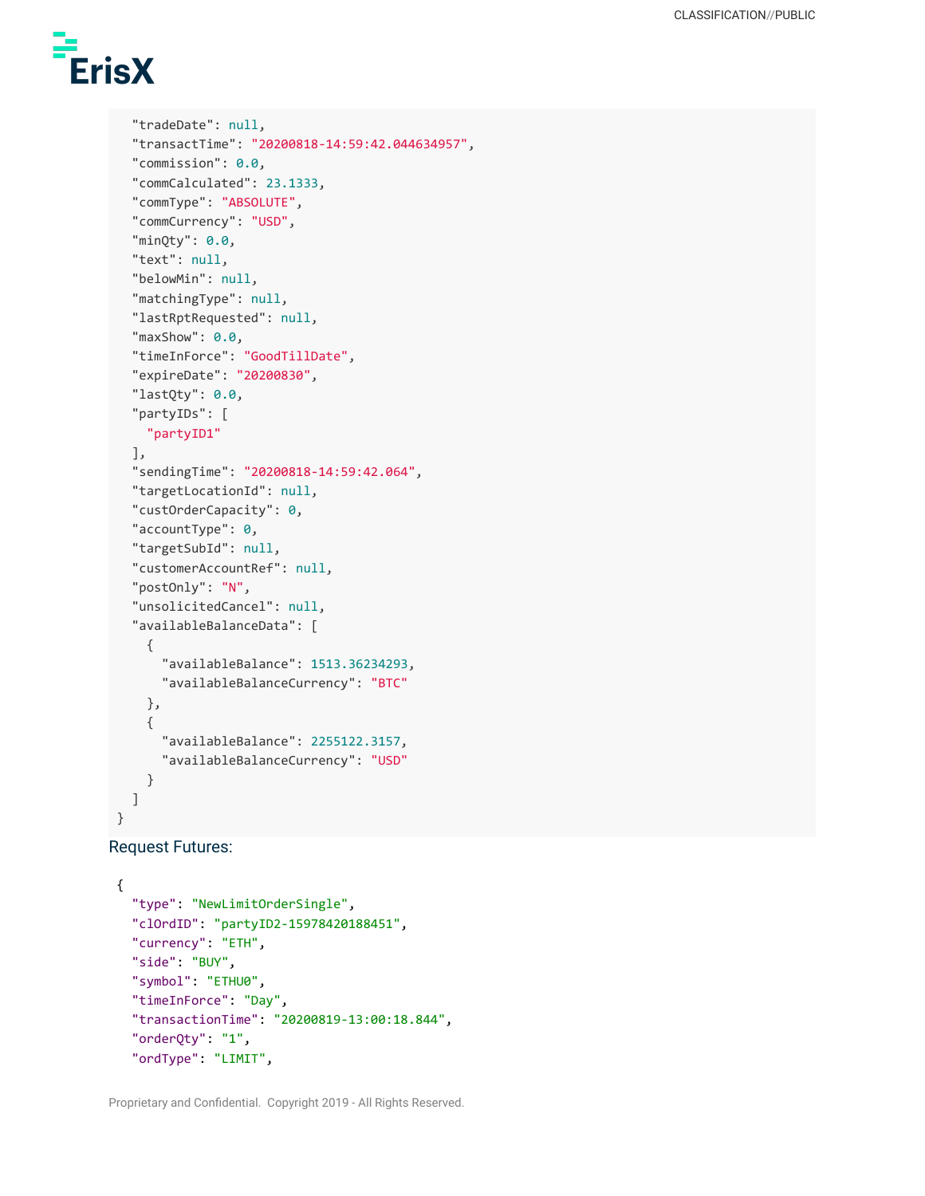```
  "tradeDate": null,
  "transactTime": "20200818-14:59:42.044634957",
  "commission": 0.0,
  "commCalculated": 23.1333,
  "commType": "ABSOLUTE",
  "commCurrency": "USD",
  "minQty": 0.0,
  "text": null,
  "belowMin": null,
  "matchingType": null,
  "lastRptRequested": null,
  "maxShow": 0.0,
  "timeInForce": "GoodTillDate",
  "expireDate": "20200830",
  "lastQty": 0.0,
  "partyIDs": [
    "partyID1"
  ],
  "sendingTime": "20200818-14:59:42.064",
  "targetLocationId": null,
  "custOrderCapacity": 0,
  "accountType": 0,
  "targetSubId": null,
  "customerAccountRef": null,
  "postOnly": "N",
  "unsolicitedCancel": null,
  "availableBalanceData": [
    {
      "availableBalance": 1513.36234293,
      "availableBalanceCurrency": "BTC"
    },
    {
      "availableBalance": 2255122.3157,
      "availableBalanceCurrency": "USD"
    }
  ]
}
```

Request Futures:

```
{
  "type": "NewLimitOrderSingle",
  "clOrdID": "partyID2-15978420188451",
  "currency": "ETH",
  "side": "BUY",
  "symbol": "ETHU0",
  "timeInForce": "Day",
  "transactionTime": "20200819-13:00:18.844",
  "orderQty": "1",
  "ordType": "LIMIT",
```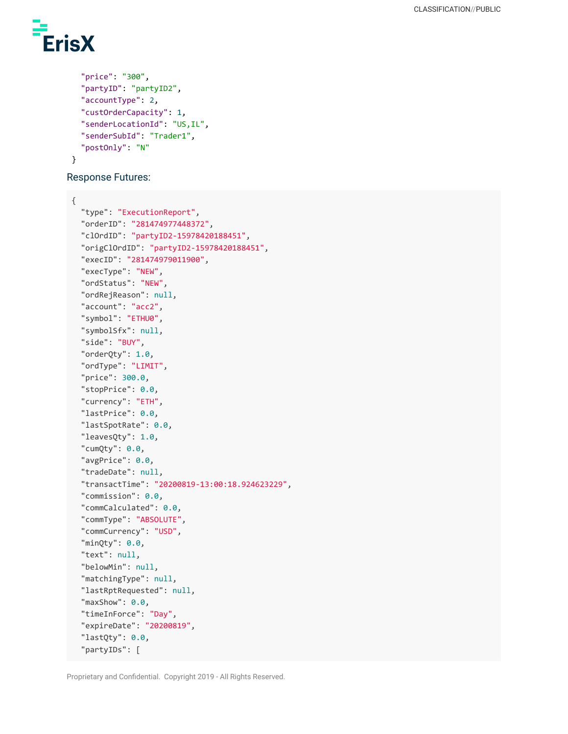```
    "price": "300",
    "partyID": "partyID2",
    "accountType": 2,
    "custOrderCapacity": 1,
    "senderLocationId": "US,IL",
    "senderSubId": "Trader1",
    "postOnly": "N"
 }
```

Response Futures:

```
{
  "type": "ExecutionReport",
  "orderID": "281474977448372",
  "clOrdID": "partyID2-15978420188451",
  "origClOrdID": "partyID2-15978420188451",
  "execID": "281474979011900",
  "execType": "NEW",
  "ordStatus": "NEW",
  "ordRejReason": null,
  "account": "acc2",
  "symbol": "ETHU0",
  "symbolSfx": null,
  "side": "BUY",
  "orderQty": 1.0,
  "ordType": "LIMIT",
  "price": 300.0,
  "stopPrice": 0.0,
  "currency": "ETH",
  "lastPrice": 0.0,
  "lastSpotRate": 0.0,
  "leavesQty": 1.0,
  "cumQty": 0.0,
  "avgPrice": 0.0,
  "tradeDate": null,
  "transactTime": "20200819-13:00:18.924623229",
  "commission": 0.0,
  "commCalculated": 0.0,
  "commType": "ABSOLUTE",
  "commCurrency": "USD",
  "minQty": 0.0,
  "text": null,
  "belowMin": null,
  "matchingType": null,
  "lastRptRequested": null,
  "maxShow": 0.0,
  "timeInForce": "Day",
  "expireDate": "20200819",
  "lastQty": 0.0,
  "partyIDs": [
```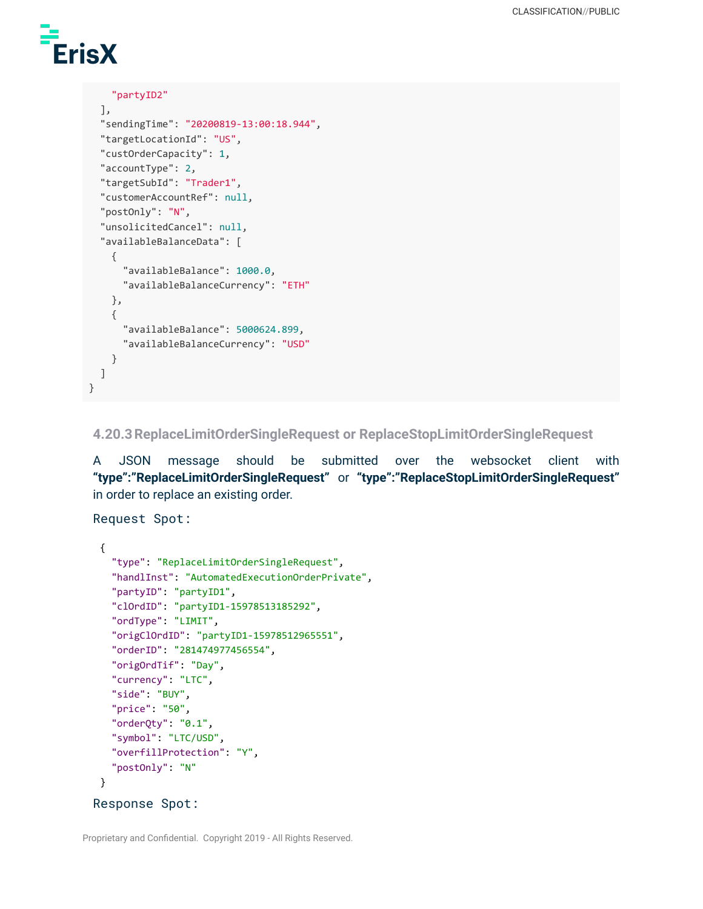```
    "partyID2"
  ],
  "sendingTime": "20200819-13:00:18.944",
  "targetLocationId": "US",
  "custOrderCapacity": 1,
  "accountType": 2,
  "targetSubId": "Trader1",
  "customerAccountRef": null,
  "postOnly": "N",
  "unsolicitedCancel": null,
  "availableBalanceData": [
    {
      "availableBalance": 1000.0,
      "availableBalanceCurrency": "ETH"
    },
    {
      "availableBalance": 5000624.899,
      "availableBalanceCurrency": "USD"
    }
  ]
}
```

### 4.20.3 ReplaceLimitOrderSingleRequest or ReplaceStopLimitOrderSingleRequest

A JSON message should be submitted over the websocket client with **"type":"ReplaceLimitOrderSingleRequest"** or **"type":"ReplaceStopLimitOrderSingleRequest"** in order to replace an existing order.

Request Spot:

```
{
  "type": "ReplaceLimitOrderSingleRequest",
  "handlInst": "AutomatedExecutionOrderPrivate",
  "partyID": "partyID1",
  "clOrdID": "partyID1-15978513185292",
  "ordType": "LIMIT",
  "origClOrdID": "partyID1-15978512965551",
  "orderID": "281474977456554",
  "origOrdTif": "Day",
  "currency": "LTC",
  "side": "BUY",
  "price": "50",
  "orderQty": "0.1",
  "symbol": "LTC/USD",
  "overfillProtection": "Y",
  "postOnly": "N"
}
```

Response Spot: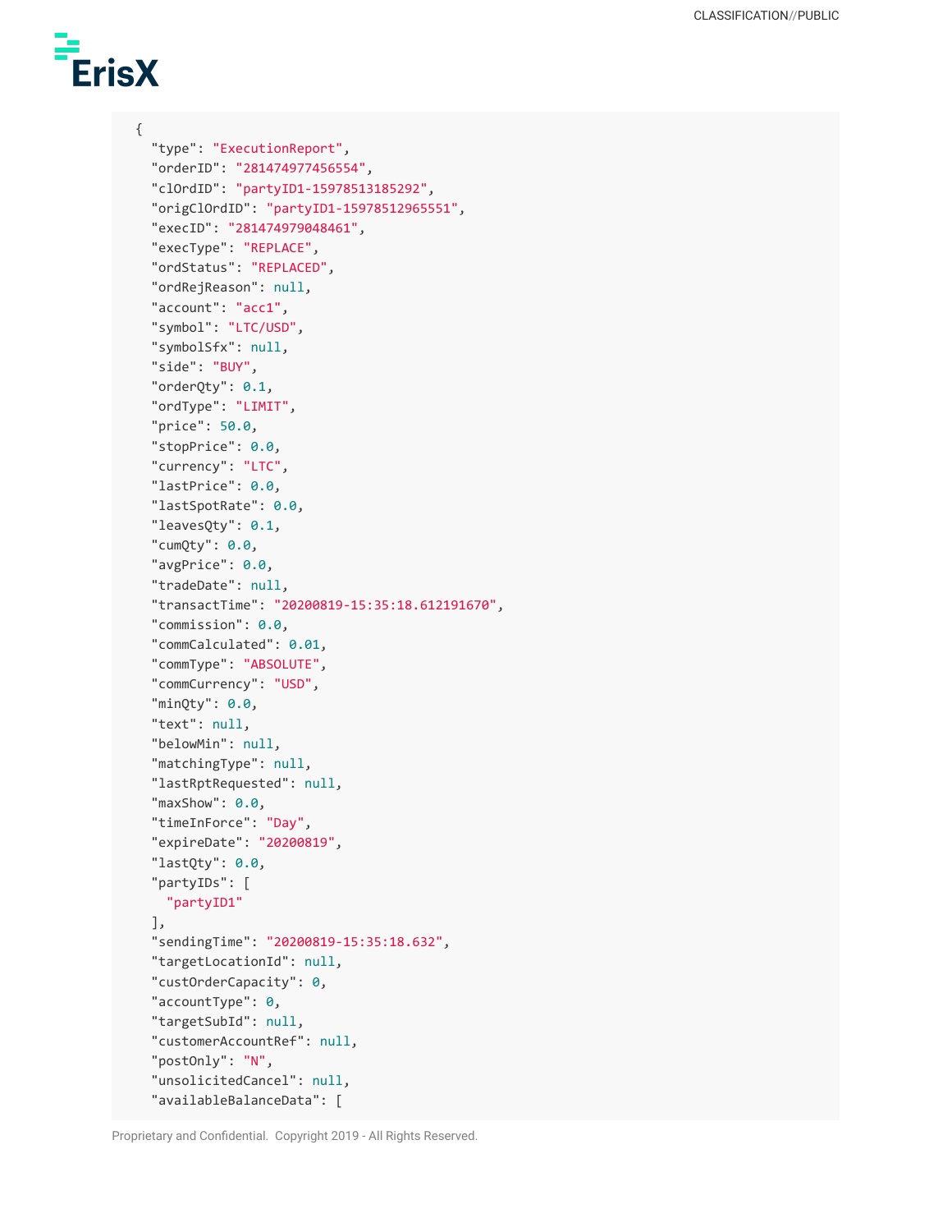```
{
  "type": "ExecutionReport",
  "orderID": "281474977456554",
  "clOrdID": "partyID1-15978513185292",
  "origClOrdID": "partyID1-15978512965551",
  "execID": "281474979048461",
  "execType": "REPLACE",
  "ordStatus": "REPLACED",
  "ordRejReason": null,
  "account": "acc1",
  "symbol": "LTC/USD",
  "symbolSfx": null,
  "side": "BUY",
  "orderQty": 0.1,
  "ordType": "LIMIT",
  "price": 50.0,
  "stopPrice": 0.0,
  "currency": "LTC",
  "lastPrice": 0.0,
  "lastSpotRate": 0.0,
  "leavesQty": 0.1,
  "cumQty": 0.0,
  "avgPrice": 0.0,
  "tradeDate": null,
  "transactTime": "20200819-15:35:18.612191670",
  "commission": 0.0,
  "commCalculated": 0.01,
  "commType": "ABSOLUTE",
  "commCurrency": "USD",
  "minQty": 0.0,
  "text": null,
  "belowMin": null,
  "matchingType": null,
  "lastRptRequested": null,
  "maxShow": 0.0,
  "timeInForce": "Day",
  "expireDate": "20200819",
  "lastQty": 0.0,
  "partyIDs": [
    "partyID1"
  ],
  "sendingTime": "20200819-15:35:18.632",
  "targetLocationId": null,
  "custOrderCapacity": 0,
  "accountType": 0,
  "targetSubId": null,
  "customerAccountRef": null,
  "postOnly": "N",
  "unsolicitedCancel": null,
  "availableBalanceData": [
```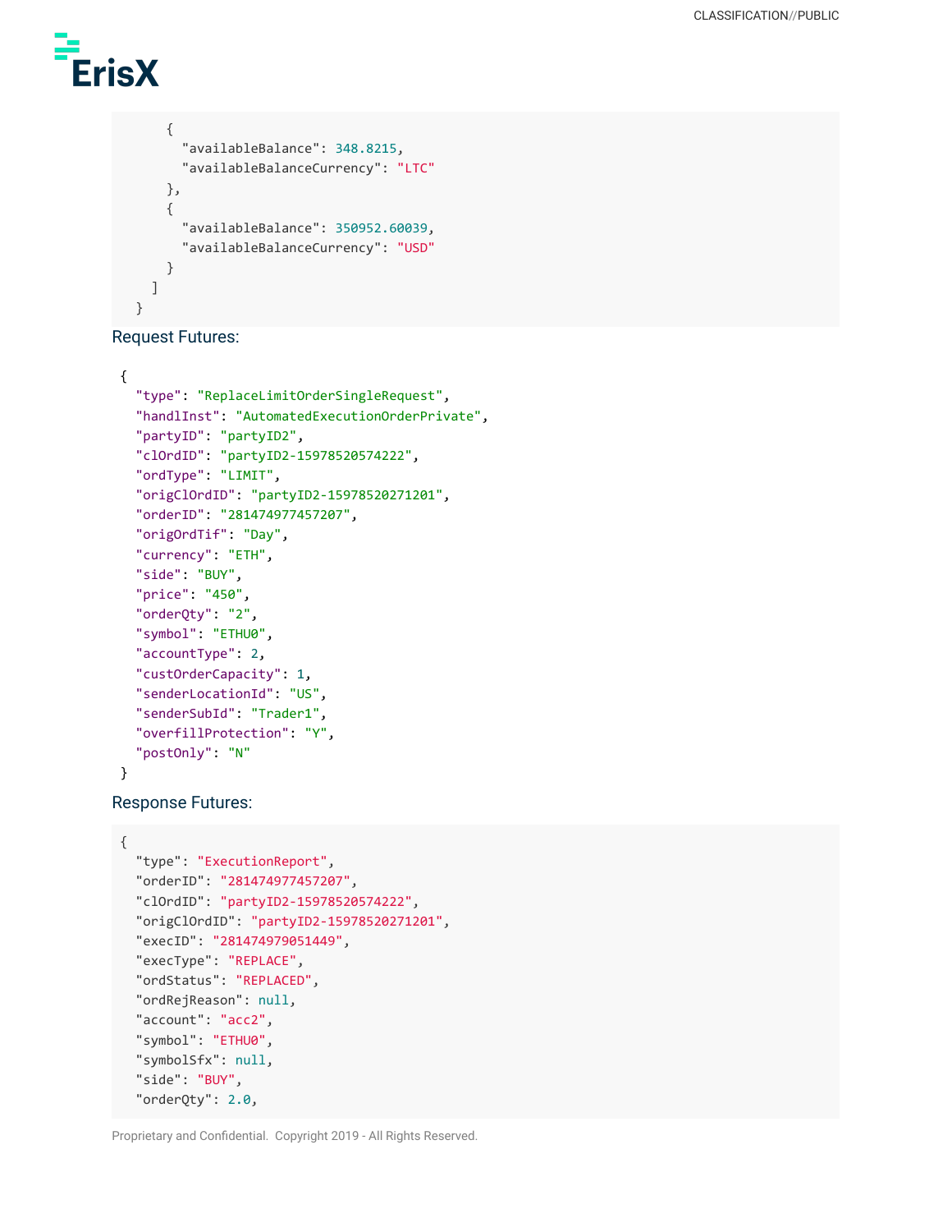```
      {
        "availableBalance": 348.8215,
        "availableBalanceCurrency": "LTC"
      },
      {
        "availableBalance": 350952.60039,
        "availableBalanceCurrency": "USD"
      }
    ]
  }
```

Request Futures:

```
{
  "type": "ReplaceLimitOrderSingleRequest",
  "handlInst": "AutomatedExecutionOrderPrivate",
  "partyID": "partyID2",
  "clOrdID": "partyID2-15978520574222",
  "ordType": "LIMIT",
  "origClOrdID": "partyID2-15978520271201",
  "orderID": "281474977457207",
  "origOrdTif": "Day",
  "currency": "ETH",
  "side": "BUY",
  "price": "450",
  "orderQty": "2",
  "symbol": "ETHU0",
  "accountType": 2,
  "custOrderCapacity": 1,
  "senderLocationId": "US",
  "senderSubId": "Trader1",
  "overfillProtection": "Y",
  "postOnly": "N"
}
```

Response Futures:

```
{
  "type": "ExecutionReport",
  "orderID": "281474977457207",
  "clOrdID": "partyID2-15978520574222",
  "origClOrdID": "partyID2-15978520271201",
  "execID": "281474979051449",
  "execType": "REPLACE",
  "ordStatus": "REPLACED",
  "ordRejReason": null,
  "account": "acc2",
  "symbol": "ETHU0",
  "symbolSfx": null,
  "side": "BUY",
  "orderQty": 2.0,
```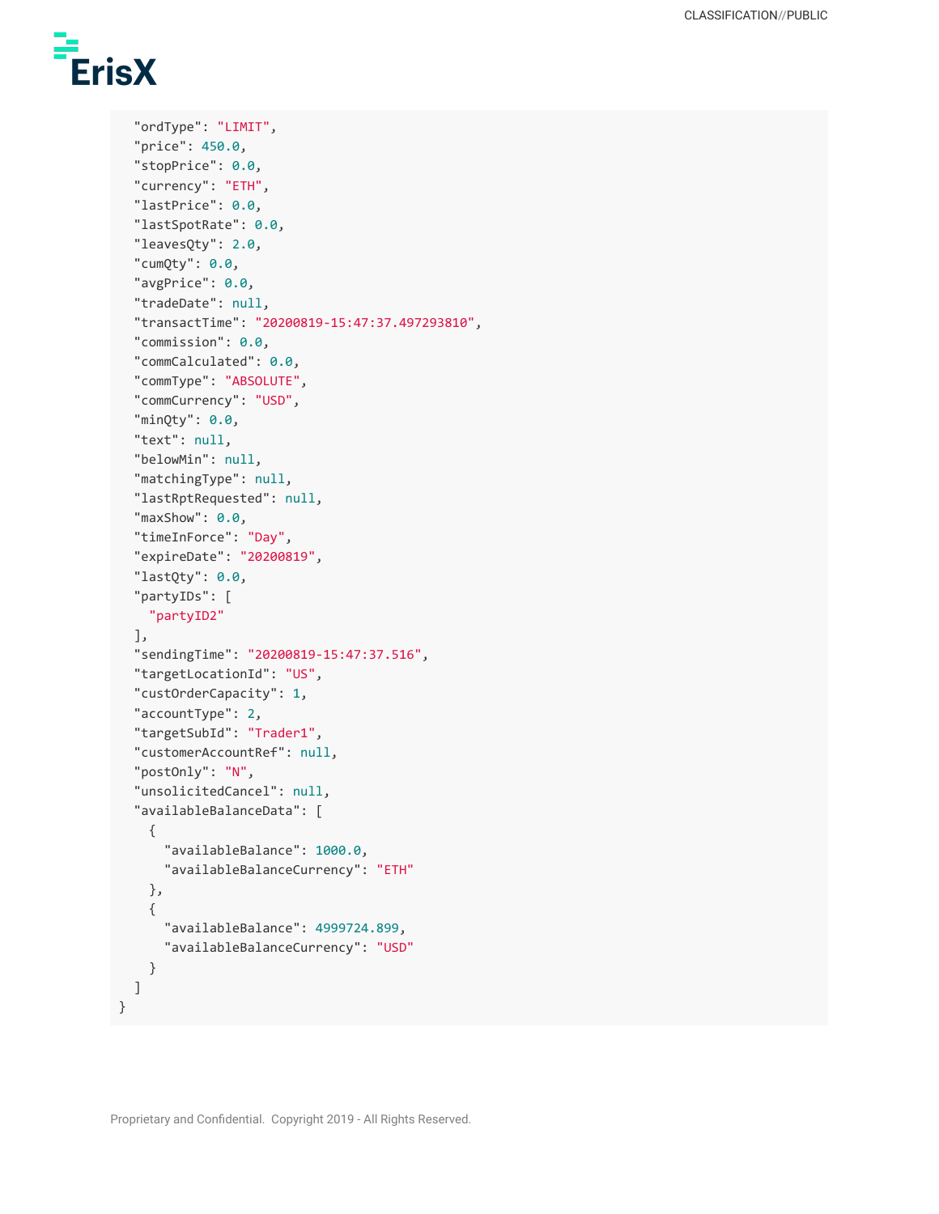```
  "ordType": "LIMIT",
  "price": 450.0,
  "stopPrice": 0.0,
  "currency": "ETH",
  "lastPrice": 0.0,
  "lastSpotRate": 0.0,
  "leavesQty": 2.0,
  "cumQty": 0.0,
  "avgPrice": 0.0,
  "tradeDate": null,
  "transactTime": "20200819-15:47:37.497293810",
  "commission": 0.0,
  "commCalculated": 0.0,
  "commType": "ABSOLUTE",
  "commCurrency": "USD",
  "minQty": 0.0,
  "text": null,
  "belowMin": null,
  "matchingType": null,
  "lastRptRequested": null,
  "maxShow": 0.0,
  "timeInForce": "Day",
  "expireDate": "20200819",
  "lastQty": 0.0,
  "partyIDs": [
    "partyID2"
  ],
  "sendingTime": "20200819-15:47:37.516",
  "targetLocationId": "US",
  "custOrderCapacity": 1,
  "accountType": 2,
  "targetSubId": "Trader1",
  "customerAccountRef": null,
  "postOnly": "N",
  "unsolicitedCancel": null,
  "availableBalanceData": [
    {
      "availableBalance": 1000.0,
      "availableBalanceCurrency": "ETH"
    },
    {
      "availableBalance": 4999724.899,
      "availableBalanceCurrency": "USD"
    }
  ]
}
```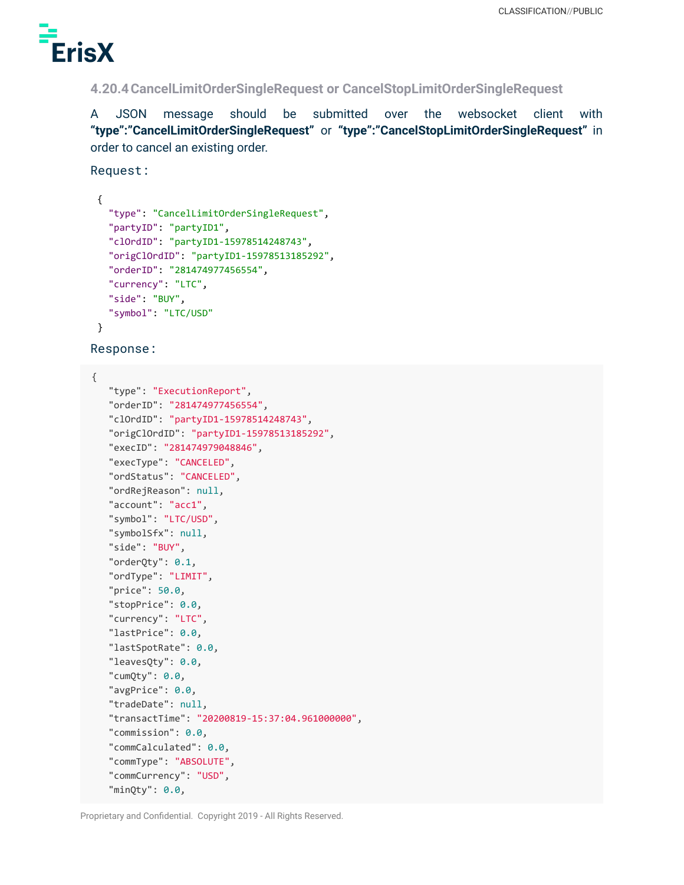### 4.20.4 CancelLimitOrderSingleRequest or CancelStopLimitOrderSingleRequest

A JSON message should be submitted over the websocket client with **"type":"CancelLimitOrderSingleRequest"** or **"type":"CancelStopLimitOrderSingleRequest"** in order to cancel an existing order.

Request:

```
{
  "type": "CancelLimitOrderSingleRequest",
  "partyID": "partyID1",
  "clOrdID": "partyID1-15978514248743",
  "origClOrdID": "partyID1-15978513185292",
  "orderID": "281474977456554",
  "currency": "LTC",
  "side": "BUY",
  "symbol": "LTC/USD"
}
```

Response:

```
{
   "type": "ExecutionReport",
   "orderID": "281474977456554",
   "clOrdID": "partyID1-15978514248743",
   "origClOrdID": "partyID1-15978513185292",
   "execID": "281474979048846",
   "execType": "CANCELED",
   "ordStatus": "CANCELED",
   "ordRejReason": null,
   "account": "acc1",
   "symbol": "LTC/USD",
   "symbolSfx": null,
   "side": "BUY",
   "orderQty": 0.1,
   "ordType": "LIMIT",
   "price": 50.0,
   "stopPrice": 0.0,
   "currency": "LTC",
   "lastPrice": 0.0,
   "lastSpotRate": 0.0,
   "leavesQty": 0.0,
   "cumQty": 0.0,
   "avgPrice": 0.0,
   "tradeDate": null,
   "transactTime": "20200819-15:37:04.961000000",
   "commission": 0.0,
   "commCalculated": 0.0,
   "commType": "ABSOLUTE",
   "commCurrency": "USD",
   "minQty": 0.0,
```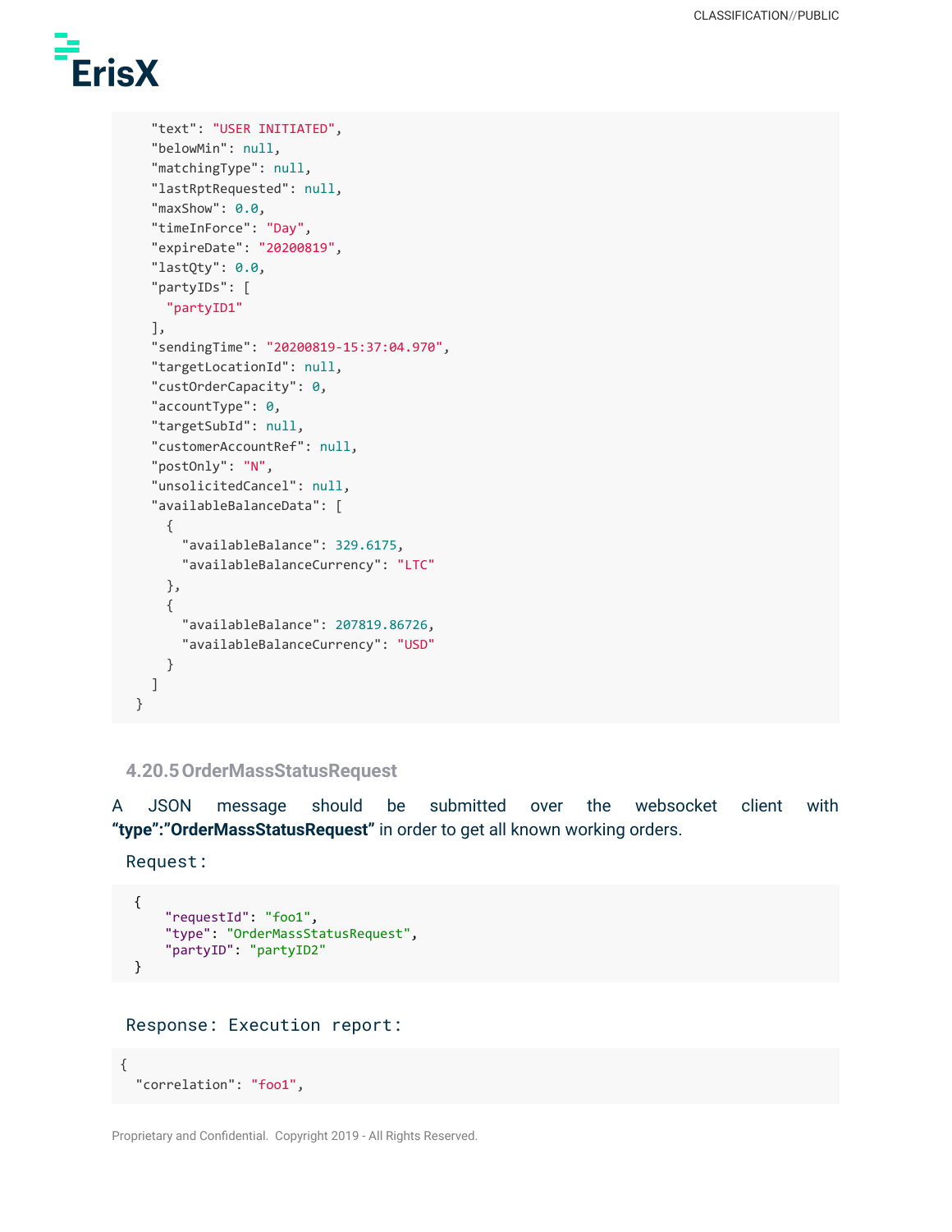```
    "text": "USER INITIATED",
    "belowMin": null,
    "matchingType": null,
    "lastRptRequested": null,
    "maxShow": 0.0,
    "timeInForce": "Day",
    "expireDate": "20200819",
    "lastQty": 0.0,
    "partyIDs": [
      "partyID1"
    ],
    "sendingTime": "20200819-15:37:04.970",
    "targetLocationId": null,
    "custOrderCapacity": 0,
    "accountType": 0,
    "targetSubId": null,
    "customerAccountRef": null,
    "postOnly": "N",
    "unsolicitedCancel": null,
    "availableBalanceData": [
      {
        "availableBalance": 329.6175,
        "availableBalanceCurrency": "LTC"
      },
      {
        "availableBalance": 207819.86726,
        "availableBalanceCurrency": "USD"
      }
    ]
  }
```

### 4.20.5 OrderMassStatusRequest

A JSON message should be submitted over the websocket client with **"type":"OrderMassStatusRequest"** in order to get all known working orders.

Request:

```
{
    "requestId": "foo1",
    "type": "OrderMassStatusRequest",
    "partyID": "partyID2"
}
```

Response: Execution report:

```
{
  "correlation": "foo1",
```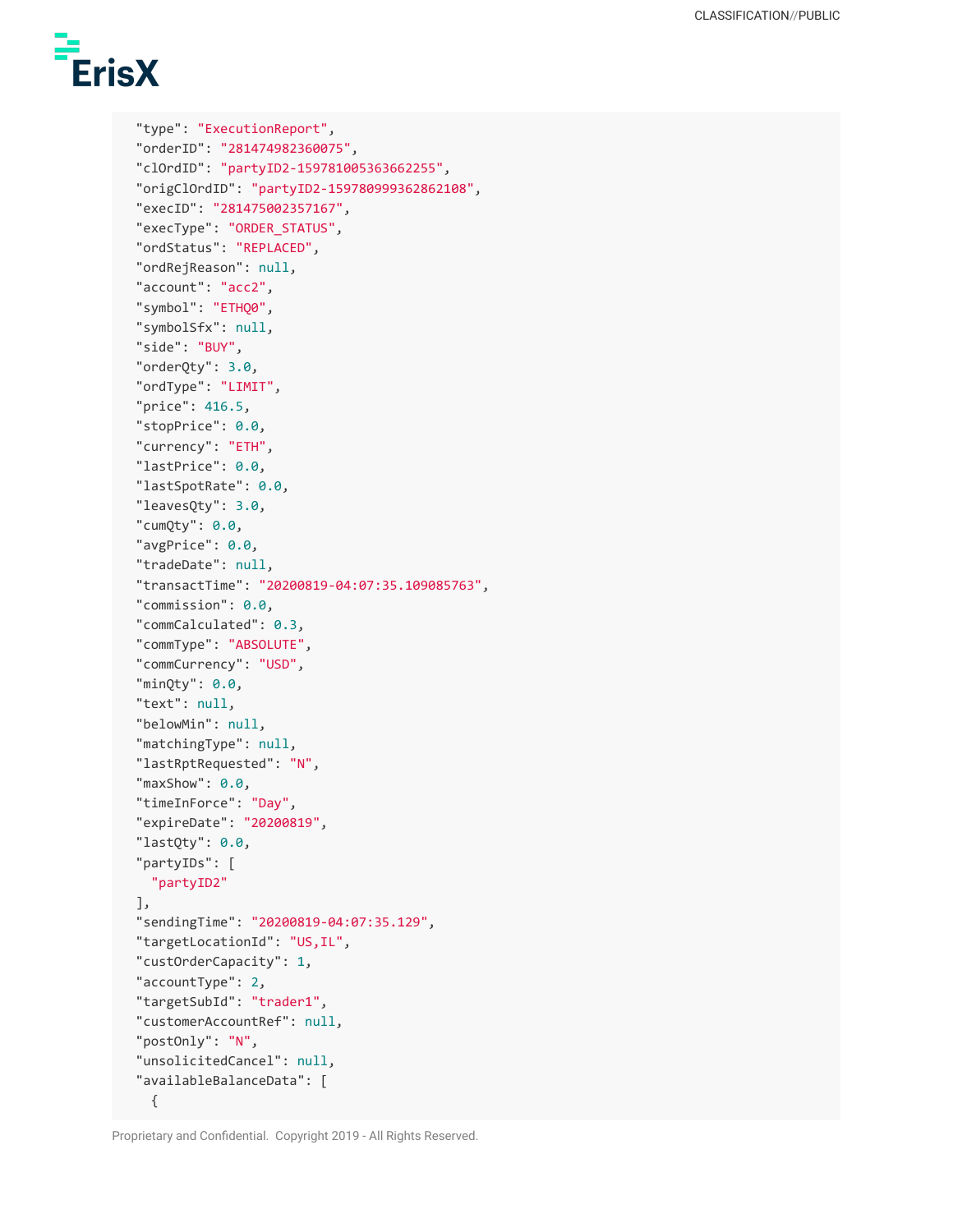```
"type": "ExecutionReport",
"orderID": "281474982360075",
"clOrdID": "partyID2-159781005363662255",
"origClOrdID": "partyID2-159780999362862108",
"execID": "281475002357167",
"execType": "ORDER_STATUS",
"ordStatus": "REPLACED",
"ordRejReason": null,
"account": "acc2",
"symbol": "ETHQ0",
"symbolSfx": null,
"side": "BUY",
"orderQty": 3.0,
"ordType": "LIMIT",
"price": 416.5,
"stopPrice": 0.0,
"currency": "ETH",
"lastPrice": 0.0,
"lastSpotRate": 0.0,
"leavesQty": 3.0,
"cumQty": 0.0,
"avgPrice": 0.0,
"tradeDate": null,
"transactTime": "20200819-04:07:35.109085763",
"commission": 0.0,
"commCalculated": 0.3,
"commType": "ABSOLUTE",
"commCurrency": "USD",
"minQty": 0.0,
"text": null,
"belowMin": null,
"matchingType": null,
"lastRptRequested": "N",
"maxShow": 0.0,
"timeInForce": "Day",
"expireDate": "20200819",
"lastQty": 0.0,
"partyIDs": [
  "partyID2"
],
"sendingTime": "20200819-04:07:35.129",
"targetLocationId": "US,IL",
"custOrderCapacity": 1,
"accountType": 2,
"targetSubId": "trader1",
"customerAccountRef": null,
"postOnly": "N",
"unsolicitedCancel": null,
"availableBalanceData": [
  {
```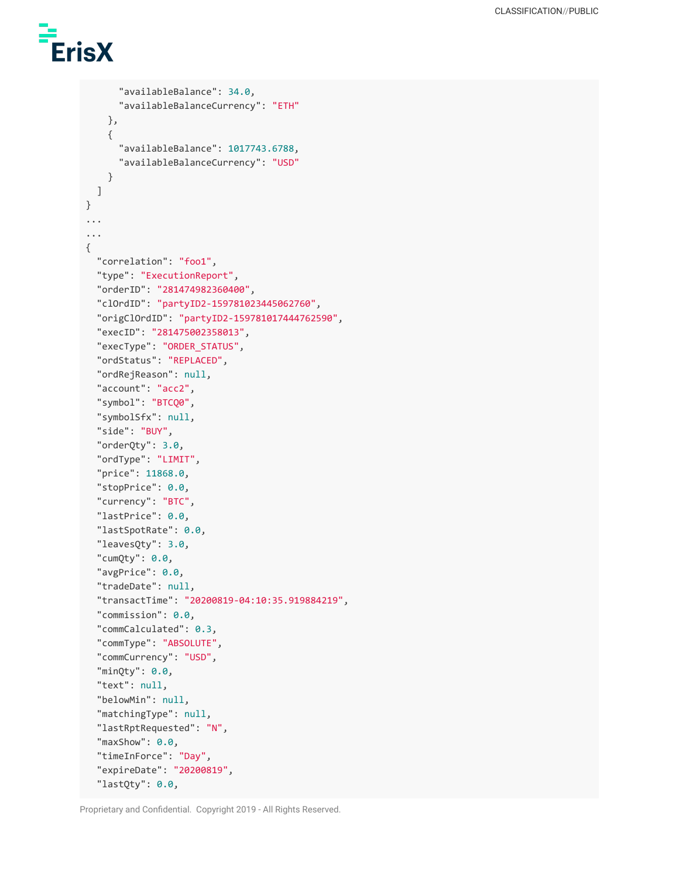```
      "availableBalance": 34.0,
      "availableBalanceCurrency": "ETH"
    },
    {
      "availableBalance": 1017743.6788,
      "availableBalanceCurrency": "USD"
    }
  ]
}
...
...
{
  "correlation": "foo1",
  "type": "ExecutionReport",
  "orderID": "281474982360400",
  "clOrdID": "partyID2-159781023445062760",
  "origClOrdID": "partyID2-159781017444762590",
  "execID": "281475002358013",
  "execType": "ORDER_STATUS",
  "ordStatus": "REPLACED",
  "ordRejReason": null,
  "account": "acc2",
  "symbol": "BTCQ0",
  "symbolSfx": null,
  "side": "BUY",
  "orderQty": 3.0,
  "ordType": "LIMIT",
  "price": 11868.0,
  "stopPrice": 0.0,
  "currency": "BTC",
  "lastPrice": 0.0,
  "lastSpotRate": 0.0,
  "leavesQty": 3.0,
  "cumQty": 0.0,
  "avgPrice": 0.0,
  "tradeDate": null,
  "transactTime": "20200819-04:10:35.919884219",
  "commission": 0.0,
  "commCalculated": 0.3,
  "commType": "ABSOLUTE",
  "commCurrency": "USD",
  "minQty": 0.0,
  "text": null,
  "belowMin": null,
  "matchingType": null,
  "lastRptRequested": "N",
  "maxShow": 0.0,
  "timeInForce": "Day",
  "expireDate": "20200819",
  "lastQty": 0.0,
```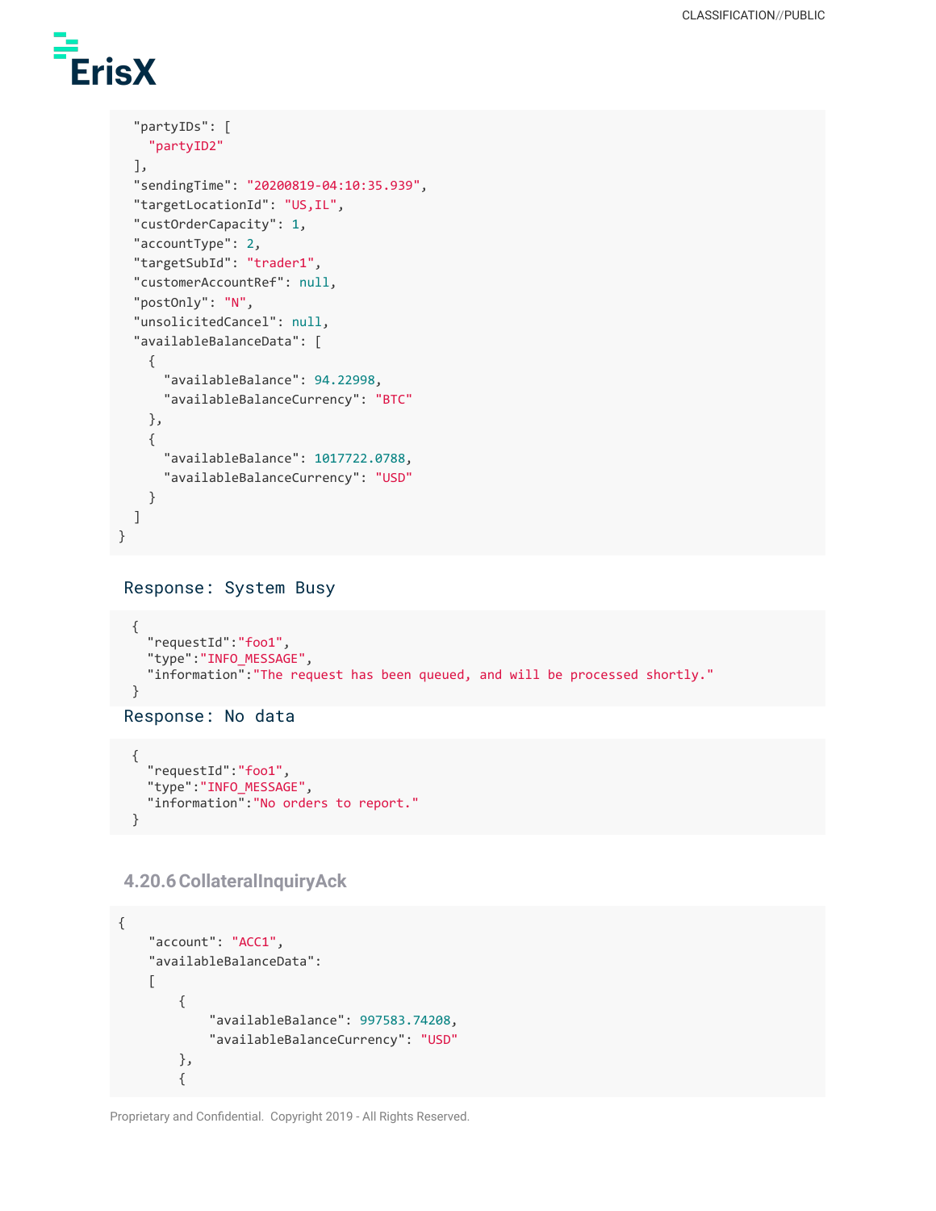```
  "partyIDs": [
    "partyID2"
  ],
  "sendingTime": "20200819-04:10:35.939",
  "targetLocationId": "US,IL",
  "custOrderCapacity": 1,
  "accountType": 2,
  "targetSubId": "trader1",
  "customerAccountRef": null,
  "postOnly": "N",
  "unsolicitedCancel": null,
  "availableBalanceData": [
    {
      "availableBalance": 94.22998,
      "availableBalanceCurrency": "BTC"
    },
    {
      "availableBalance": 1017722.0788,
      "availableBalanceCurrency": "USD"
    }
  ]
}
```

Response: System Busy

```
{
  "requestId":"foo1",
  "type":"INFO_MESSAGE",
  "information":"The request has been queued, and will be processed shortly."
}
```

Response: No data

```
{
  "requestId":"foo1",
  "type":"INFO_MESSAGE",
  "information":"No orders to report."
}
```

### 4.20.6 CollateralInquiryAck

```
{
    "account": "ACC1",
    "availableBalanceData":
    [
        {
            "availableBalance": 997583.74208,
            "availableBalanceCurrency": "USD"
        },
        {
```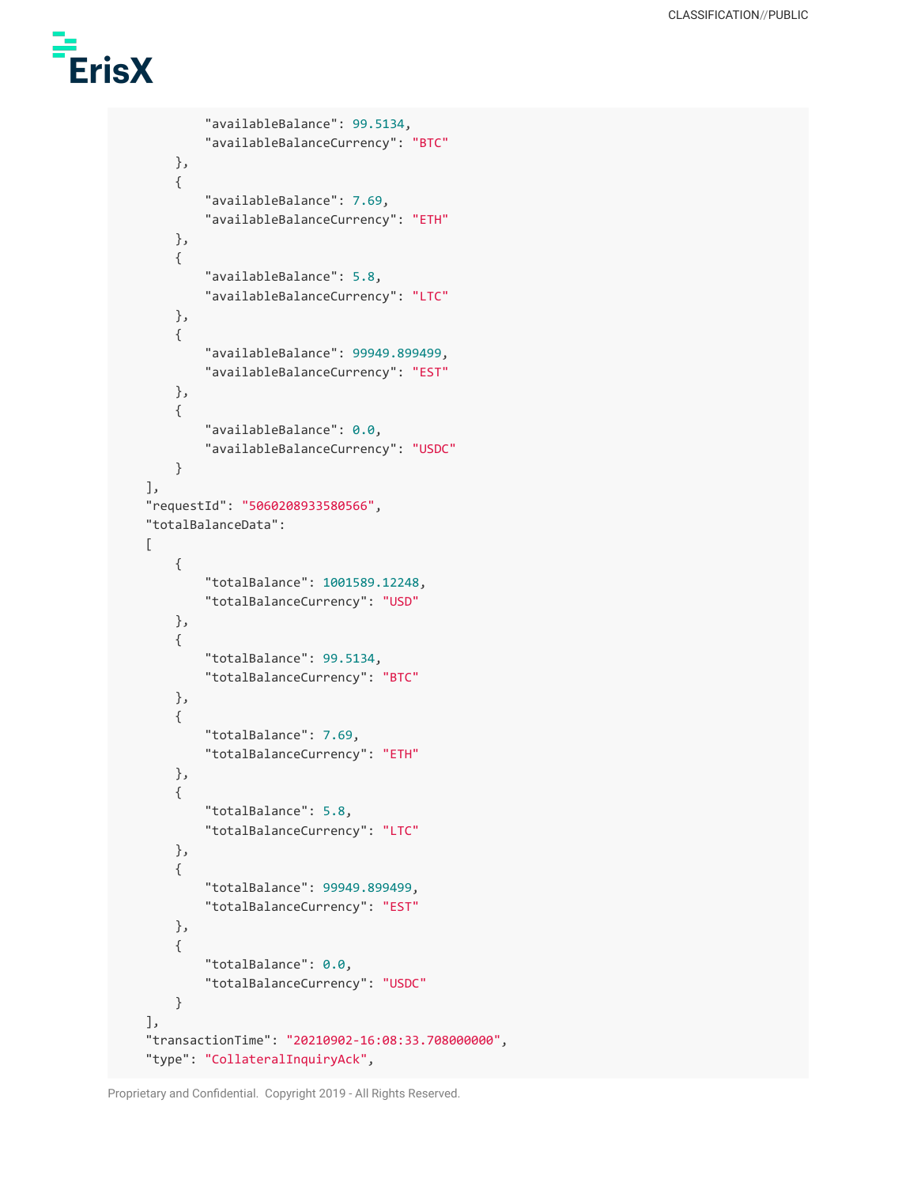```
            "availableBalance": 99.5134,
            "availableBalanceCurrency": "BTC"
        },
        {
            "availableBalance": 7.69,
            "availableBalanceCurrency": "ETH"
        },
        {
            "availableBalance": 5.8,
            "availableBalanceCurrency": "LTC"
        },
        {
            "availableBalance": 99949.899499,
            "availableBalanceCurrency": "EST"
        },
        {
            "availableBalance": 0.0,
            "availableBalanceCurrency": "USDC"
        }
    ],
    "requestId": "5060208933580566",
    "totalBalanceData":
    [
        {
            "totalBalance": 1001589.12248,
            "totalBalanceCurrency": "USD"
        },
        {
            "totalBalance": 99.5134,
            "totalBalanceCurrency": "BTC"
        },
        {
            "totalBalance": 7.69,
            "totalBalanceCurrency": "ETH"
        },
        {
            "totalBalance": 5.8,
            "totalBalanceCurrency": "LTC"
        },
        {
            "totalBalance": 99949.899499,
            "totalBalanceCurrency": "EST"
        },
        {
            "totalBalance": 0.0,
            "totalBalanceCurrency": "USDC"
        }
    ],
    "transactionTime": "20210902-16:08:33.708000000",
    "type": "CollateralInquiryAck",
```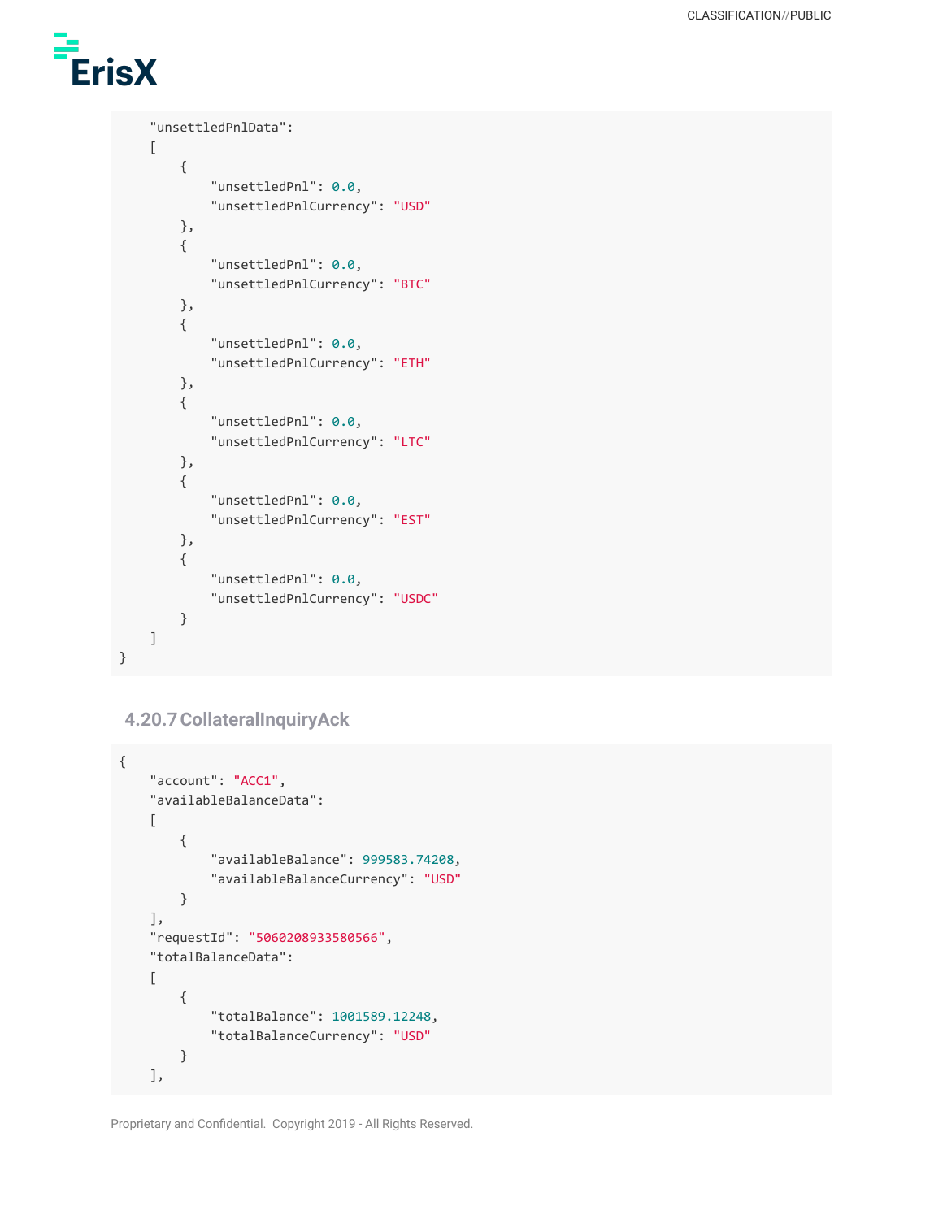```
    "unsettledPnlData":
    [
        {
            "unsettledPnl": 0.0,
            "unsettledPnlCurrency": "USD"
        },
        {
            "unsettledPnl": 0.0,
            "unsettledPnlCurrency": "BTC"
        },
        {
            "unsettledPnl": 0.0,
            "unsettledPnlCurrency": "ETH"
        },
        {
            "unsettledPnl": 0.0,
            "unsettledPnlCurrency": "LTC"
        },
        {
            "unsettledPnl": 0.0,
            "unsettledPnlCurrency": "EST"
        },
        {
            "unsettledPnl": 0.0,
            "unsettledPnlCurrency": "USDC"
        }
    ]
}
```

### 4.20.7 CollateralInquiryAck

```
{
    "account": "ACC1",
    "availableBalanceData":
    [
        {
            "availableBalance": 999583.74208,
            "availableBalanceCurrency": "USD"
        }
    ],
    "requestId": "5060208933580566",
    "totalBalanceData":
    [
        {
            "totalBalance": 1001589.12248,
            "totalBalanceCurrency": "USD"
        }
    ],
```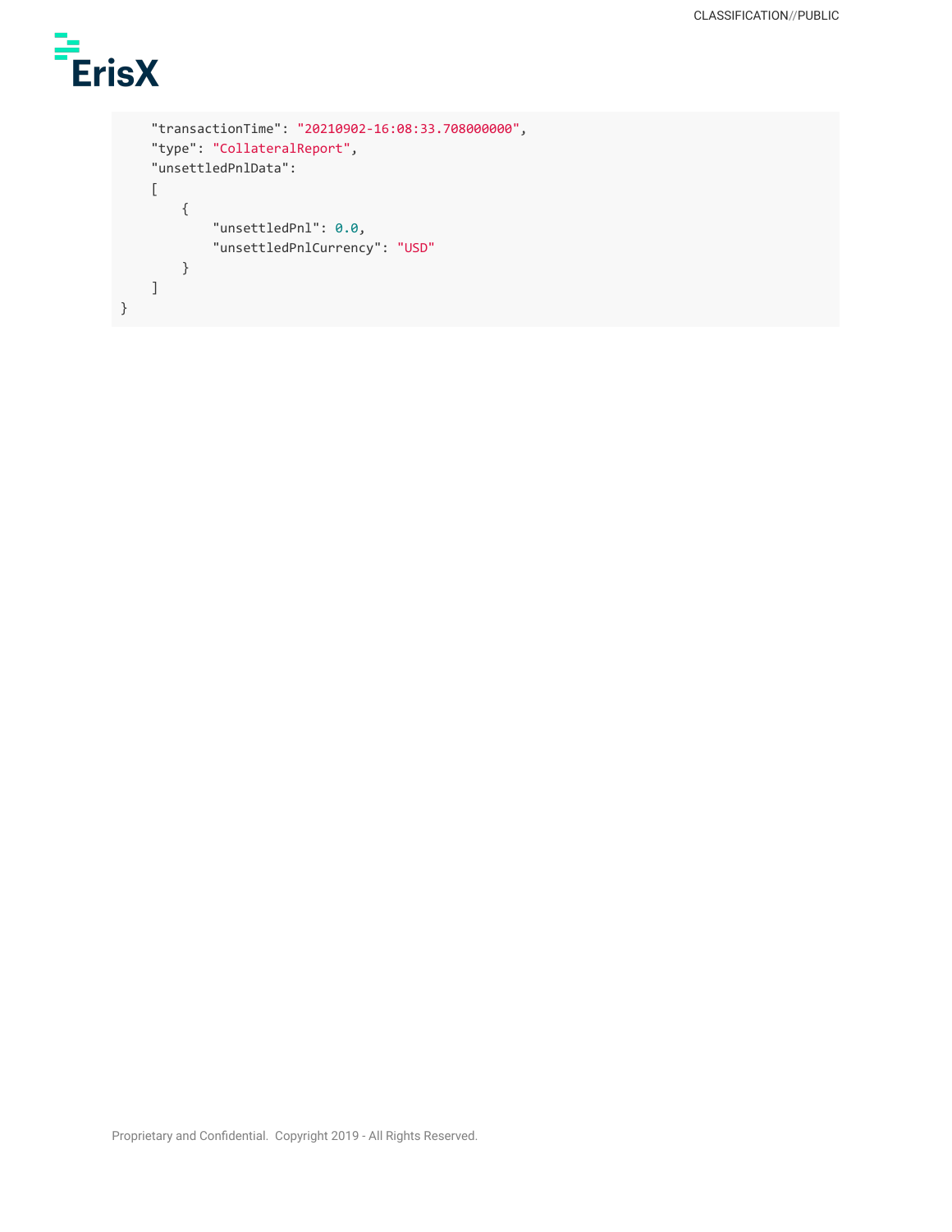```
    "transactionTime": "20210902-16:08:33.708000000",
    "type": "CollateralReport",
    "unsettledPnlData":
    [
        {
            "unsettledPnl": 0.0,
            "unsettledPnlCurrency": "USD"
        }
    ]
}
```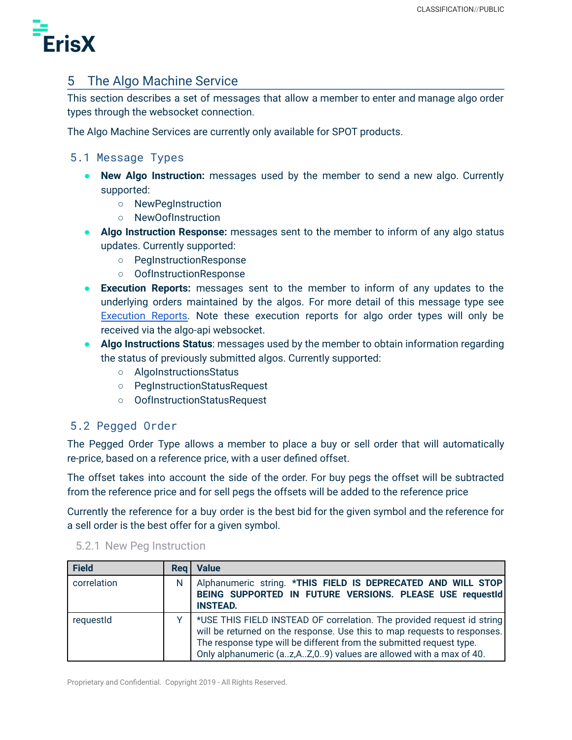# 5 The Algo Machine Service

This section describes a set of messages that allow a member to enter and manage algo order types through the websocket connection.

The Algo Machine Services are currently only available for SPOT products.

## 5.1 Message Types

- **New Algo Instruction:** messages used by the member to send a new algo. Currently supported:
    - NewPegInstruction
    - NewOofInstruction
- **Algo Instruction Response:** messages sent to the member to inform of any algo status updates. Currently supported:
    - PegInstructionResponse
    - OofInstructionResponse
- **Execution Reports:** messages sent to the member to inform of any updates to the underlying orders maintained by the algos. For more detail of this message type see Execution Reports. Note these execution reports for algo order types will only be received via the algo-api websocket.
- **Algo Instructions Status**: messages used by the member to obtain information regarding the status of previously submitted algos. Currently supported:
    - AlgoInstructionsStatus
    - PegInstructionStatusRequest
    - OofInstructionStatusRequest

## 5.2 Pegged Order

The Pegged Order Type allows a member to place a buy or sell order that will automatically re-price, based on a reference price, with a user defined offset.

The offset takes into account the side of the order. For buy pegs the offset will be subtracted from the reference price and for sell pegs the offsets will be added to the reference price

Currently the reference for a buy order is the best bid for the given symbol and the reference for a sell order is the best offer for a given symbol.

### 5.2.1 New Peg Instruction

| Field | Req | Value |
|---|---|---|
| correlation | N | Alphanumeric string. ***THIS FIELD IS DEPRECATED AND WILL STOP BEING SUPPORTED IN FUTURE VERSIONS. PLEASE USE requestId INSTEAD.** |
| requestId | Y | *USE THIS FIELD INSTEAD OF correlation. The provided request id string will be returned on the response. Use this to map requests to responses. The response type will be different from the submitted request type. Only alphanumeric (a..z,A..Z,0..9) values are allowed with a max of 40. |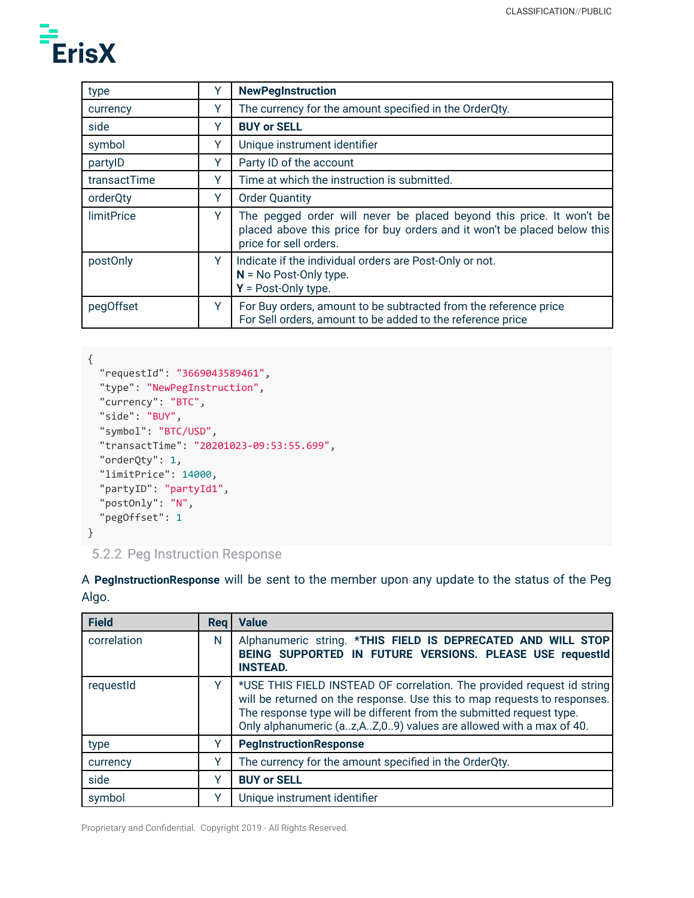| | | |
|---|---|---|
| type | Y | **NewPegInstruction** |
| currency | Y | The currency for the amount specified in the OrderQty. |
| side | Y | **BUY or SELL** |
| symbol | Y | Unique instrument identifier |
| partyID | Y | Party ID of the account |
| transactTime | Y | Time at which the instruction is submitted. |
| orderQty | Y | Order Quantity |
| limitPrice | Y | The pegged order will never be placed beyond this price. It won't be placed above this price for buy orders and it won't be placed below this price for sell orders. |
| postOnly | Y | Indicate if the individual orders are Post-Only or not.<br>**N** = No Post-Only type.<br>**Y** = Post-Only type. |
| pegOffset | Y | For Buy orders, amount to be subtracted from the reference price<br>For Sell orders, amount to be added to the reference price |

```
{
  "requestId": "3669043589461",
  "type": "NewPegInstruction",
  "currency": "BTC",
  "side": "BUY",
  "symbol": "BTC/USD",
  "transactTime": "20201023-09:53:55.699",
  "orderQty": 1,
  "limitPrice": 14000,
  "partyID": "partyId1",
  "postOnly": "N",
  "pegOffset": 1
}
```

### 5.2.2 Peg Instruction Response

A **PegInstructionResponse** will be sent to the member upon any update to the status of the Peg Algo.

| Field | Req | Value |
|---|---|---|
| correlation | N | Alphanumeric string. **\*THIS FIELD IS DEPRECATED AND WILL STOP BEING SUPPORTED IN FUTURE VERSIONS. PLEASE USE requestId INSTEAD.** |
| requestId | Y | \*USE THIS FIELD INSTEAD OF correlation. The provided request id string will be returned on the response. Use this to map requests to responses. The response type will be different from the submitted request type. Only alphanumeric (a..z,A..Z,0..9) values are allowed with a max of 40. |
| type | Y | **PegInstructionResponse** |
| currency | Y | The currency for the amount specified in the OrderQty. |
| side | Y | **BUY or SELL** |
| symbol | Y | Unique instrument identifier |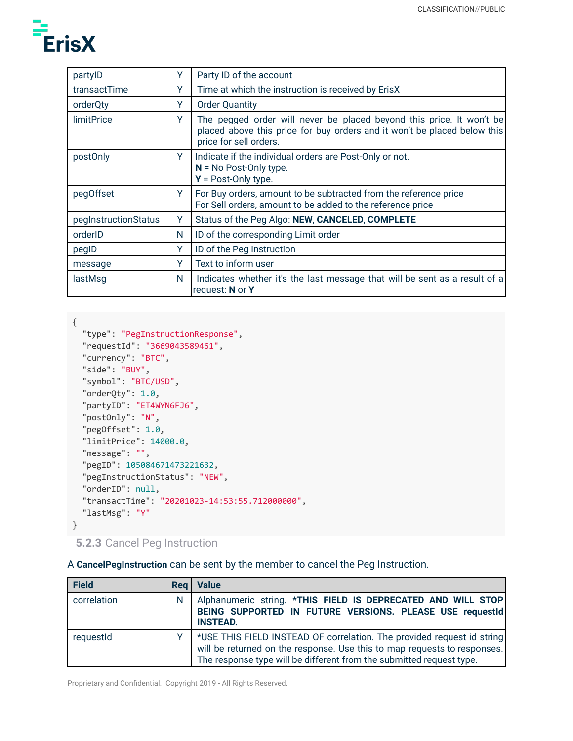| | | |
|---|---|---|
| partyID | Y | Party ID of the account |
| transactTime | Y | Time at which the instruction is received by ErisX |
| orderQty | Y | Order Quantity |
| limitPrice | Y | The pegged order will never be placed beyond this price. It won't be placed above this price for buy orders and it won't be placed below this price for sell orders. |
| postOnly | Y | Indicate if the individual orders are Post-Only or not.<br>**N** = No Post-Only type.<br>**Y** = Post-Only type. |
| pegOffset | Y | For Buy orders, amount to be subtracted from the reference price<br>For Sell orders, amount to be added to the reference price |
| pegInstructionStatus | Y | Status of the Peg Algo: **NEW**, **CANCELED**, **COMPLETE** |
| orderID | N | ID of the corresponding Limit order |
| pegID | Y | ID of the Peg Instruction |
| message | Y | Text to inform user |
| lastMsg | N | Indicates whether it's the last message that will be sent as a result of a request: **N** or **Y** |

```
{
  "type": "PegInstructionResponse",
  "requestId": "3669043589461",
  "currency": "BTC",
  "side": "BUY",
  "symbol": "BTC/USD",
  "orderQty": 1.0,
  "partyID": "ET4WYN6FJ6",
  "postOnly": "N",
  "pegOffset": 1.0,
  "limitPrice": 14000.0,
  "message": "",
  "pegID": 105084671473221632,
  "pegInstructionStatus": "NEW",
  "orderID": null,
  "transactTime": "20201023-14:53:55.712000000",
  "lastMsg": "Y"
}
```

### 5.2.3 Cancel Peg Instruction

A **CancelPegInstruction** can be sent by the member to cancel the Peg Instruction.

| Field | Req | Value |
|---|---|---|
| correlation | N | Alphanumeric string. ***THIS FIELD IS DEPRECATED AND WILL STOP BEING SUPPORTED IN FUTURE VERSIONS. PLEASE USE requestId INSTEAD.** |
| requestId | Y | *USE THIS FIELD INSTEAD OF correlation. The provided request id string will be returned on the response. Use this to map requests to responses. The response type will be different from the submitted request type. |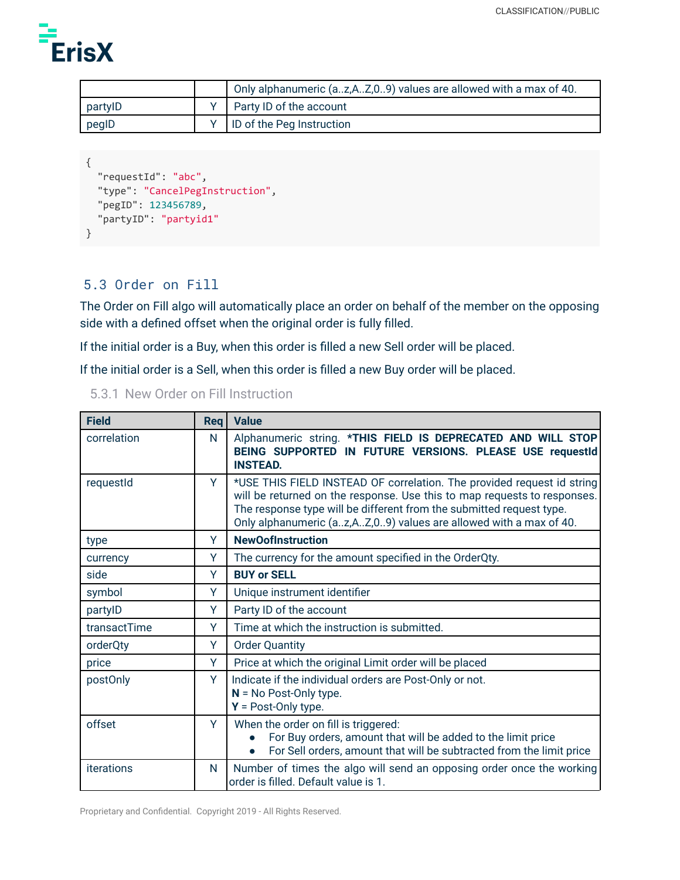| | | |
|---|---|---|
| | | Only alphanumeric (a..z,A..Z,0..9) values are allowed with a max of 40. |
| partyID | Y | Party ID of the account |
| pegID | Y | ID of the Peg Instruction |

```
{
  "requestId": "abc",
  "type": "CancelPegInstruction",
  "pegID": 123456789,
  "partyID": "partyid1"
}
```

## 5.3 Order on Fill

The Order on Fill algo will automatically place an order on behalf of the member on the opposing side with a defined offset when the original order is fully filled.

If the initial order is a Buy, when this order is filled a new Sell order will be placed.

If the initial order is a Sell, when this order is filled a new Buy order will be placed.

### 5.3.1 New Order on Fill Instruction

| Field | Req | Value |
|---|---|---|
| correlation | N | Alphanumeric string. ***THIS FIELD IS DEPRECATED AND WILL STOP BEING SUPPORTED IN FUTURE VERSIONS. PLEASE USE requestId INSTEAD.** |
| requestId | Y | *USE THIS FIELD INSTEAD OF correlation. The provided request id string will be returned on the response. Use this to map requests to responses. The response type will be different from the submitted request type. Only alphanumeric (a..z,A..Z,0..9) values are allowed with a max of 40. |
| type | Y | **NewOofInstruction** |
| currency | Y | The currency for the amount specified in the OrderQty. |
| side | Y | **BUY or SELL** |
| symbol | Y | Unique instrument identifier |
| partyID | Y | Party ID of the account |
| transactTime | Y | Time at which the instruction is submitted. |
| orderQty | Y | Order Quantity |
| price | Y | Price at which the original Limit order will be placed |
| postOnly | Y | Indicate if the individual orders are Post-Only or not.<br>**N** = No Post-Only type.<br>**Y** = Post-Only type. |
| offset | Y | When the order on fill is triggered:<br>● For Buy orders, amount that will be added to the limit price<br>● For Sell orders, amount that will be subtracted from the limit price |
| iterations | N | Number of times the algo will send an opposing order once the working order is filled. Default value is 1. |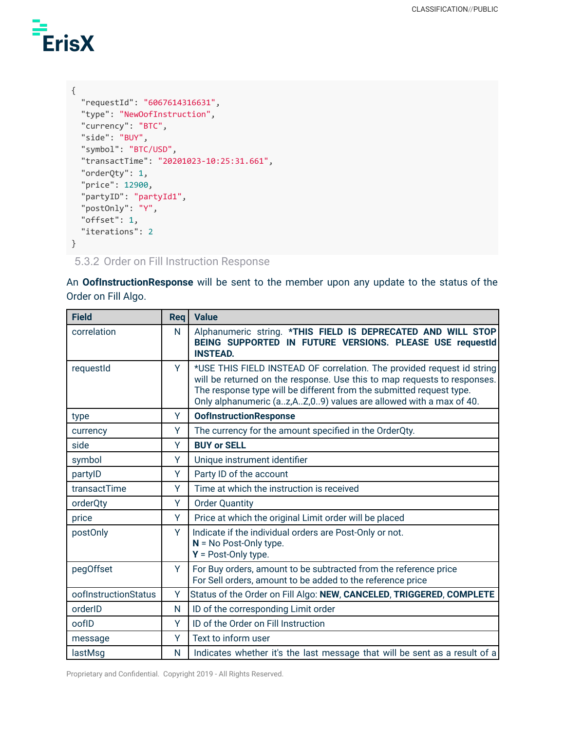```
{
  "requestId": "6067614316631",
  "type": "NewOofInstruction",
  "currency": "BTC",
  "side": "BUY",
  "symbol": "BTC/USD",
  "transactTime": "20201023-10:25:31.661",
  "orderQty": 1,
  "price": 12900,
  "partyID": "partyId1",
  "postOnly": "Y",
  "offset": 1,
  "iterations": 2
}
```

### 5.3.2 Order on Fill Instruction Response

An **OofInstructionResponse** will be sent to the member upon any update to the status of the Order on Fill Algo.

| Field | Req | Value |
|---|---|---|
| correlation | N | Alphanumeric string. ***THIS FIELD IS DEPRECATED AND WILL STOP BEING SUPPORTED IN FUTURE VERSIONS. PLEASE USE requestId INSTEAD.** |
| requestId | Y | *USE THIS FIELD INSTEAD OF correlation. The provided request id string will be returned on the response. Use this to map requests to responses. The response type will be different from the submitted request type. Only alphanumeric (a..z,A..Z,0..9) values are allowed with a max of 40. |
| type | Y | **OofInstructionResponse** |
| currency | Y | The currency for the amount specified in the OrderQty. |
| side | Y | **BUY or SELL** |
| symbol | Y | Unique instrument identifier |
| partyID | Y | Party ID of the account |
| transactTime | Y | Time at which the instruction is received |
| orderQty | Y | Order Quantity |
| price | Y | Price at which the original Limit order will be placed |
| postOnly | Y | Indicate if the individual orders are Post-Only or not.<br>**N** = No Post-Only type.<br>**Y** = Post-Only type. |
| pegOffset | Y | For Buy orders, amount to be subtracted from the reference price<br>For Sell orders, amount to be added to the reference price |
| oofInstructionStatus | Y | Status of the Order on Fill Algo: **NEW**, **CANCELED**, **TRIGGERED**, **COMPLETE** |
| orderID | N | ID of the corresponding Limit order |
| oofID | Y | ID of the Order on Fill Instruction |
| message | Y | Text to inform user |
| lastMsg | N | Indicates whether it's the last message that will be sent as a result of a |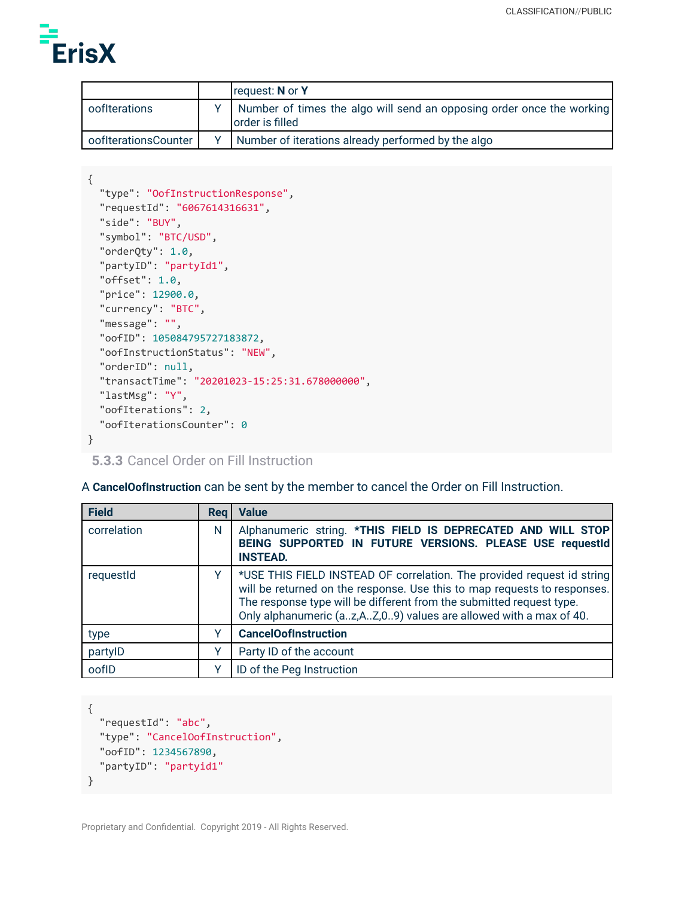| | | request: **N** or **Y** |
|---|---|---|
| oofIterations | Y | Number of times the algo will send an opposing order once the working order is filled |
| oofIterationsCounter | Y | Number of iterations already performed by the algo |

```
{
  "type": "OofInstructionResponse",
  "requestId": "6067614316631",
  "side": "BUY",
  "symbol": "BTC/USD",
  "orderQty": 1.0,
  "partyID": "partyId1",
  "offset": 1.0,
  "price": 12900.0,
  "currency": "BTC",
  "message": "",
  "oofID": 105084795727183872,
  "oofInstructionStatus": "NEW",
  "orderID": null,
  "transactTime": "20201023-15:25:31.678000000",
  "lastMsg": "Y",
  "oofIterations": 2,
  "oofIterationsCounter": 0
}
```

### 5.3.3 Cancel Order on Fill Instruction

A **CancelOofInstruction** can be sent by the member to cancel the Order on Fill Instruction.

| Field | Req | Value |
|---|---|---|
| correlation | N | Alphanumeric string. ***THIS FIELD IS DEPRECATED AND WILL STOP BEING SUPPORTED IN FUTURE VERSIONS. PLEASE USE requestId INSTEAD.** |
| requestId | Y | *USE THIS FIELD INSTEAD OF correlation. The provided request id string will be returned on the response. Use this to map requests to responses. The response type will be different from the submitted request type. Only alphanumeric (a..z,A..Z,0..9) values are allowed with a max of 40. |
| type | Y | **CancelOofInstruction** |
| partyID | Y | Party ID of the account |
| oofID | Y | ID of the Peg Instruction |

```
{
  "requestId": "abc",
  "type": "CancelOofInstruction",
  "oofID": 1234567890,
  "partyID": "partyid1"
}
```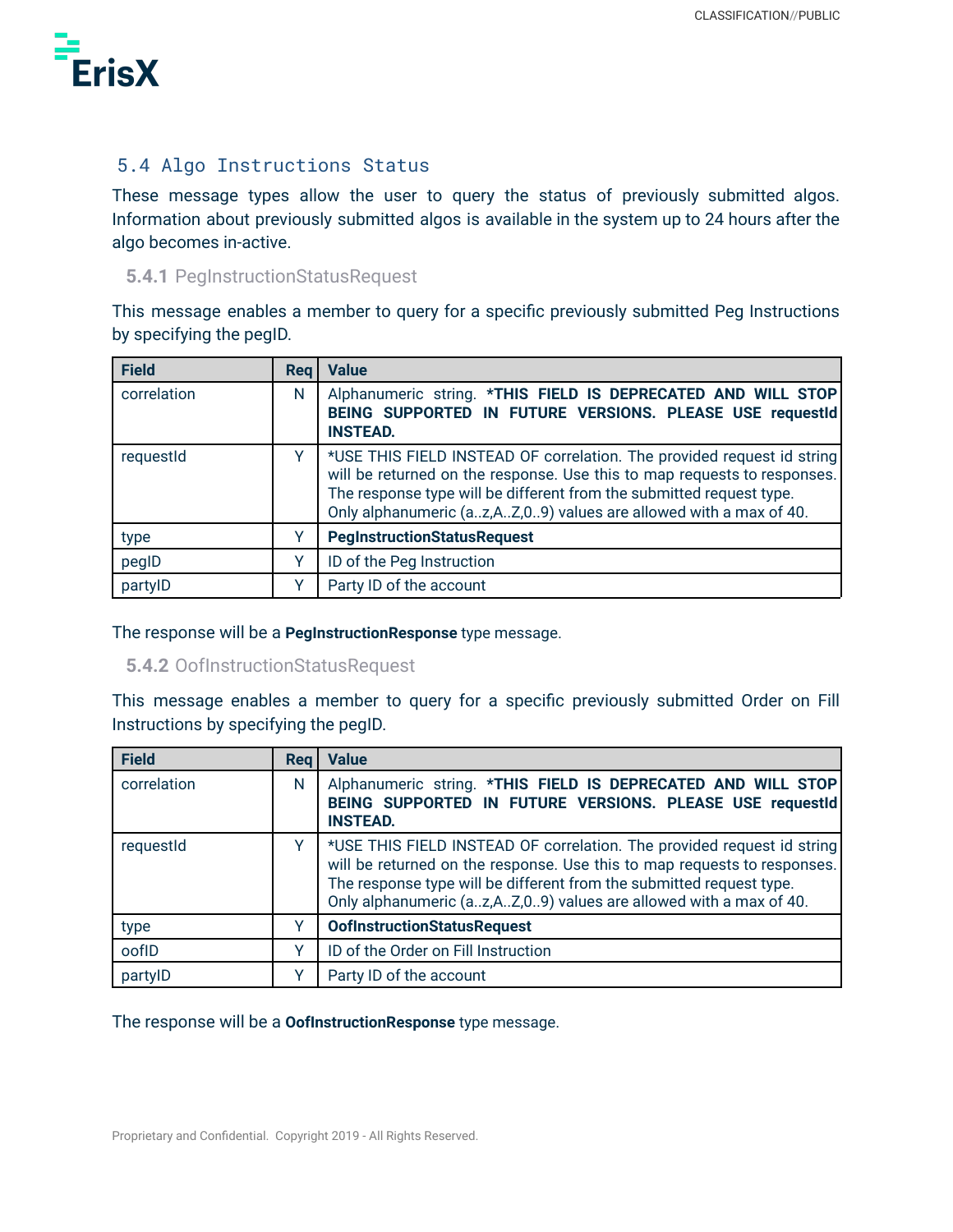## 5.4 Algo Instructions Status

These message types allow the user to query the status of previously submitted algos. Information about previously submitted algos is available in the system up to 24 hours after the algo becomes in-active.

### 5.4.1 PegInstructionStatusRequest

This message enables a member to query for a specific previously submitted Peg Instructions by specifying the pegID.

| Field | Req | Value |
| --- | --- | --- |
| correlation | N | Alphanumeric string. ***THIS FIELD IS DEPRECATED AND WILL STOP BEING SUPPORTED IN FUTURE VERSIONS. PLEASE USE requestId INSTEAD.** |
| requestId | Y | *USE THIS FIELD INSTEAD OF correlation. The provided request id string will be returned on the response. Use this to map requests to responses. The response type will be different from the submitted request type. Only alphanumeric (a..z,A..Z,0..9) values are allowed with a max of 40. |
| type | Y | **PegInstructionStatusRequest** |
| pegID | Y | ID of the Peg Instruction |
| partyID | Y | Party ID of the account |

The response will be a **PegInstructionResponse** type message.

### 5.4.2 OofInstructionStatusRequest

This message enables a member to query for a specific previously submitted Order on Fill Instructions by specifying the pegID.

| Field | Req | Value |
| --- | --- | --- |
| correlation | N | Alphanumeric string. ***THIS FIELD IS DEPRECATED AND WILL STOP BEING SUPPORTED IN FUTURE VERSIONS. PLEASE USE requestId INSTEAD.** |
| requestId | Y | *USE THIS FIELD INSTEAD OF correlation. The provided request id string will be returned on the response. Use this to map requests to responses. The response type will be different from the submitted request type. Only alphanumeric (a..z,A..Z,0..9) values are allowed with a max of 40. |
| type | Y | **OofInstructionStatusRequest** |
| oofID | Y | ID of the Order on Fill Instruction |
| partyID | Y | Party ID of the account |

The response will be a **OofInstructionResponse** type message.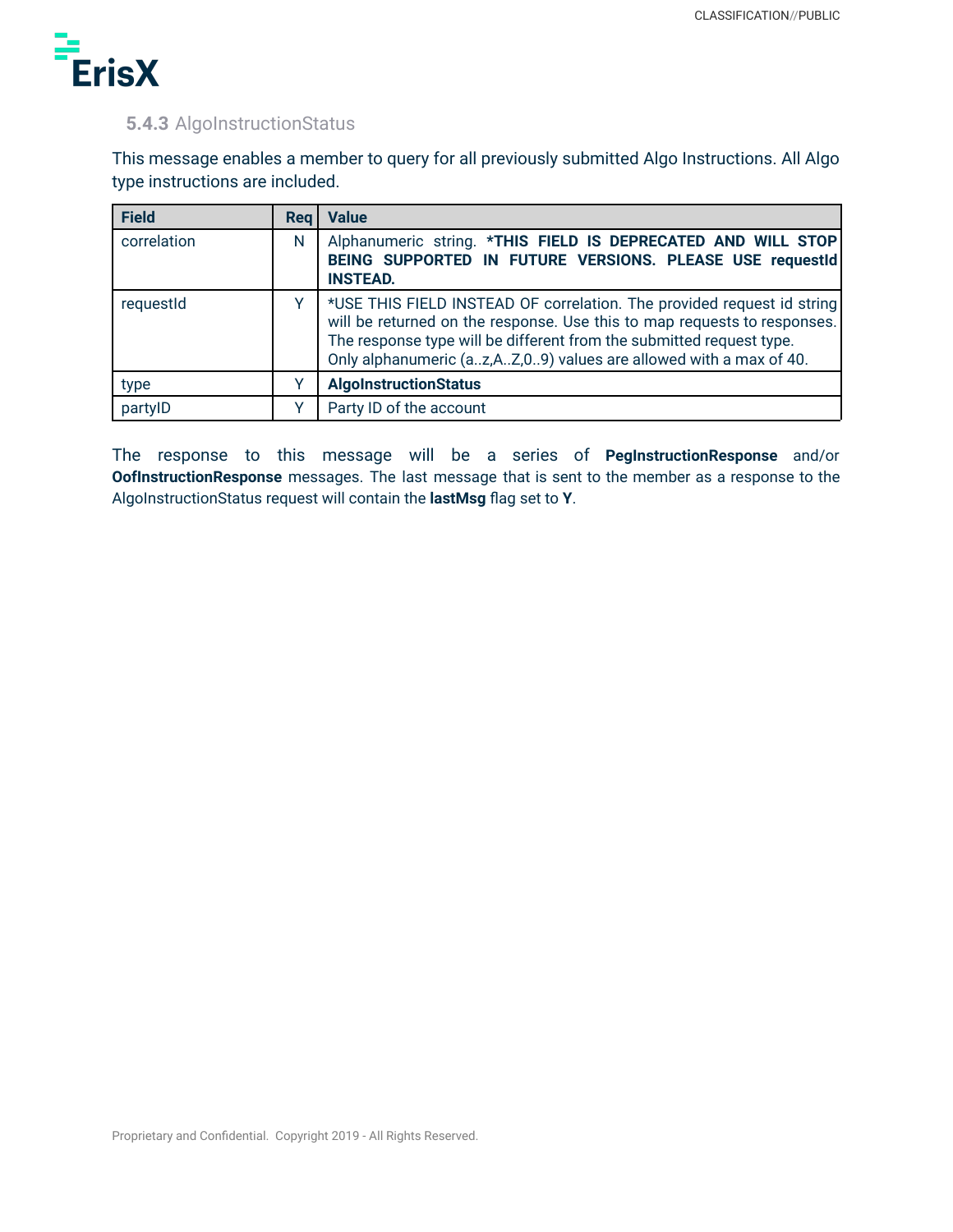### 5.4.3 AlgoInstructionStatus

This message enables a member to query for all previously submitted Algo Instructions. All Algo type instructions are included.

| Field | Req | Value |
|---|---|---|
| correlation | N | Alphanumeric string. **\*THIS FIELD IS DEPRECATED AND WILL STOP BEING SUPPORTED IN FUTURE VERSIONS. PLEASE USE requestId INSTEAD.** |
| requestId | Y | *USE THIS FIELD INSTEAD OF correlation. The provided request id string will be returned on the response. Use this to map requests to responses. The response type will be different from the submitted request type. Only alphanumeric (a..z,A..Z,0..9) values are allowed with a max of 40. |
| type | Y | **AlgoInstructionStatus** |
| partyID | Y | Party ID of the account |

The response to this message will be a series of **PegInstructionResponse** and/or **OofInstructionResponse** messages. The last message that is sent to the member as a response to the AlgoInstructionStatus request will contain the **lastMsg** flag set to **Y**.